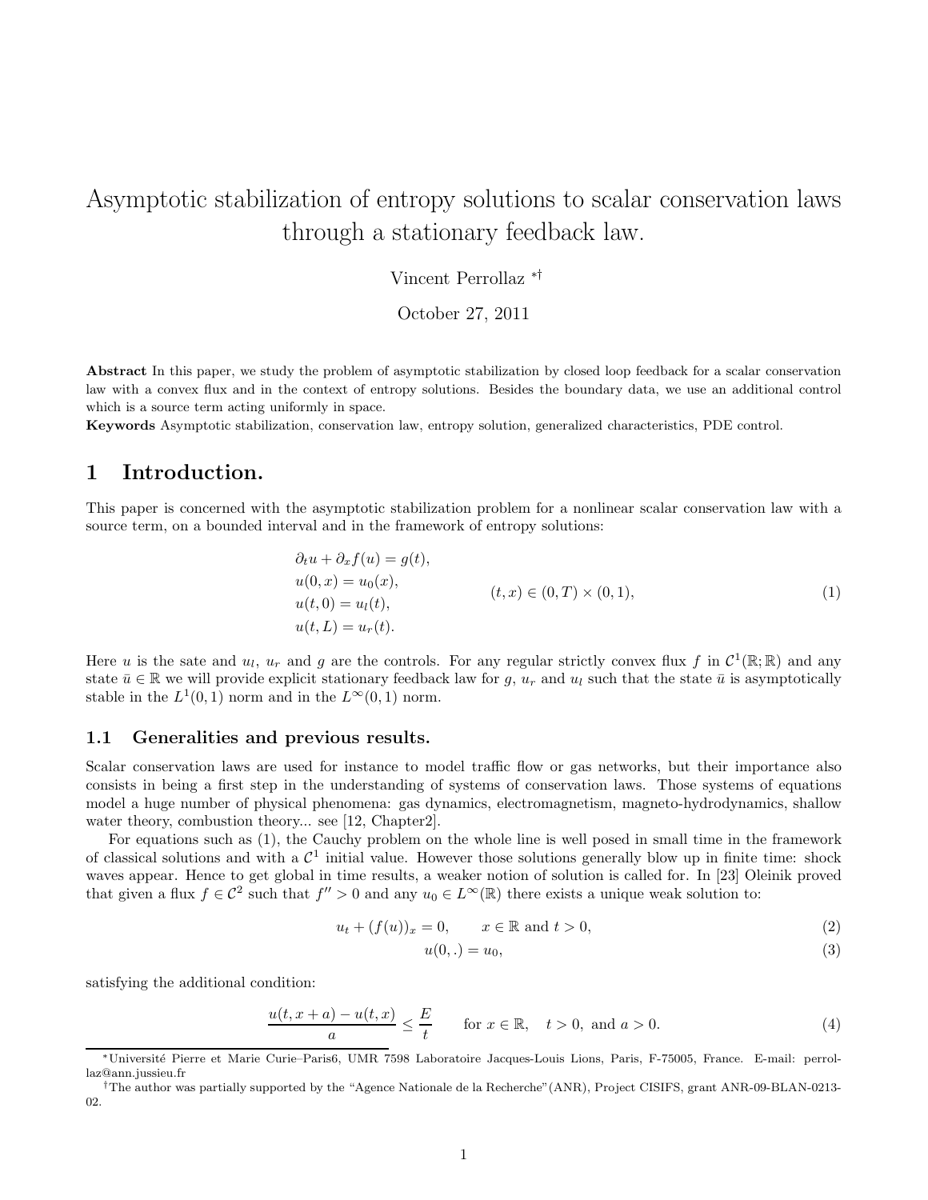# Asymptotic stabilization of entropy solutions to scalar conservation laws through a stationary feedback law.

Vincent Perrollaz [*,†]

October 27, 2011

**Abstract** In this paper, we study the problem of asymptotic stabilization by closed loop feedback for a scalar conservation law with a convex flux and in the context of entropy solutions. Besides the boundary data, we use an additional control which is a source term acting uniformly in space.

**Keywords** Asymptotic stabilization, conservation law, entropy solution, generalized characteristics, PDE control.

## 1 Introduction.

This paper is concerned with the asymptotic stabilization problem for a nonlinear scalar conservation law with a source term, on a bounded interval and in the framework of entropy solutions:

$$
\begin{aligned}
&\partial_t u + \partial_x f(u) = g(t), \\
&u(0,x) = u_0(x), \\
&u(t,0) = u_l(t), \qquad\qquad (t,x) \in (0,T) \times (0,1), \\
&u(t,L) = u_r(t).
\end{aligned}
\tag{1}
$$

Here $u$ is the sate and $u_l$, $u_r$ and $g$ are the controls. For any regular strictly convex flux $f$ in $\mathcal{C}^1(\mathbb{R};\mathbb{R})$ and any state $\bar{u} \in \mathbb{R}$ we will provide explicit stationary feedback law for $g$, $u_r$ and $u_l$ such that the state $\bar{u}$ is asymptotically stable in the $L^1(0,1)$ norm and in the $L^\infty(0,1)$ norm.

### 1.1 Generalities and previous results.

Scalar conservation laws are used for instance to model traffic flow or gas networks, but their importance also consists in being a first step in the understanding of systems of conservation laws. Those systems of equations model a huge number of physical phenomena: gas dynamics, electromagnetism, magneto-hydrodynamics, shallow water theory, combustion theory... see [12, Chapter2].

For equations such as (1), the Cauchy problem on the whole line is well posed in small time in the framework of classical solutions and with a $\mathcal{C}^1$ initial value. However those solutions generally blow up in finite time: shock waves appear. Hence to get global in time results, a weaker notion of solution is called for. In [23] Oleinik proved that given a flux $f \in \mathcal{C}^2$ such that $f'' > 0$ and any $u_0 \in L^\infty(\mathbb{R})$ there exists a unique weak solution to:

$$
u_t + (f(u))_x = 0, \qquad x \in \mathbb{R} \text{ and } t > 0, \tag{2}
$$

$$
u(0,.) = u_0, \tag{3}
$$

satisfying the additional condition:

$$
\frac{u(t,x+a) - u(t,x)}{a} \leq \frac{E}{t} \qquad \text{for } x \in \mathbb{R}, \quad t > 0, \text{ and } a > 0. \tag{4}
$$

---

[*] Université Pierre et Marie Curie–Paris6, UMR 7598 Laboratoire Jacques-Louis Lions, Paris, F-75005, France. E-mail: perrollaz@ann.jussieu.fr

[†] The author was partially supported by the "Agence Nationale de la Recherche"(ANR), Project CISIFS, grant ANR-09-BLAN-0213-02.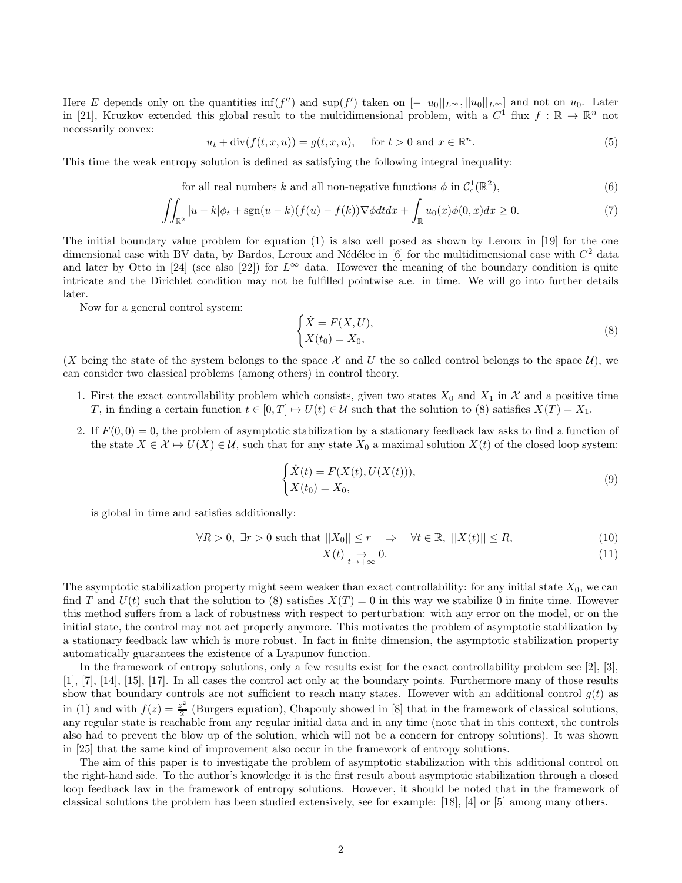Here $E$ depends only on the quantities $\inf(f'')$ and $\sup(f')$ taken on $[-||u_0||_{L^\infty}, ||u_0||_{L^\infty}]$ and not on $u_0$. Later in [21], Kruzkov extended this global result to the multidimensional problem, with a $C^1$ flux $f : \mathbb{R} \to \mathbb{R}^n$ not necessarily convex:

$$u_t + \operatorname{div}(f(t, x, u)) = g(t, x, u), \quad \text{ for } t > 0 \text{ and } x \in \mathbb{R}^n. \tag{5}$$

This time the weak entropy solution is defined as satisfying the following integral inequality:

$$\text{for all real numbers } k \text{ and all non-negative functions } \phi \text{ in } \mathcal{C}_c^1(\mathbb{R}^2), \tag{6}$$

$$\iint_{\mathbb{R}^2} |u - k|\phi_t + \operatorname{sgn}(u - k)(f(u) - f(k))\nabla\phi dt dx + \int_{\mathbb{R}} u_0(x)\phi(0, x)dx \geq 0. \tag{7}$$

The initial boundary value problem for equation (1) is also well posed as shown by Leroux in [19] for the one dimensional case with BV data, by Bardos, Leroux and Nédélec in [6] for the multidimensional case with $C^2$ data and later by Otto in [24] (see also [22]) for $L^\infty$ data. However the meaning of the boundary condition is quite intricate and the Dirichlet condition may not be fulfilled pointwise a.e. in time. We will go into further details later.

Now for a general control system:

$$\begin{cases} \dot{X} = F(X, U), \\ X(t_0) = X_0, \end{cases} \tag{8}$$

($X$ being the state of the system belongs to the space $\mathcal{X}$ and $U$ the so called control belongs to the space $\mathcal{U}$), we can consider two classical problems (among others) in control theory.

1. First the exact controllability problem which consists, given two states $X_0$ and $X_1$ in $\mathcal{X}$ and a positive time $T$, in finding a certain function $t \in [0, T] \mapsto U(t) \in \mathcal{U}$ such that the solution to (8) satisfies $X(T) = X_1$.
2. If $F(0, 0) = 0$, the problem of asymptotic stabilization by a stationary feedback law asks to find a function of the state $X \in \mathcal{X} \mapsto U(X) \in \mathcal{U}$, such that for any state $X_0$ a maximal solution $X(t)$ of the closed loop system:

$$\begin{cases} \dot{X}(t) = F(X(t), U(X(t))), \\ X(t_0) = X_0, \end{cases} \tag{9}$$

is global in time and satisfies additionally:

$$\forall R > 0, \ \exists r > 0 \text{ such that } ||X_0|| \leq r \quad \Rightarrow \quad \forall t \in \mathbb{R}, \ ||X(t)|| \leq R, \tag{10}$$

$$X(t) \underset{t \to +\infty}{\to} 0. \tag{11}$$

The asymptotic stabilization property might seem weaker than exact controllability: for any initial state $X_0$, we can find $T$ and $U(t)$ such that the solution to (8) satisfies $X(T) = 0$ in this way we stabilize 0 in finite time. However this method suffers from a lack of robustness with respect to perturbation: with any error on the model, or on the initial state, the control may not act properly anymore. This motivates the problem of asymptotic stabilization by a stationary feedback law which is more robust. In fact in finite dimension, the asymptotic stabilization property automatically guarantees the existence of a Lyapunov function.

In the framework of entropy solutions, only a few results exist for the exact controllability problem see [2], [3], [1], [7], [14], [15], [17]. In all cases the control act only at the boundary points. Furthermore many of those results show that boundary controls are not sufficient to reach many states. However with an additional control $g(t)$ as in (1) and with $f(z) = \frac{z^2}{2}$ (Burgers equation), Chapouly showed in [8] that in the framework of classical solutions, any regular state is reachable from any regular initial data and in any time (note that in this context, the controls also had to prevent the blow up of the solution, which will not be a concern for entropy solutions). It was shown in [25] that the same kind of improvement also occur in the framework of entropy solutions.

The aim of this paper is to investigate the problem of asymptotic stabilization with this additional control on the right-hand side. To the author's knowledge it is the first result about asymptotic stabilization through a closed loop feedback law in the framework of entropy solutions. However, it should be noted that in the framework of classical solutions the problem has been studied extensively, see for example: [18], [4] or [5] among many others.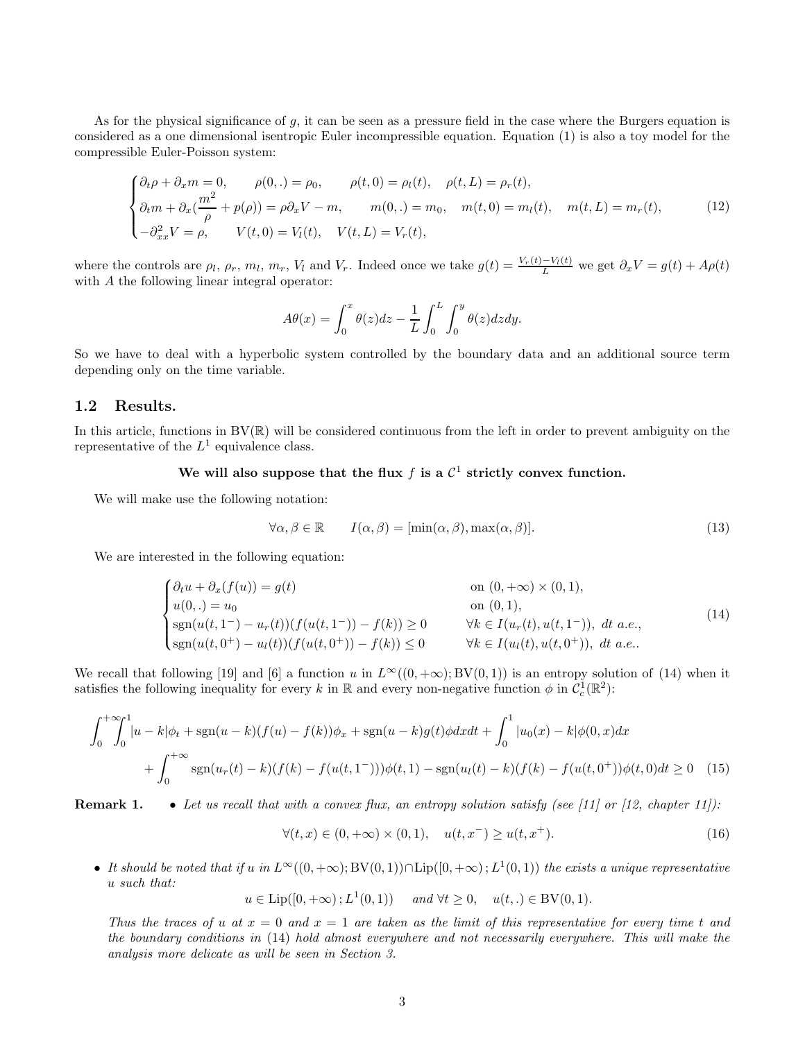As for the physical significance of $g$, it can be seen as a pressure field in the case where the Burgers equation is considered as a one dimensional isentropic Euler incompressible equation. Equation (1) is also a toy model for the compressible Euler-Poisson system:

$$
\begin{cases}
\partial_t \rho + \partial_x m = 0, \qquad \rho(0,.) = \rho_0, \qquad \rho(t,0) = \rho_l(t), \quad \rho(t,L) = \rho_r(t), \\
\partial_t m + \partial_x(\dfrac{m^2}{\rho} + p(\rho)) = \rho \partial_x V - m, \qquad m(0,.) = m_0, \quad m(t,0) = m_l(t), \quad m(t,L) = m_r(t), \\
-\partial^2_{xx} V = \rho, \qquad V(t,0) = V_l(t), \quad V(t,L) = V_r(t),
\end{cases}
\tag{12}
$$

where the controls are $\rho_l$, $\rho_r$, $m_l$, $m_r$, $V_l$ and $V_r$. Indeed once we take $g(t) = \frac{V_r(t) - V_l(t)}{L}$ we get $\partial_x V = g(t) + A\rho(t)$ with $A$ the following linear integral operator:

$$
A\theta(x) = \int_0^x \theta(z)dz - \frac{1}{L}\int_0^L \int_0^y \theta(z)dzdy.
$$

So we have to deal with a hyperbolic system controlled by the boundary data and an additional source term depending only on the time variable.

## 1.2 Results.

In this article, functions in $\mathrm{BV}(\mathbb{R})$ will be considered continuous from the left in order to prevent ambiguity on the representative of the $L^1$ equivalence class.

**We will also suppose that the flux $f$ is a $\mathcal{C}^1$ strictly convex function.**

We will make use the following notation:

$$
\forall \alpha, \beta \in \mathbb{R} \qquad I(\alpha, \beta) = [\min(\alpha, \beta), \max(\alpha, \beta)].
\tag{13}
$$

We are interested in the following equation:

$$
\begin{cases}
\partial_t u + \partial_x(f(u)) = g(t) & \text{on } (0,+\infty) \times (0,1), \\
u(0,.) = u_0 & \text{on } (0,1), \\
\mathrm{sgn}(u(t,1^-) - u_r(t))(f(u(t,1^-)) - f(k)) \geq 0 & \forall k \in I(u_r(t), u(t,1^-)), \ dt \ a.e., \\
\mathrm{sgn}(u(t,0^+) - u_l(t))(f(u(t,0^+)) - f(k)) \leq 0 & \forall k \in I(u_l(t), u(t,0^+)), \ dt \ a.e..
\end{cases}
\tag{14}
$$

We recall that following [19] and [6] a function $u$ in $L^\infty((0,+\infty); \mathrm{BV}(0,1))$ is an entropy solution of (14) when it satisfies the following inequality for every $k$ in $\mathbb{R}$ and every non-negative function $\phi$ in $\mathcal{C}^1_c(\mathbb{R}^2)$:

$$
\int_0^{+\infty}\!\!\int_0^1 |u-k|\phi_t + \mathrm{sgn}(u-k)(f(u)-f(k))\phi_x + \mathrm{sgn}(u-k)g(t)\phi dxdt + \int_0^1 |u_0(x) - k|\phi(0,x)dx
$$
$$
+ \int_0^{+\infty} \mathrm{sgn}(u_r(t) - k)(f(k) - f(u(t,1^-)))\phi(t,1) - \mathrm{sgn}(u_l(t) - k)(f(k) - f(u(t,0^+))\phi(t,0)dt \geq 0 \tag{15}
$$

**Remark 1.**

- *Let us recall that with a convex flux, an entropy solution satisfy (see [11] or [12, chapter 11]):*

$$
\forall (t,x) \in (0,+\infty) \times (0,1), \quad u(t,x^-) \geq u(t,x^+).
\tag{16}
$$

- *It should be noted that if $u$ in $L^\infty((0,+\infty); \mathrm{BV}(0,1)) \cap \mathrm{Lip}([0,+\infty); L^1(0,1))$ the exists a unique representative $u$ such that:*

$$
u \in \mathrm{Lip}([0,+\infty); L^1(0,1)) \quad \text{and } \forall t \geq 0, \quad u(t,.) \in \mathrm{BV}(0,1).
$$

*Thus the traces of $u$ at $x = 0$ and $x = 1$ are taken as the limit of this representative for every time $t$ and the boundary conditions in (14) hold almost everywhere and not necessarily everywhere. This will make the analysis more delicate as will be seen in Section 3.*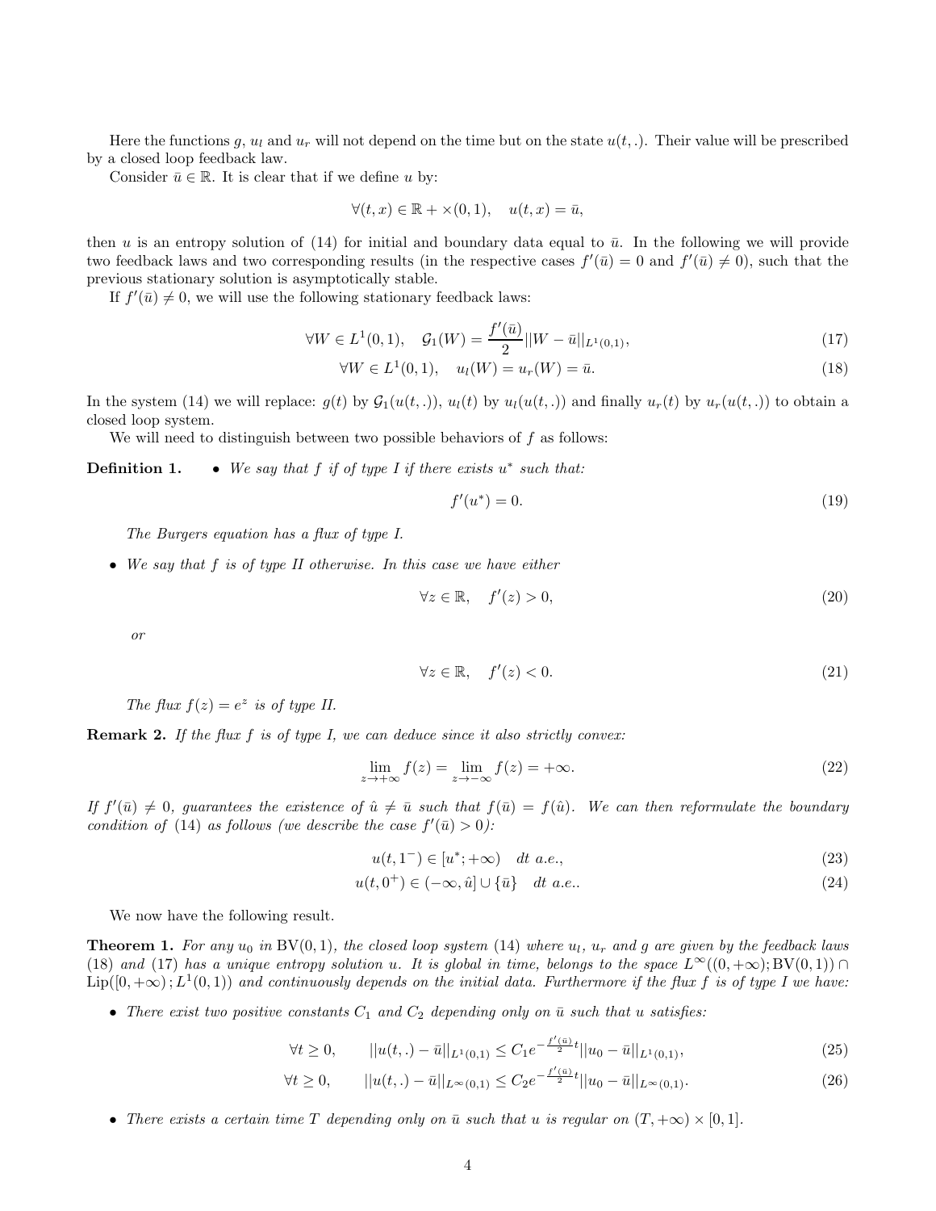Here the functions $g$, $u_l$ and $u_r$ will not depend on the time but on the state $u(t,.)$. Their value will be prescribed by a closed loop feedback law.

Consider $\bar{u} \in \mathbb{R}$. It is clear that if we define $u$ by:

$$\forall (t,x) \in \mathbb{R}+ \times (0,1), \quad u(t,x) = \bar{u},$$

then $u$ is an entropy solution of (14) for initial and boundary data equal to $\bar{u}$. In the following we will provide two feedback laws and two corresponding results (in the respective cases $f'(\bar{u}) = 0$ and $f'(\bar{u}) \neq 0$), such that the previous stationary solution is asymptotically stable.

If $f'(\bar{u}) \neq 0$, we will use the following stationary feedback laws:

$$\forall W \in L^1(0,1), \quad \mathcal{G}_1(W) = \frac{f'(\bar{u})}{2} ||W - \bar{u}||_{L^1(0,1)}, \tag{17}$$

$$\forall W \in L^1(0,1), \quad u_l(W) = u_r(W) = \bar{u}. \tag{18}$$

In the system (14) we will replace: $g(t)$ by $\mathcal{G}_1(u(t,.))$, $u_l(t)$ by $u_l(u(t,.))$ and finally $u_r(t)$ by $u_r(u(t,.))$ to obtain a closed loop system.

We will need to distinguish between two possible behaviors of $f$ as follows:

**Definition 1.**

- *We say that $f$ if of type I if there exists $u^*$ such that:*

$$f'(u^*) = 0. \tag{19}$$

*The Burgers equation has a flux of type I.*

- *We say that $f$ is of type II otherwise. In this case we have either*

$$\forall z \in \mathbb{R}, \quad f'(z) > 0, \tag{20}$$

*or*

$$\forall z \in \mathbb{R}, \quad f'(z) < 0. \tag{21}$$

*The flux $f(z) = e^z$ is of type II.*

**Remark 2.** *If the flux $f$ is of type I, we can deduce since it also strictly convex:*

$$\lim_{z \to +\infty} f(z) = \lim_{z \to -\infty} f(z) = +\infty. \tag{22}$$

*If $f'(\bar{u}) \neq 0$, guarantees the existence of $\hat{u} \neq \bar{u}$ such that $f(\bar{u}) = f(\hat{u})$. We can then reformulate the boundary condition of (14) as follows (we describe the case $f'(\bar{u}) > 0$):*

$$u(t, 1^-) \in [u^*; +\infty) \quad dt \text{ a.e.}, \tag{23}$$

$$u(t, 0^+) \in (-\infty, \hat{u}] \cup \{\bar{u}\} \quad dt \text{ a.e.}. \tag{24}$$

We now have the following result.

**Theorem 1.** *For any $u_0$ in $\mathrm{BV}(0,1)$, the closed loop system (14) where $u_l$, $u_r$ and $g$ are given by the feedback laws (18) and (17) has a unique entropy solution $u$. It is global in time, belongs to the space $L^\infty((0,+\infty); \mathrm{BV}(0,1)) \cap \mathrm{Lip}([0,+\infty); L^1(0,1))$ and continuously depends on the initial data. Furthermore if the flux $f$ is of type I we have:*

- *There exist two positive constants $C_1$ and $C_2$ depending only on $\bar{u}$ such that $u$ satisfies:*

$$\forall t \geq 0, \qquad ||u(t,.) - \bar{u}||_{L^1(0,1)} \leq C_1 e^{-\frac{f'(\bar{u})}{2} t} ||u_0 - \bar{u}||_{L^1(0,1)}, \tag{25}$$

$$\forall t \geq 0, \qquad ||u(t,.) - \bar{u}||_{L^\infty(0,1)} \leq C_2 e^{-\frac{f'(\bar{u})}{2} t} ||u_0 - \bar{u}||_{L^\infty(0,1)}. \tag{26}$$

- *There exists a certain time $T$ depending only on $\bar{u}$ such that $u$ is regular on $(T, +\infty) \times [0,1]$.*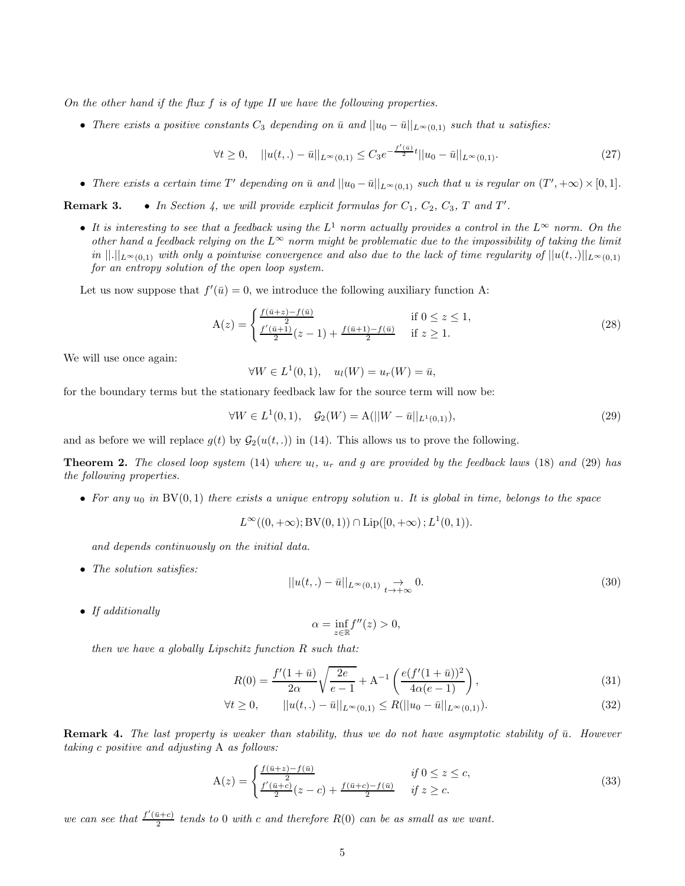*On the other hand if the flux $f$ is of type II we have the following properties.*

- *There exists a positive constants $C_3$ depending on $\bar{u}$ and $||u_0 - \bar{u}||_{L^\infty(0,1)}$ such that $u$ satisfies:*

$$\forall t \geq 0, \quad ||u(t,.) - \bar{u}||_{L^\infty(0,1)} \leq C_3 e^{-\frac{f'(\bar{u})}{2}t} ||u_0 - \bar{u}||_{L^\infty(0,1)}. \tag{27}$$

- *There exists a certain time $T'$ depending on $\bar{u}$ and $||u_0 - \bar{u}||_{L^\infty(0,1)}$ such that $u$ is regular on $(T', +\infty) \times [0,1]$.*

**Remark 3.**

- *In Section 4, we will provide explicit formulas for $C_1$, $C_2$, $C_3$, $T$ and $T'$.*
- *It is interesting to see that a feedback using the $L^1$ norm actually provides a control in the $L^\infty$ norm. On the other hand a feedback relying on the $L^\infty$ norm might be problematic due to the impossibility of taking the limit in $||.||_{L^\infty(0,1)}$ with only a pointwise convergence and also due to the lack of time regularity of $||u(t,.)||_{L^\infty(0,1)}$ for an entropy solution of the open loop system.*

Let us now suppose that $f'(\bar{u}) = 0$, we introduce the following auxiliary function A:

$$\mathrm{A}(z) = \begin{cases} \frac{f(\bar{u}+z) - f(\bar{u})}{2} & \text{if } 0 \leq z \leq 1, \\ \frac{f'(\bar{u}+1)}{2}(z-1) + \frac{f(\bar{u}+1) - f(\bar{u})}{2} & \text{if } z \geq 1. \end{cases} \tag{28}$$

We will use once again:

$$\forall W \in L^1(0,1), \quad u_l(W) = u_r(W) = \bar{u},$$

for the boundary terms but the stationary feedback law for the source term will now be:

$$\forall W \in L^1(0,1), \quad \mathcal{G}_2(W) = \mathrm{A}(||W - \bar{u}||_{L^1(0,1)}), \tag{29}$$

and as before we will replace $g(t)$ by $\mathcal{G}_2(u(t,.))$ in (14). This allows us to prove the following.

**Theorem 2.** *The closed loop system (14) where $u_l$, $u_r$ and $g$ are provided by the feedback laws (18) and (29) has the following properties.*

- *For any $u_0$ in $\mathrm{BV}(0,1)$ there exists a unique entropy solution $u$. It is global in time, belongs to the space*

$$L^\infty((0,+\infty); \mathrm{BV}(0,1)) \cap \mathrm{Lip}([0,+\infty); L^1(0,1)).$$

*and depends continuously on the initial data.*

- *The solution satisfies:*

$$||u(t,.) - \bar{u}||_{L^\infty(0,1)} \underset{t \to +\infty}{\to} 0. \tag{30}$$

- *If additionally*

$$\alpha = \inf_{z \in \mathbb{R}} f''(z) > 0,$$

*then we have a globally Lipschitz function $R$ such that:*

$$R(0) = \frac{f'(1+\bar{u})}{2\alpha}\sqrt{\frac{2e}{e-1}} + \mathrm{A}^{-1}\left(\frac{e(f'(1+\bar{u}))^2}{4\alpha(e-1)}\right), \tag{31}$$

$$\forall t \geq 0, \qquad ||u(t,.) - \bar{u}||_{L^\infty(0,1)} \leq R(||u_0 - \bar{u}||_{L^\infty(0,1)}). \tag{32}$$

**Remark 4.** *The last property is weaker than stability, thus we do not have asymptotic stability of $\bar{u}$. However taking $c$ positive and adjusting A as follows:*

$$\mathrm{A}(z) = \begin{cases} \frac{f(\bar{u}+z) - f(\bar{u})}{2} & \text{if } 0 \leq z \leq c, \\ \frac{f'(\bar{u}+c)}{2}(z-c) + \frac{f(\bar{u}+c) - f(\bar{u})}{2} & \text{if } z \geq c. \end{cases} \tag{33}$$

*we can see that $\frac{f'(\bar{u}+c)}{2}$ tends to 0 with $c$ and therefore $R(0)$ can be as small as we want.*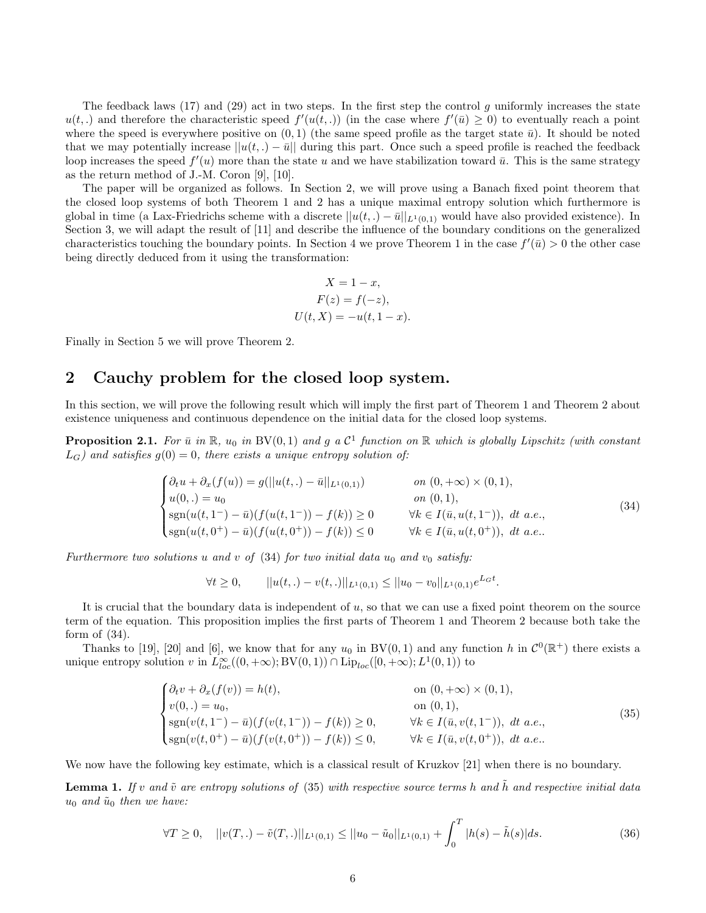The feedback laws (17) and (29) act in two steps. In the first step the control $g$ uniformly increases the state $u(t,.)$ and therefore the characteristic speed $f'(u(t,.))$ (in the case where $f'(\bar{u}) \geq 0$) to eventually reach a point where the speed is everywhere positive on $(0,1)$ (the same speed profile as the target state $\bar{u}$). It should be noted that we may potentially increase $||u(t,.) - \bar{u}||$ during this part. Once such a speed profile is reached the feedback loop increases the speed $f'(u)$ more than the state $u$ and we have stabilization toward $\bar{u}$. This is the same strategy as the return method of J.-M. Coron [9], [10].

The paper will be organized as follows. In Section 2, we will prove using a Banach fixed point theorem that the closed loop systems of both Theorem 1 and 2 has a unique maximal entropy solution which furthermore is global in time (a Lax-Friedrichs scheme with a discrete $||u(t,.) - \bar{u}||_{L^1(0,1)}$ would have also provided existence). In Section 3, we will adapt the result of [11] and describe the influence of the boundary conditions on the generalized characteristics touching the boundary points. In Section 4 we prove Theorem 1 in the case $f'(\bar{u}) > 0$ the other case being directly deduced from it using the transformation:

$$
\begin{aligned}
X &= 1 - x, \\
F(z) &= f(-z), \\
U(t, X) &= -u(t, 1-x).
\end{aligned}
$$

Finally in Section 5 we will prove Theorem 2.

## 2 Cauchy problem for the closed loop system.

In this section, we will prove the following result which will imply the first part of Theorem 1 and Theorem 2 about existence uniqueness and continuous dependence on the initial data for the closed loop systems.

**Proposition 2.1.** *For $\bar{u}$ in $\mathbb{R}$, $u_0$ in $\mathrm{BV}(0,1)$ and $g$ a $\mathcal{C}^1$ function on $\mathbb{R}$ which is globally Lipschitz (with constant $L_G$) and satisfies $g(0) = 0$, there exists a unique entropy solution of:*

$$
\begin{cases}
\partial_t u + \partial_x(f(u)) = g(||u(t,.) - \bar{u}||_{L^1(0,1)}) & \text{on } (0,+\infty) \times (0,1), \\
u(0,.) = u_0 & \text{on } (0,1), \\
\operatorname{sgn}(u(t,1^-) - \bar{u})(f(u(t,1^-)) - f(k)) \geq 0 & \forall k \in I(\bar{u}, u(t,1^-)),\ dt \text{ a.e.}, \\
\operatorname{sgn}(u(t,0^+) - \bar{u})(f(u(t,0^+)) - f(k)) \leq 0 & \forall k \in I(\bar{u}, u(t,0^+)),\ dt \text{ a.e.}.
\end{cases}
\tag{34}
$$

*Furthermore two solutions $u$ and $v$ of (34) for two initial data $u_0$ and $v_0$ satisfy:*

$$
\forall t \geq 0, \qquad ||u(t,.) - v(t,.)||_{L^1(0,1)} \leq ||u_0 - v_0||_{L^1(0,1)} e^{L_G t}.
$$

It is crucial that the boundary data is independent of $u$, so that we can use a fixed point theorem on the source term of the equation. This proposition implies the first parts of Theorem 1 and Theorem 2 because both take the form of (34).

Thanks to [19], [20] and [6], we know that for any $u_0$ in $\mathrm{BV}(0,1)$ and any function $h$ in $\mathcal{C}^0(\mathbb{R}^+)$ there exists a unique entropy solution $v$ in $L^\infty_{loc}((0,+\infty); \mathrm{BV}(0,1)) \cap \mathrm{Lip}_{loc}([0,+\infty); L^1(0,1))$ to

$$
\begin{cases}
\partial_t v + \partial_x(f(v)) = h(t), & \text{on } (0,+\infty) \times (0,1), \\
v(0,.) = u_0, & \text{on } (0,1), \\
\operatorname{sgn}(v(t,1^-) - \bar{u})(f(v(t,1^-)) - f(k)) \geq 0, & \forall k \in I(\bar{u}, v(t,1^-)),\ dt \text{ a.e.}, \\
\operatorname{sgn}(v(t,0^+) - \bar{u})(f(v(t,0^+)) - f(k)) \leq 0, & \forall k \in I(\bar{u}, v(t,0^+)),\ dt \text{ a.e.}.
\end{cases}
\tag{35}
$$

We now have the following key estimate, which is a classical result of Kruzkov [21] when there is no boundary.

**Lemma 1.** *If $v$ and $\tilde{v}$ are entropy solutions of (35) with respective source terms $h$ and $\tilde{h}$ and respective initial data $u_0$ and $\tilde{u}_0$ then we have:*

$$
\forall T \geq 0, \quad ||v(T,.) - \tilde{v}(T,.)||_{L^1(0,1)} \leq ||u_0 - \tilde{u}_0||_{L^1(0,1)} + \int_0^T |h(s) - \tilde{h}(s)| ds.
\tag{36}
$$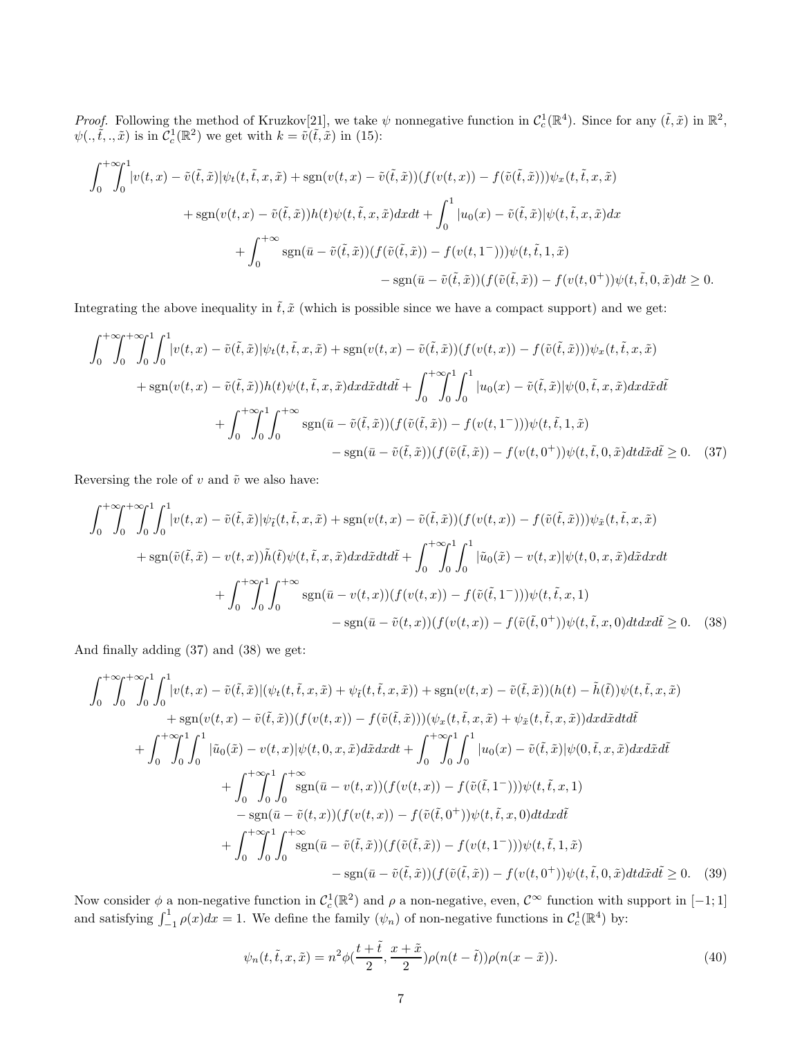*Proof.* Following the method of Kruzkov[21], we take $\psi$ nonnegative function in $\mathcal{C}_c^1(\mathbb{R}^4)$. Since for any $(\tilde{t},\tilde{x})$ in $\mathbb{R}^2$, $\psi(.,\tilde{t},.,\tilde{x})$ is in $\mathcal{C}_c^1(\mathbb{R}^2)$ we get with $k=\tilde{v}(\tilde{t},\tilde{x})$ in (15):

$$
\begin{aligned}
\int_0^{+\infty}\!\!\int_0^1 &|v(t,x)-\tilde{v}(\tilde{t},\tilde{x})|\psi_t(t,\tilde{t},x,\tilde{x})+\operatorname{sgn}(v(t,x)-\tilde{v}(\tilde{t},\tilde{x}))(f(v(t,x))-f(\tilde{v}(\tilde{t},\tilde{x})))\psi_x(t,\tilde{t},x,\tilde{x})\\
&+\operatorname{sgn}(v(t,x)-\tilde{v}(\tilde{t},\tilde{x}))h(t)\psi(t,\tilde{t},x,\tilde{x})dxdt+\int_0^1|u_0(x)-\tilde{v}(\tilde{t},\tilde{x})|\psi(t,\tilde{t},x,\tilde{x})dx\\
&+\int_0^{+\infty}\operatorname{sgn}(\bar{u}-\tilde{v}(\tilde{t},\tilde{x}))(f(\tilde{v}(\tilde{t},\tilde{x}))-f(v(t,1^-)))\psi(t,\tilde{t},1,\tilde{x})\\
&\qquad-\operatorname{sgn}(\bar{u}-\tilde{v}(\tilde{t},\tilde{x}))(f(\tilde{v}(\tilde{t},\tilde{x}))-f(v(t,0^+))\psi(t,\tilde{t},0,\tilde{x})dt\geq 0.
\end{aligned}
$$

Integrating the above inequality in $\tilde{t},\tilde{x}$ (which is possible since we have a compact support) and we get:

$$
\begin{aligned}
\int_0^{+\infty}\!\!\int_0^{+\infty}\!\!\int_0^1\!\!\int_0^1 &|v(t,x)-\tilde{v}(\tilde{t},\tilde{x})|\psi_t(t,\tilde{t},x,\tilde{x})+\operatorname{sgn}(v(t,x)-\tilde{v}(\tilde{t},\tilde{x}))(f(v(t,x))-f(\tilde{v}(\tilde{t},\tilde{x})))\psi_x(t,\tilde{t},x,\tilde{x})\\
&+\operatorname{sgn}(v(t,x)-\tilde{v}(\tilde{t},\tilde{x}))h(t)\psi(t,\tilde{t},x,\tilde{x})dxd\tilde{x}dtd\tilde{t}+\int_0^{+\infty}\!\!\int_0^1\!\!\int_0^1|u_0(x)-\tilde{v}(\tilde{t},\tilde{x})|\psi(0,\tilde{t},x,\tilde{x})dxd\tilde{x}d\tilde{t}\\
&+\int_0^{+\infty}\!\!\int_0^1\!\!\int_0^{+\infty}\operatorname{sgn}(\bar{u}-\tilde{v}(\tilde{t},\tilde{x}))(f(\tilde{v}(\tilde{t},\tilde{x}))-f(v(t,1^-)))\psi(t,\tilde{t},1,\tilde{x})\\
&\qquad-\operatorname{sgn}(\bar{u}-\tilde{v}(\tilde{t},\tilde{x}))(f(\tilde{v}(\tilde{t},\tilde{x}))-f(v(t,0^+))\psi(t,\tilde{t},0,\tilde{x})dtd\tilde{x}d\tilde{t}\geq 0.
\end{aligned}
\tag{37}
$$

Reversing the role of $v$ and $\tilde{v}$ we also have:

$$
\begin{aligned}
\int_0^{+\infty}\!\!\int_0^{+\infty}\!\!\int_0^1\!\!\int_0^1 &|v(t,x)-\tilde{v}(\tilde{t},\tilde{x})|\psi_{\tilde{t}}(t,\tilde{t},x,\tilde{x})+\operatorname{sgn}(v(t,x)-\tilde{v}(\tilde{t},\tilde{x}))(f(v(t,x))-f(\tilde{v}(\tilde{t},\tilde{x})))\psi_{\tilde{x}}(t,\tilde{t},x,\tilde{x})\\
&+\operatorname{sgn}(\tilde{v}(\tilde{t},\tilde{x})-v(t,x))\tilde{h}(\tilde{t})\psi(t,\tilde{t},x,\tilde{x})dxd\tilde{x}dtd\tilde{t}+\int_0^{+\infty}\!\!\int_0^1\!\!\int_0^1|\tilde{u}_0(\tilde{x})-v(t,x)|\psi(t,0,x,\tilde{x})d\tilde{x}dxdt\\
&+\int_0^{+\infty}\!\!\int_0^1\!\!\int_0^{+\infty}\operatorname{sgn}(\bar{u}-v(t,x))(f(v(t,x))-f(\tilde{v}(\tilde{t},1^-)))\psi(t,\tilde{t},x,1)\\
&\qquad-\operatorname{sgn}(\bar{u}-\tilde{v}(t,x))(f(v(t,x))-f(\tilde{v}(\tilde{t},0^+))\psi(t,\tilde{t},x,0)dtdxd\tilde{t}\geq 0.
\end{aligned}
\tag{38}
$$

And finally adding (37) and (38) we get:

$$
\begin{aligned}
\int_0^{+\infty}\!\!\int_0^{+\infty}\!\!\int_0^1\!\!\int_0^1 &|v(t,x)-\tilde{v}(\tilde{t},\tilde{x})|(\psi_t(t,\tilde{t},x,\tilde{x})+\psi_{\tilde{t}}(t,\tilde{t},x,\tilde{x}))+\operatorname{sgn}(v(t,x)-\tilde{v}(\tilde{t},\tilde{x}))(h(t)-\tilde{h}(\tilde{t}))\psi(t,\tilde{t},x,\tilde{x})\\
&+\operatorname{sgn}(v(t,x)-\tilde{v}(\tilde{t},\tilde{x}))(f(v(t,x))-f(\tilde{v}(\tilde{t},\tilde{x})))(\psi_x(t,\tilde{t},x,\tilde{x})+\psi_{\tilde{x}}(t,\tilde{t},x,\tilde{x}))dxd\tilde{x}dtd\tilde{t}\\
+\int_0^{+\infty}\!\!\int_0^1\!\!\int_0^1 &|\tilde{u}_0(\tilde{x})-v(t,x)|\psi(t,0,x,\tilde{x})d\tilde{x}dxdt+\int_0^{+\infty}\!\!\int_0^1\!\!\int_0^1|u_0(x)-\tilde{v}(\tilde{t},\tilde{x})|\psi(0,\tilde{t},x,\tilde{x})dxd\tilde{x}d\tilde{t}\\
&+\int_0^{+\infty}\!\!\int_0^1\!\!\int_0^{+\infty}\operatorname{sgn}(\bar{u}-v(t,x))(f(v(t,x))-f(\tilde{v}(\tilde{t},1^-)))\psi(t,\tilde{t},x,1)\\
&\qquad-\operatorname{sgn}(\bar{u}-\tilde{v}(t,x))(f(v(t,x))-f(\tilde{v}(\tilde{t},0^+))\psi(t,\tilde{t},x,0)dtdxd\tilde{t}\\
&+\int_0^{+\infty}\!\!\int_0^1\!\!\int_0^{+\infty}\operatorname{sgn}(\bar{u}-\tilde{v}(\tilde{t},\tilde{x}))(f(\tilde{v}(\tilde{t},\tilde{x}))-f(v(t,1^-)))\psi(t,\tilde{t},1,\tilde{x})\\
&\qquad-\operatorname{sgn}(\bar{u}-\tilde{v}(\tilde{t},\tilde{x}))(f(\tilde{v}(\tilde{t},\tilde{x}))-f(v(t,0^+))\psi(t,\tilde{t},0,\tilde{x})dtd\tilde{x}d\tilde{t}\geq 0.
\end{aligned}
\tag{39}
$$

Now consider $\phi$ a non-negative function in $\mathcal{C}_c^1(\mathbb{R}^2)$ and $\rho$ a non-negative, even, $\mathcal{C}^\infty$ function with support in $[-1;1]$ and satisfying $\int_{-1}^1\rho(x)dx=1$. We define the family $(\psi_n)$ of non-negative functions in $\mathcal{C}_c^1(\mathbb{R}^4)$ by:

$$
\psi_n(t,\tilde{t},x,\tilde{x})=n^2\phi\Big(\frac{t+\tilde{t}}{2},\frac{x+\tilde{x}}{2}\Big)\rho(n(t-\tilde{t}))\rho(n(x-\tilde{x})).\tag{40}
$$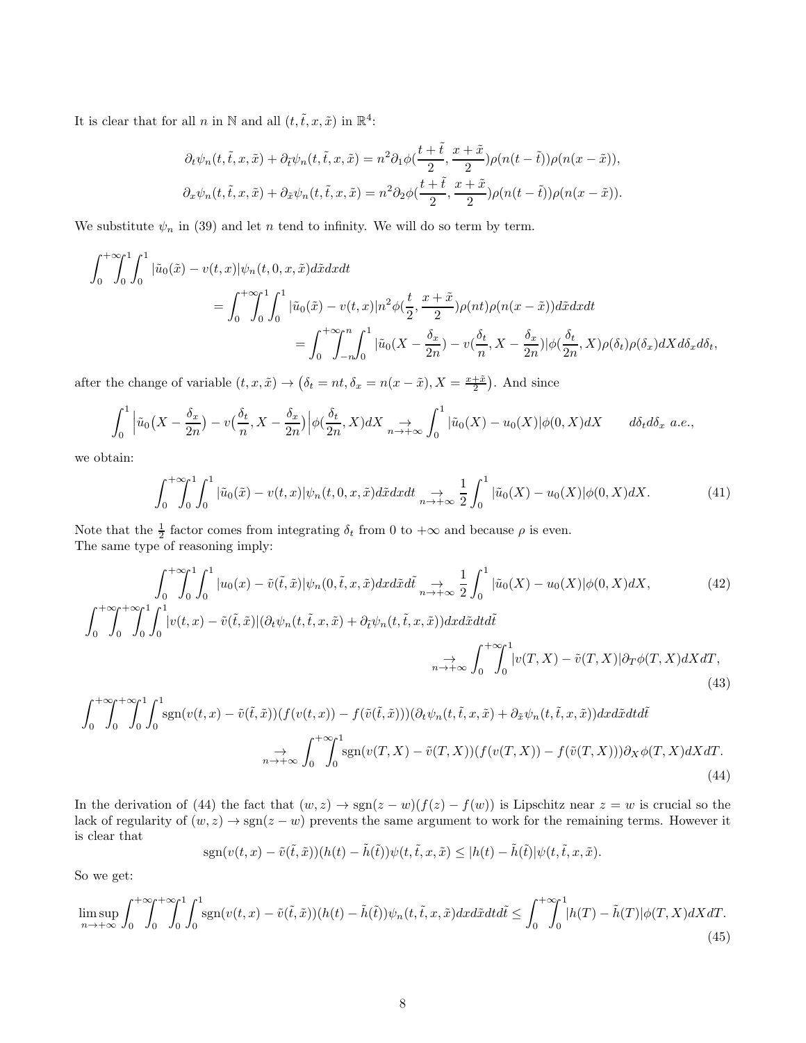It is clear that for all $n$ in $\mathbb{N}$ and all $(t,\tilde{t},x,\tilde{x})$ in $\mathbb{R}^4$:

$$\partial_t \psi_n(t,\tilde{t},x,\tilde{x}) + \partial_{\tilde{t}} \psi_n(t,\tilde{t},x,\tilde{x}) = n^2 \partial_1 \phi(\frac{t+\tilde{t}}{2}, \frac{x+\tilde{x}}{2}) \rho(n(t-\tilde{t}))\rho(n(x-\tilde{x})),$$
$$\partial_x \psi_n(t,\tilde{t},x,\tilde{x}) + \partial_{\tilde{x}} \psi_n(t,\tilde{t},x,\tilde{x}) = n^2 \partial_2 \phi(\frac{t+\tilde{t}}{2}, \frac{x+\tilde{x}}{2}) \rho(n(t-\tilde{t}))\rho(n(x-\tilde{x})).$$

We substitute $\psi_n$ in (39) and let $n$ tend to infinity. We will do so term by term.

$$\begin{aligned}
\int_0^{+\infty}\!\!\int_0^1\!\!\int_0^1 |\tilde{u}_0(\tilde{x}) - v(t,x)|\psi_n(t,0,x,\tilde{x}) d\tilde{x}dxdt
&= \int_0^{+\infty}\!\!\int_0^1\!\!\int_0^1 |\tilde{u}_0(\tilde{x}) - v(t,x)| n^2 \phi(\frac{t}{2}, \frac{x+\tilde{x}}{2})\rho(nt)\rho(n(x-\tilde{x})) d\tilde{x}dxdt \\
&= \int_0^{+\infty}\!\!\int_{-n}^{n}\!\!\int_0^1 |\tilde{u}_0(X - \frac{\delta_x}{2n}) - v(\frac{\delta_t}{n}, X - \frac{\delta_x}{2n})|\phi(\frac{\delta_t}{2n}, X)\rho(\delta_t)\rho(\delta_x) dX d\delta_x d\delta_t,
\end{aligned}$$

after the change of variable $(t,x,\tilde{x}) \to \big(\delta_t = nt, \delta_x = n(x-\tilde{x}), X = \frac{x+\tilde{x}}{2}\big)$. And since

$$\int_0^1 \Big|\tilde{u}_0\big(X - \frac{\delta_x}{2n}\big) - v\big(\frac{\delta_t}{n}, X - \frac{\delta_x}{2n}\big)\Big| \phi(\frac{\delta_t}{2n}, X) dX \underset{n\to+\infty}{\to} \int_0^1 |\tilde{u}_0(X) - u_0(X)|\phi(0,X)dX \qquad d\delta_t d\delta_x \ a.e.,$$

we obtain:

$$\int_0^{+\infty}\!\!\int_0^1\!\!\int_0^1 |\tilde{u}_0(\tilde{x}) - v(t,x)|\psi_n(t,0,x,\tilde{x}) d\tilde{x}dxdt \underset{n\to+\infty}{\to} \frac{1}{2}\int_0^1 |\tilde{u}_0(X) - u_0(X)|\phi(0,X)dX. \tag{41}$$

Note that the $\frac{1}{2}$ factor comes from integrating $\delta_t$ from 0 to $+\infty$ and because $\rho$ is even.
The same type of reasoning imply:

$$\int_0^{+\infty}\!\!\int_0^1\!\!\int_0^1 |u_0(x) - \tilde{v}(\tilde{t},\tilde{x})|\psi_n(0,\tilde{t},x,\tilde{x}) dx d\tilde{x} d\tilde{t} \underset{n\to+\infty}{\to} \frac{1}{2}\int_0^1 |\tilde{u}_0(X) - u_0(X)|\phi(0,X)dX, \tag{42}$$

$$\int_0^{+\infty}\!\!\int_0^{+\infty}\!\!\int_0^1\!\!\int_0^1 |v(t,x) - \tilde{v}(\tilde{t},\tilde{x})|(\partial_t\psi_n(t,\tilde{t},x,\tilde{x}) + \partial_{\tilde{t}}\psi_n(t,\tilde{t},x,\tilde{x})) dx d\tilde{x} dt d\tilde{t} \underset{n\to+\infty}{\to} \int_0^{+\infty}\!\!\int_0^1 |v(T,X) - \tilde{v}(T,X)|\partial_T\phi(T,X) dX dT, \tag{43}$$

$$\int_0^{+\infty}\!\!\int_0^{+\infty}\!\!\int_0^1\!\!\int_0^1 \mathrm{sgn}(v(t,x) - \tilde{v}(\tilde{t},\tilde{x}))(f(v(t,x)) - f(\tilde{v}(\tilde{t},\tilde{x})))(\partial_t\psi_n(t,\tilde{t},x,\tilde{x}) + \partial_{\tilde{x}}\psi_n(t,\tilde{t},x,\tilde{x})) dx d\tilde{x} dt d\tilde{t} \underset{n\to+\infty}{\to} \int_0^{+\infty}\!\!\int_0^1 \mathrm{sgn}(v(T,X) - \tilde{v}(T,X))(f(v(T,X)) - f(\tilde{v}(T,X)))\partial_X\phi(T,X) dX dT. \tag{44}$$

In the derivation of (44) the fact that $(w,z) \to \mathrm{sgn}(z-w)(f(z)-f(w))$ is Lipschitz near $z = w$ is crucial so the lack of regularity of $(w,z) \to \mathrm{sgn}(z-w)$ prevents the same argument to work for the remaining terms. However it is clear that

$$\mathrm{sgn}(v(t,x) - \tilde{v}(\tilde{t},\tilde{x}))(h(t) - \tilde{h}(\tilde{t}))\psi(t,\tilde{t},x,\tilde{x}) \le |h(t) - \tilde{h}(\tilde{t})|\psi(t,\tilde{t},x,\tilde{x}).$$

So we get:

$$\limsup_{n\to+\infty} \int_0^{+\infty}\!\!\int_0^{+\infty}\!\!\int_0^1\!\!\int_0^1 \mathrm{sgn}(v(t,x) - \tilde{v}(\tilde{t},\tilde{x}))(h(t) - \tilde{h}(\tilde{t}))\psi_n(t,\tilde{t},x,\tilde{x}) dx d\tilde{x} dt d\tilde{t} \le \int_0^{+\infty}\!\!\int_0^1 |h(T) - \tilde{h}(T)|\phi(T,X) dX dT. \tag{45}$$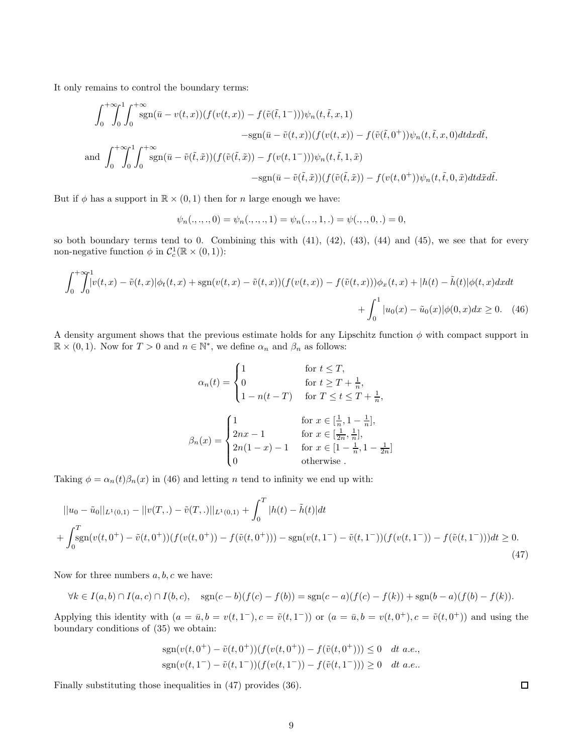It only remains to control the boundary terms:

$$\int_0^{+\infty}\int_0^1\int_0^{+\infty} \operatorname{sgn}(\bar{u} - v(t,x))(f(v(t,x)) - f(\tilde{v}(\tilde{t},1^-)))\psi_n(t,\tilde{t},x,1)$$
$$-\operatorname{sgn}(\bar{u} - \tilde{v}(t,x))(f(v(t,x)) - f(\tilde{v}(\tilde{t},0^+))\psi_n(t,\tilde{t},x,0)dtdxd\tilde{t},$$

$$\text{and } \int_0^{+\infty}\int_0^1\int_0^{+\infty} \operatorname{sgn}(\bar{u} - \tilde{v}(\tilde{t},\tilde{x}))(f(\tilde{v}(\tilde{t},\tilde{x})) - f(v(t,1^-)))\psi_n(t,\tilde{t},1,\tilde{x})$$
$$-\operatorname{sgn}(\bar{u} - \tilde{v}(\tilde{t},\tilde{x}))(f(\tilde{v}(\tilde{t},\tilde{x})) - f(v(t,0^+))\psi_n(t,\tilde{t},0,\tilde{x})dtd\tilde{x}d\tilde{t}.$$

But if $\phi$ has a support in $\mathbb{R} \times (0,1)$ then for $n$ large enough we have:

$$\psi_n(.,.,.,0) = \psi_n(.,.,.,1) = \psi_n(.,.,1,.) = \psi(.,.,0,.) = 0,$$

so both boundary terms tend to 0. Combining this with (41), (42), (43), (44) and (45), we see that for every non-negative function $\phi$ in $\mathcal{C}_c^1(\mathbb{R} \times (0,1))$:

$$\int_0^{+\infty}\int_0^1 |v(t,x) - \tilde{v}(t,x)|\phi_t(t,x) + \operatorname{sgn}(v(t,x) - \tilde{v}(t,x))(f(v(t,x)) - f(\tilde{v}(t,x)))\phi_x(t,x) + |h(t) - \tilde{h}(t)|\phi(t,x)dxdt$$
$$+ \int_0^1 |u_0(x) - \tilde{u}_0(x)|\phi(0,x)dx \geq 0. \quad (46)$$

A density argument shows that the previous estimate holds for any Lipschitz function $\phi$ with compact support in $\mathbb{R} \times (0,1)$. Now for $T > 0$ and $n \in \mathbb{N}^*$, we define $\alpha_n$ and $\beta_n$ as follows:

$$\alpha_n(t) = \begin{cases} 1 & \text{for } t \leq T, \\ 0 & \text{for } t \geq T + \frac{1}{n}, \\ 1 - n(t-T) & \text{for } T \leq t \leq T + \frac{1}{n}, \end{cases}$$

$$\beta_n(x) = \begin{cases} 1 & \text{for } x \in [\frac{1}{n}, 1 - \frac{1}{n}], \\ 2nx - 1 & \text{for } x \in [\frac{1}{2n}, \frac{1}{n}], \\ 2n(1-x) - 1 & \text{for } x \in [1 - \frac{1}{n}, 1 - \frac{1}{2n}] \\ 0 & \text{otherwise .} \end{cases}$$

Taking $\phi = \alpha_n(t)\beta_n(x)$ in (46) and letting $n$ tend to infinity we end up with:

$$||u_0 - \tilde{u}_0||_{L^1(0,1)} - ||v(T,.) - \tilde{v}(T,.)||_{L^1(0,1)} + \int_0^T |h(t) - \tilde{h}(t)|dt$$
$$+ \int_0^T \operatorname{sgn}(v(t,0^+) - \tilde{v}(t,0^+))(f(v(t,0^+)) - f(\tilde{v}(t,0^+))) - \operatorname{sgn}(v(t,1^-) - \tilde{v}(t,1^-))(f(v(t,1^-)) - f(\tilde{v}(t,1^-)))dt \geq 0. \quad (47)$$

Now for three numbers $a, b, c$ we have:

$$\forall k \in I(a,b) \cap I(a,c) \cap I(b,c), \quad \operatorname{sgn}(c-b)(f(c) - f(b)) = \operatorname{sgn}(c-a)(f(c) - f(k)) + \operatorname{sgn}(b-a)(f(b) - f(k)).$$

Applying this identity with $(a = \bar{u}, b = v(t,1^-), c = \tilde{v}(t,1^-))$ or $(a = \bar{u}, b = v(t,0^+), c = \tilde{v}(t,0^+))$ and using the boundary conditions of (35) we obtain:

$$\operatorname{sgn}(v(t,0^+) - \tilde{v}(t,0^+))(f(v(t,0^+)) - f(\tilde{v}(t,0^+))) \leq 0 \quad dt \ a.e.,$$
$$\operatorname{sgn}(v(t,1^-) - \tilde{v}(t,1^-))(f(v(t,1^-)) - f(\tilde{v}(t,1^-))) \geq 0 \quad dt \ a.e..$$

Finally substituting those inequalities in (47) provides (36). $\square$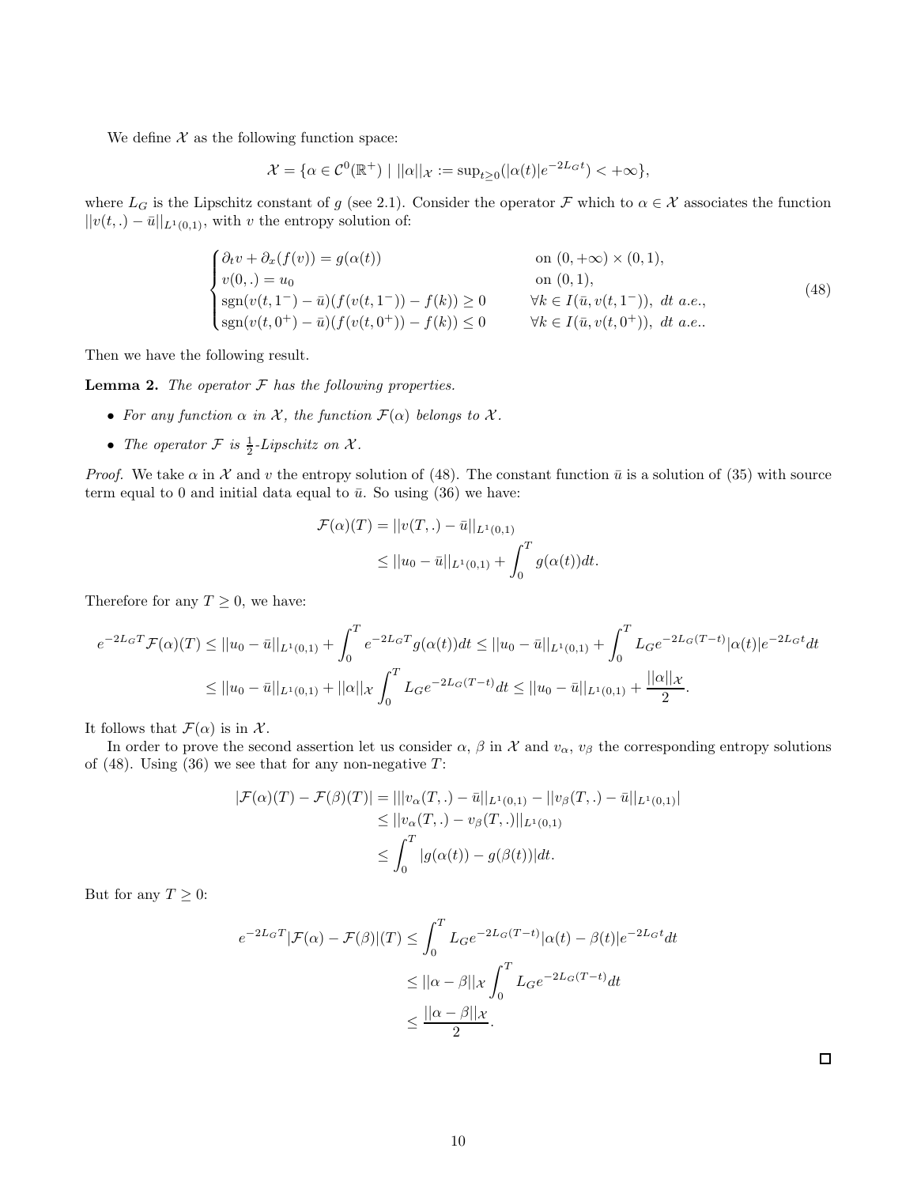We define $\mathcal{X}$ as the following function space:

$$\mathcal{X} = \{\alpha \in \mathcal{C}^0(\mathbb{R}^+) \mid ||\alpha||_{\mathcal{X}} := \sup_{t\geq 0}(|\alpha(t)|e^{-2L_G t}) < +\infty\},$$

where $L_G$ is the Lipschitz constant of $g$ (see 2.1). Consider the operator $\mathcal{F}$ which to $\alpha \in \mathcal{X}$ associates the function $||v(t,.) - \bar{u}||_{L^1(0,1)}$, with $v$ the entropy solution of:

$$\begin{cases} \partial_t v + \partial_x(f(v)) = g(\alpha(t)) & \text{on } (0,+\infty) \times (0,1), \\ v(0,.) = u_0 & \text{on } (0,1), \\ \operatorname{sgn}(v(t,1^-) - \bar{u})(f(v(t,1^-)) - f(k)) \geq 0 & \forall k \in I(\bar{u}, v(t,1^-)),\ dt \text{ a.e.}, \\ \operatorname{sgn}(v(t,0^+) - \bar{u})(f(v(t,0^+)) - f(k)) \leq 0 & \forall k \in I(\bar{u}, v(t,0^+)),\ dt \text{ a.e..} \end{cases} \tag{48}$$

Then we have the following result.

**Lemma 2.** *The operator $\mathcal{F}$ has the following properties.*

- *For any function $\alpha$ in $\mathcal{X}$, the function $\mathcal{F}(\alpha)$ belongs to $\mathcal{X}$.*
- *The operator $\mathcal{F}$ is $\frac{1}{2}$-Lipschitz on $\mathcal{X}$.*

*Proof.* We take $\alpha$ in $\mathcal{X}$ and $v$ the entropy solution of (48). The constant function $\bar{u}$ is a solution of (35) with source term equal to 0 and initial data equal to $\bar{u}$. So using (36) we have:

$$\begin{aligned} \mathcal{F}(\alpha)(T) &= ||v(T,.) - \bar{u}||_{L^1(0,1)} \\ &\leq ||u_0 - \bar{u}||_{L^1(0,1)} + \int_0^T g(\alpha(t))dt. \end{aligned}$$

Therefore for any $T \geq 0$, we have:

$$\begin{aligned} e^{-2L_G T}\mathcal{F}(\alpha)(T) &\leq ||u_0 - \bar{u}||_{L^1(0,1)} + \int_0^T e^{-2L_G T} g(\alpha(t))dt \leq ||u_0 - \bar{u}||_{L^1(0,1)} + \int_0^T L_G e^{-2L_G(T-t)}|\alpha(t)|e^{-2L_G t}dt \\ &\leq ||u_0 - \bar{u}||_{L^1(0,1)} + ||\alpha||_{\mathcal{X}} \int_0^T L_G e^{-2L_G(T-t)}dt \leq ||u_0 - \bar{u}||_{L^1(0,1)} + \frac{||\alpha||_{\mathcal{X}}}{2}. \end{aligned}$$

It follows that $\mathcal{F}(\alpha)$ is in $\mathcal{X}$.

In order to prove the second assertion let us consider $\alpha$, $\beta$ in $\mathcal{X}$ and $v_\alpha$, $v_\beta$ the corresponding entropy solutions of (48). Using (36) we see that for any non-negative $T$:

$$\begin{aligned} |\mathcal{F}(\alpha)(T) - \mathcal{F}(\beta)(T)| &= |||v_\alpha(T,.) - \bar{u}||_{L^1(0,1)} - ||v_\beta(T,.) - \bar{u}||_{L^1(0,1)}| \\ &\leq ||v_\alpha(T,.) - v_\beta(T,.)||_{L^1(0,1)} \\ &\leq \int_0^T |g(\alpha(t)) - g(\beta(t))|dt. \end{aligned}$$

But for any $T \geq 0$:

$$\begin{aligned} e^{-2L_G T}|\mathcal{F}(\alpha) - \mathcal{F}(\beta)|(T) &\leq \int_0^T L_G e^{-2L_G(T-t)}|\alpha(t) - \beta(t)|e^{-2L_G t}dt \\ &\leq ||\alpha - \beta||_{\mathcal{X}} \int_0^T L_G e^{-2L_G(T-t)}dt \\ &\leq \frac{||\alpha - \beta||_{\mathcal{X}}}{2}. \end{aligned}$$

□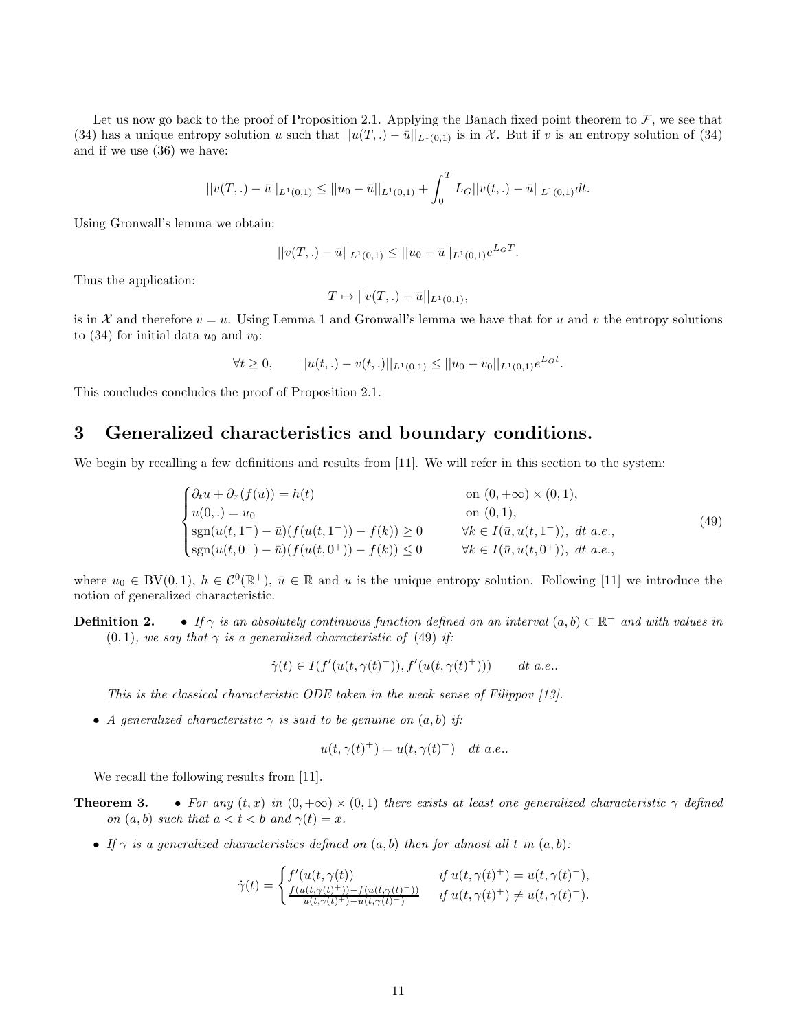Let us now go back to the proof of Proposition 2.1. Applying the Banach fixed point theorem to $\mathcal{F}$, we see that (34) has a unique entropy solution $u$ such that $||u(T,.)-\bar{u}||_{L^1(0,1)}$ is in $\mathcal{X}$. But if $v$ is an entropy solution of (34) and if we use (36) we have:

$$||v(T,.)-\bar{u}||_{L^1(0,1)} \leq ||u_0-\bar{u}||_{L^1(0,1)} + \int_0^T L_G ||v(t,.)-\bar{u}||_{L^1(0,1)} dt.$$

Using Gronwall's lemma we obtain:

$$||v(T,.)-\bar{u}||_{L^1(0,1)} \leq ||u_0-\bar{u}||_{L^1(0,1)} e^{L_G T}.$$

Thus the application:

$$T \mapsto ||v(T,.)-\bar{u}||_{L^1(0,1)},$$

is in $\mathcal{X}$ and therefore $v=u$. Using Lemma 1 and Gronwall's lemma we have that for $u$ and $v$ the entropy solutions to (34) for initial data $u_0$ and $v_0$:

$$\forall t \geq 0, \qquad ||u(t,.)-v(t,.)||_{L^1(0,1)} \leq ||u_0-v_0||_{L^1(0,1)} e^{L_G t}.$$

This concludes concludes the proof of Proposition 2.1.

# 3 Generalized characteristics and boundary conditions.

We begin by recalling a few definitions and results from [11]. We will refer in this section to the system:

$$\begin{cases} \partial_t u + \partial_x (f(u)) = h(t) & \text{on } (0,+\infty)\times(0,1), \\ u(0,.) = u_0 & \text{on } (0,1), \\ \operatorname{sgn}(u(t,1^-)-\bar{u})(f(u(t,1^-))-f(k)) \geq 0 & \forall k \in I(\bar{u},u(t,1^-)),\ dt \text{ a.e.}, \\ \operatorname{sgn}(u(t,0^+)-\bar{u})(f(u(t,0^+))-f(k)) \leq 0 & \forall k \in I(\bar{u},u(t,0^+)),\ dt \text{ a.e.}, \end{cases} \tag{49}$$

where $u_0 \in \mathrm{BV}(0,1)$, $h \in \mathcal{C}^0(\mathbb{R}^+)$, $\bar{u} \in \mathbb{R}$ and $u$ is the unique entropy solution. Following [11] we introduce the notion of generalized characteristic.

**Definition 2.**
- *If $\gamma$ is an absolutely continuous function defined on an interval $(a,b) \subset \mathbb{R}^+$ and with values in $(0,1)$, we say that $\gamma$ is a generalized characteristic of (49) if:*

$$\dot{\gamma}(t) \in I(f'(u(t,\gamma(t)^-)), f'(u(t,\gamma(t)^+))) \qquad dt \text{ a.e.}.$$

*This is the classical characteristic ODE taken in the weak sense of Filippov [13].*

- *A generalized characteristic $\gamma$ is said to be genuine on $(a,b)$ if:*

$$u(t,\gamma(t)^+) = u(t,\gamma(t)^-) \quad dt \text{ a.e.}.$$

We recall the following results from [11].

**Theorem 3.**
- *For any $(t,x)$ in $(0,+\infty)\times(0,1)$ there exists at least one generalized characteristic $\gamma$ defined on $(a,b)$ such that $a<t<b$ and $\gamma(t)=x$.*
- *If $\gamma$ is a generalized characteristics defined on $(a,b)$ then for almost all $t$ in $(a,b)$:*

$$\dot{\gamma}(t) = \begin{cases} f'(u(t,\gamma(t)) & \text{if } u(t,\gamma(t)^+) = u(t,\gamma(t)^-), \\ \frac{f(u(t,\gamma(t)^+))-f(u(t,\gamma(t)^-))}{u(t,\gamma(t)^+)-u(t,\gamma(t)^-)} & \text{if } u(t,\gamma(t)^+) \neq u(t,\gamma(t)^-). \end{cases}$$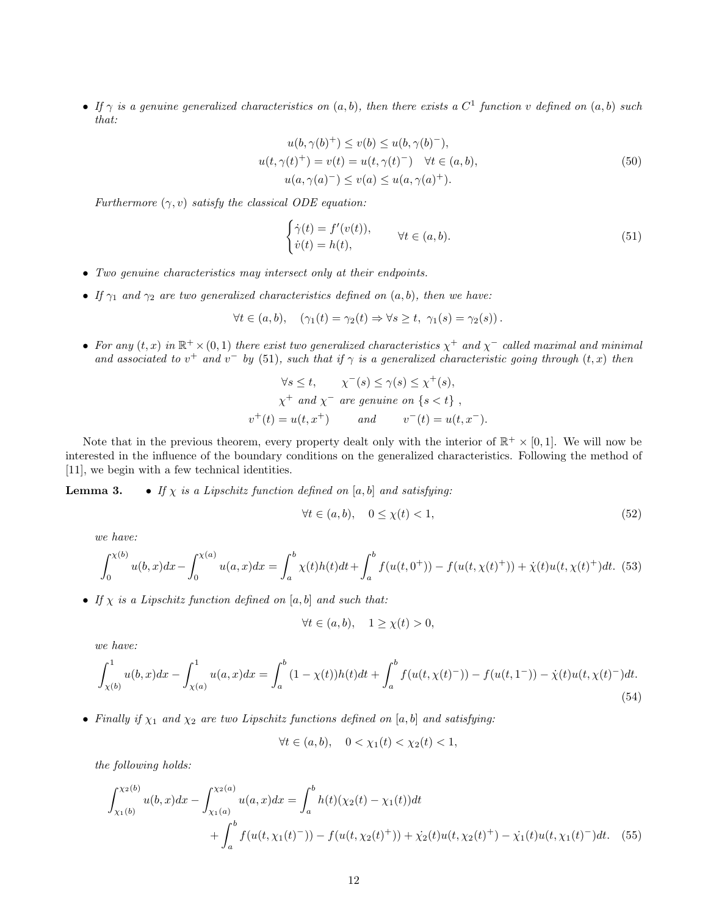- *If $\gamma$ is a genuine generalized characteristics on $(a,b)$, then there exists a $C^1$ function $v$ defined on $(a,b)$ such that:*

$$
\begin{aligned}
u(b,\gamma(b)^+) \le v(b) \le u(b,\gamma(b)^-),\\
u(t,\gamma(t)^+) = v(t) = u(t,\gamma(t)^-) \quad \forall t \in (a,b),\\
u(a,\gamma(a)^-) \le v(a) \le u(a,\gamma(a)^+).
\end{aligned}
\tag{50}
$$

*Furthermore $(\gamma, v)$ satisfy the classical ODE equation:*

$$
\begin{cases}
\dot\gamma(t) = f'(v(t)),\\
\dot v(t) = h(t),
\end{cases}
\qquad \forall t \in (a,b).
\tag{51}
$$

- *Two genuine characteristics may intersect only at their endpoints.*

- *If $\gamma_1$ and $\gamma_2$ are two generalized characteristics defined on $(a,b)$, then we have:*

$$
\forall t \in (a,b), \quad (\gamma_1(t) = \gamma_2(t) \Rightarrow \forall s \ge t,\ \gamma_1(s) = \gamma_2(s)).
$$

- *For any $(t,x)$ in $\mathbb{R}^+ \times (0,1)$ there exist two generalized characteristics $\chi^+$ and $\chi^-$ called maximal and minimal and associated to $v^+$ and $v^-$ by (51), such that if $\gamma$ is a generalized characteristic going through $(t,x)$ then*

$$
\begin{aligned}
\forall s \le t, \qquad \chi^-(s) \le \gamma(s) \le \chi^+(s),\\
\chi^+ \text{ and } \chi^- \text{ are genuine on } \{s<t\}\ ,\\
v^+(t) = u(t,x^+) \qquad \text{and} \qquad v^-(t) = u(t,x^-).
\end{aligned}
$$

Note that in the previous theorem, every property dealt only with the interior of $\mathbb{R}^+ \times [0,1]$. We will now be interested in the influence of the boundary conditions on the generalized characteristics. Following the method of [11], we begin with a few technical identities.

**Lemma 3.**

- *If $\chi$ is a Lipschitz function defined on $[a,b]$ and satisfying:*

$$
\forall t \in (a,b), \quad 0 \le \chi(t) < 1,
\tag{52}
$$

*we have:*

$$
\int_0^{\chi(b)} u(b,x)dx - \int_0^{\chi(a)} u(a,x)dx = \int_a^b \chi(t)h(t)dt + \int_a^b f(u(t,0^+)) - f(u(t,\chi(t)^+)) + \dot\chi(t)u(t,\chi(t)^+)dt.
\tag{53}
$$

- *If $\chi$ is a Lipschitz function defined on $[a,b]$ and such that:*

$$
\forall t \in (a,b), \quad 1 \ge \chi(t) > 0,
$$

*we have:*

$$
\int_{\chi(b)}^1 u(b,x)dx - \int_{\chi(a)}^1 u(a,x)dx = \int_a^b (1-\chi(t))h(t)dt + \int_a^b f(u(t,\chi(t)^-)) - f(u(t,1^-)) - \dot\chi(t)u(t,\chi(t)^-)dt.
\tag{54}
$$

- *Finally if $\chi_1$ and $\chi_2$ are two Lipschitz functions defined on $[a,b]$ and satisfying:*

$$
\forall t \in (a,b), \quad 0 < \chi_1(t) < \chi_2(t) < 1,
$$

*the following holds:*

$$
\begin{aligned}
\int_{\chi_1(b)}^{\chi_2(b)} u(b,x)dx - \int_{\chi_1(a)}^{\chi_2(a)} u(a,x)dx &= \int_a^b h(t)(\chi_2(t) - \chi_1(t))dt \\
&+ \int_a^b f(u(t,\chi_1(t)^-)) - f(u(t,\chi_2(t)^+)) + \dot{\chi_2}(t)u(t,\chi_2(t)^+) - \dot{\chi_1}(t)u(t,\chi_1(t)^-)dt.
\end{aligned}
\tag{55}
$$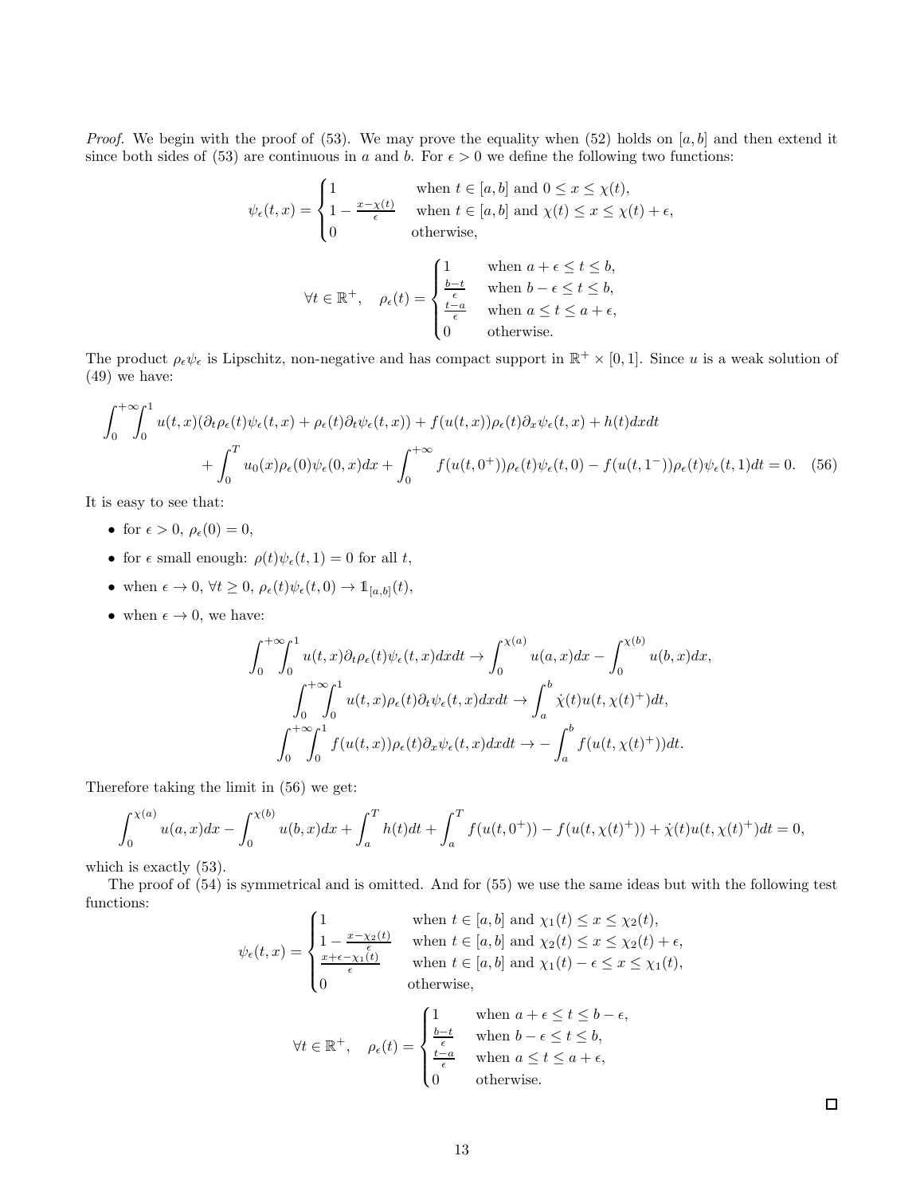*Proof.* We begin with the proof of (53). We may prove the equality when (52) holds on $[a,b]$ and then extend it since both sides of (53) are continuous in $a$ and $b$. For $\epsilon > 0$ we define the following two functions:

$$\psi_\epsilon(t,x) = \begin{cases} 1 & \text{when } t \in [a,b] \text{ and } 0 \le x \le \chi(t), \\ 1 - \frac{x-\chi(t)}{\epsilon} & \text{when } t \in [a,b] \text{ and } \chi(t) \le x \le \chi(t) + \epsilon, \\ 0 & \text{otherwise,} \end{cases}$$

$$\forall t \in \mathbb{R}^+, \quad \rho_\epsilon(t) = \begin{cases} 1 & \text{when } a + \epsilon \le t \le b, \\ \frac{b-t}{\epsilon} & \text{when } b - \epsilon \le t \le b, \\ \frac{t-a}{\epsilon} & \text{when } a \le t \le a + \epsilon, \\ 0 & \text{otherwise.} \end{cases}$$

The product $\rho_\epsilon \psi_\epsilon$ is Lipschitz, non-negative and has compact support in $\mathbb{R}^+ \times [0,1]$. Since $u$ is a weak solution of (49) we have:

$$\int_0^{+\infty}\!\!\int_0^1 u(t,x)(\partial_t \rho_\epsilon(t)\psi_\epsilon(t,x) + \rho_\epsilon(t)\partial_t \psi_\epsilon(t,x)) + f(u(t,x))\rho_\epsilon(t)\partial_x \psi_\epsilon(t,x) + h(t) dxdt$$
$$+ \int_0^T u_0(x)\rho_\epsilon(0)\psi_\epsilon(0,x)dx + \int_0^{+\infty} f(u(t,0^+))\rho_\epsilon(t)\psi_\epsilon(t,0) - f(u(t,1^-))\rho_\epsilon(t)\psi_\epsilon(t,1)dt = 0. \quad (56)$$

It is easy to see that:

- for $\epsilon > 0$, $\rho_\epsilon(0) = 0$,
- for $\epsilon$ small enough: $\rho(t)\psi_\epsilon(t,1) = 0$ for all $t$,
- when $\epsilon \to 0$, $\forall t \ge 0$, $\rho_\epsilon(t)\psi_\epsilon(t,0) \to \mathbb{1}_{[a,b]}(t)$,
- when $\epsilon \to 0$, we have:

$$\int_0^{+\infty}\!\!\int_0^1 u(t,x)\partial_t \rho_\epsilon(t)\psi_\epsilon(t,x)dxdt \to \int_0^{\chi(a)} u(a,x)dx - \int_0^{\chi(b)} u(b,x)dx,$$
$$\int_0^{+\infty}\!\!\int_0^1 u(t,x)\rho_\epsilon(t)\partial_t \psi_\epsilon(t,x)dxdt \to \int_a^b \dot{\chi}(t)u(t,\chi(t)^+)dt,$$
$$\int_0^{+\infty}\!\!\int_0^1 f(u(t,x))\rho_\epsilon(t)\partial_x \psi_\epsilon(t,x)dxdt \to -\int_a^b f(u(t,\chi(t)^+))dt.$$

Therefore taking the limit in (56) we get:

$$\int_0^{\chi(a)} u(a,x)dx - \int_0^{\chi(b)} u(b,x)dx + \int_a^T h(t)dt + \int_a^T f(u(t,0^+)) - f(u(t,\chi(t)^+)) + \dot{\chi}(t)u(t,\chi(t)^+)dt = 0,$$

which is exactly (53).

The proof of (54) is symmetrical and is omitted. And for (55) we use the same ideas but with the following test functions:

$$\psi_\epsilon(t,x) = \begin{cases} 1 & \text{when } t \in [a,b] \text{ and } \chi_1(t) \le x \le \chi_2(t), \\ 1 - \frac{x-\chi_2(t)}{\epsilon} & \text{when } t \in [a,b] \text{ and } \chi_2(t) \le x \le \chi_2(t) + \epsilon, \\ \frac{x+\epsilon-\chi_1(t)}{\epsilon} & \text{when } t \in [a,b] \text{ and } \chi_1(t) - \epsilon \le x \le \chi_1(t), \\ 0 & \text{otherwise,} \end{cases}$$

$$\forall t \in \mathbb{R}^+, \quad \rho_\epsilon(t) = \begin{cases} 1 & \text{when } a + \epsilon \le t \le b - \epsilon, \\ \frac{b-t}{\epsilon} & \text{when } b - \epsilon \le t \le b, \\ \frac{t-a}{\epsilon} & \text{when } a \le t \le a + \epsilon, \\ 0 & \text{otherwise.} \end{cases}$$

$\square$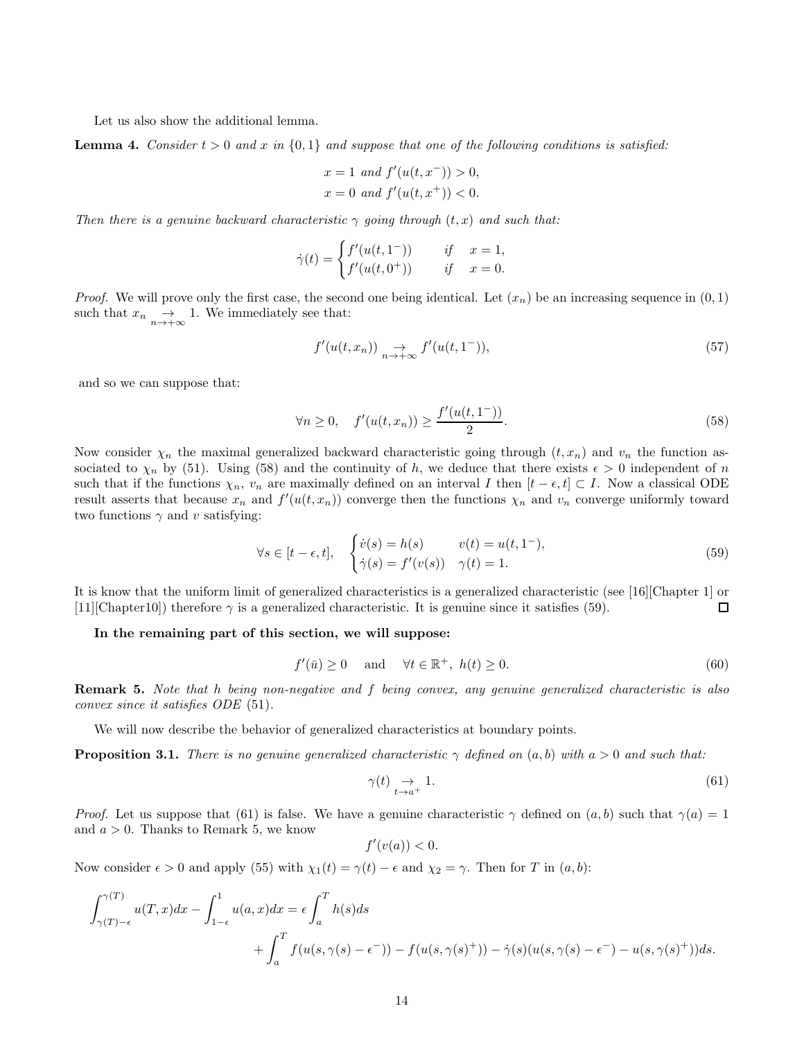Let us also show the additional lemma.

**Lemma 4.** *Consider $t > 0$ and $x$ in $\{0, 1\}$ and suppose that one of the following conditions is satisfied:*

$$x = 1 \text{ and } f'(u(t, x^-)) > 0,$$
$$x = 0 \text{ and } f'(u(t, x^+)) < 0.$$

*Then there is a genuine backward characteristic $\gamma$ going through $(t, x)$ and such that:*

$$\dot{\gamma}(t) = \begin{cases} f'(u(t, 1^-)) & \text{if} \quad x = 1, \\ f'(u(t, 0^+)) & \text{if} \quad x = 0. \end{cases}$$

*Proof.* We will prove only the first case, the second one being identical. Let $(x_n)$ be an increasing sequence in $(0, 1)$ such that $x_n \underset{n \to +\infty}{\to} 1$. We immediately see that:

$$f'(u(t, x_n)) \underset{n \to +\infty}{\to} f'(u(t, 1^-)), \tag{57}$$

and so we can suppose that:

$$\forall n \geq 0, \quad f'(u(t, x_n)) \geq \frac{f'(u(t, 1^-))}{2}. \tag{58}$$

Now consider $\chi_n$ the maximal generalized backward characteristic going through $(t, x_n)$ and $v_n$ the function associated to $\chi_n$ by (51). Using (58) and the continuity of $h$, we deduce that there exists $\epsilon > 0$ independent of $n$ such that if the functions $\chi_n$, $v_n$ are maximally defined on an interval $I$ then $[t - \epsilon, t] \subset I$. Now a classical ODE result asserts that because $x_n$ and $f'(u(t, x_n))$ converge then the functions $\chi_n$ and $v_n$ converge uniformly toward two functions $\gamma$ and $v$ satisfying:

$$\forall s \in [t - \epsilon, t], \quad \begin{cases} \dot{v}(s) = h(s) & v(t) = u(t, 1^-), \\ \dot{\gamma}(s) = f'(v(s)) & \gamma(t) = 1. \end{cases} \tag{59}$$

It is know that the uniform limit of generalized characteristics is a generalized characteristic (see [16][Chapter 1] or [11][Chapter10]) therefore $\gamma$ is a generalized characteristic. It is genuine since it satisfies (59). $\square$

**In the remaining part of this section, we will suppose:**

$$f'(\bar{u}) \geq 0 \quad \text{and} \quad \forall t \in \mathbb{R}^+, \; h(t) \geq 0. \tag{60}$$

**Remark 5.** *Note that $h$ being non-negative and $f$ being convex, any genuine generalized characteristic is also convex since it satisfies ODE (51).*

We will now describe the behavior of generalized characteristics at boundary points.

**Proposition 3.1.** *There is no genuine generalized characteristic $\gamma$ defined on $(a, b)$ with $a > 0$ and such that:*

$$\gamma(t) \underset{t \to a^+}{\to} 1. \tag{61}$$

*Proof.* Let us suppose that (61) is false. We have a genuine characteristic $\gamma$ defined on $(a, b)$ such that $\gamma(a) = 1$ and $a > 0$. Thanks to Remark 5, we know

$$f'(v(a)) < 0.$$

Now consider $\epsilon > 0$ and apply (55) with $\chi_1(t) = \gamma(t) - \epsilon$ and $\chi_2 = \gamma$. Then for $T$ in $(a, b)$:

$$\int_{\gamma(T)-\epsilon}^{\gamma(T)} u(T, x)dx - \int_{1-\epsilon}^{1} u(a, x)dx = \epsilon \int_a^T h(s)ds$$
$$+ \int_a^T f(u(s, \gamma(s) - \epsilon^-)) - f(u(s, \gamma(s)^+)) - \dot{\gamma}(s)(u(s, \gamma(s) - \epsilon^-) - u(s, \gamma(s)^+))ds.$$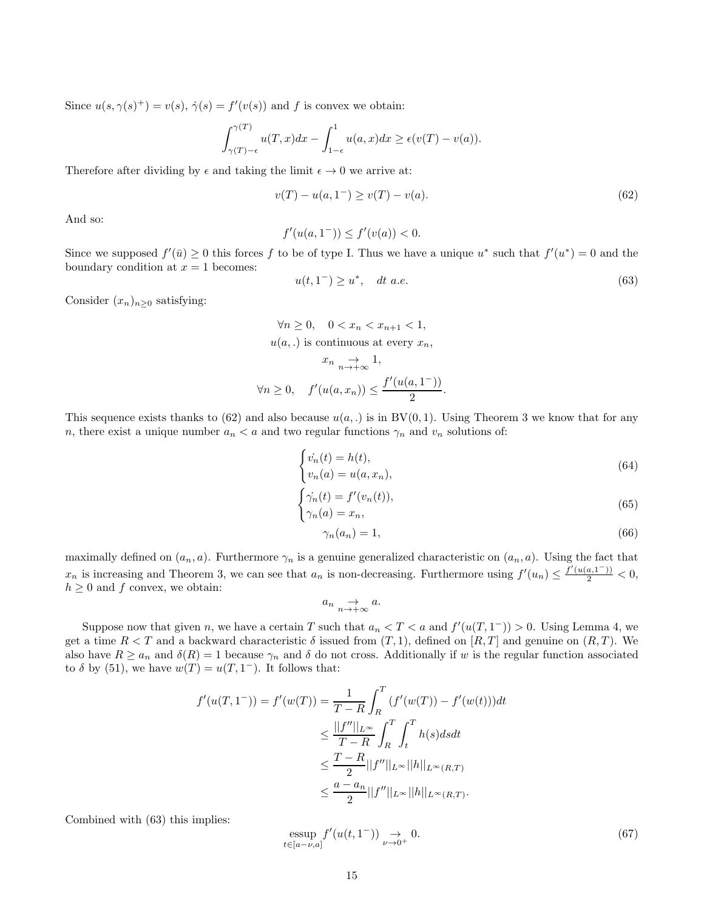Since $u(s,\gamma(s)^+) = v(s)$, $\dot{\gamma}(s) = f'(v(s))$ and $f$ is convex we obtain:

$$\int_{\gamma(T)-\epsilon}^{\gamma(T)} u(T,x)dx - \int_{1-\epsilon}^{1} u(a,x)dx \geq \epsilon(v(T) - v(a)).$$

Therefore after dividing by $\epsilon$ and taking the limit $\epsilon \to 0$ we arrive at:

$$v(T) - u(a,1^-) \geq v(T) - v(a). \tag{62}$$

And so:

$$f'(u(a,1^-)) \leq f'(v(a)) < 0.$$

Since we supposed $f'(\bar{u}) \geq 0$ this forces $f$ to be of type I. Thus we have a unique $u^*$ such that $f'(u^*) = 0$ and the boundary condition at $x = 1$ becomes:

$$u(t,1^-) \geq u^*, \quad dt \ a.e. \tag{63}$$

Consider $(x_n)_{n\geq 0}$ satisfying:

$$\forall n \geq 0, \quad 0 < x_n < x_{n+1} < 1,$$
$$u(a,.) \text{ is continuous at every } x_n,$$
$$x_n \underset{n\to+\infty}{\to} 1,$$
$$\forall n \geq 0, \quad f'(u(a,x_n)) \leq \frac{f'(u(a,1^-))}{2}.$$

This sequence exists thanks to (62) and also because $u(a,.)$ is in $\mathrm{BV}(0,1)$. Using Theorem 3 we know that for any $n$, there exist a unique number $a_n < a$ and two regular functions $\gamma_n$ and $v_n$ solutions of:

$$\begin{cases} \dot{v_n}(t) = h(t), \\ v_n(a) = u(a,x_n), \end{cases} \tag{64}$$

$$\begin{cases} \dot{\gamma_n}(t) = f'(v_n(t)), \\ \gamma_n(a) = x_n, \end{cases} \tag{65}$$

$$\gamma_n(a_n) = 1, \tag{66}$$

maximally defined on $(a_n, a)$. Furthermore $\gamma_n$ is a genuine generalized characteristic on $(a_n, a)$. Using the fact that $x_n$ is increasing and Theorem 3, we can see that $a_n$ is non-decreasing. Furthermore using $f'(u_n) \leq \frac{f'(u(a,1^-))}{2} < 0$, $h \geq 0$ and $f$ convex, we obtain:

$$a_n \underset{n\to+\infty}{\to} a.$$

Suppose now that given $n$, we have a certain $T$ such that $a_n < T < a$ and $f'(u(T,1^-)) > 0$. Using Lemma 4, we get a time $R < T$ and a backward characteristic $\delta$ issued from $(T,1)$, defined on $[R,T]$ and genuine on $(R,T)$. We also have $R \geq a_n$ and $\delta(R) = 1$ because $\gamma_n$ and $\delta$ do not cross. Additionally if $w$ is the regular function associated to $\delta$ by (51), we have $w(T) = u(T,1^-)$. It follows that:

$$\begin{aligned}
f'(u(T,1^-)) = f'(w(T)) &= \frac{1}{T-R}\int_R^T (f'(w(T)) - f'(w(t)))dt \\
&\leq \frac{||f''||_{L^\infty}}{T-R}\int_R^T\int_t^T h(s)dsdt \\
&\leq \frac{T-R}{2}||f''||_{L^\infty}||h||_{L^\infty(R,T)} \\
&\leq \frac{a-a_n}{2}||f''||_{L^\infty}||h||_{L^\infty(R,T)}.
\end{aligned}$$

Combined with (63) this implies:

$$\underset{t\in[a-\nu,a]}{\mathrm{essup}}\, f'(u(t,1^-)) \underset{\nu\to 0^+}{\to} 0. \tag{67}$$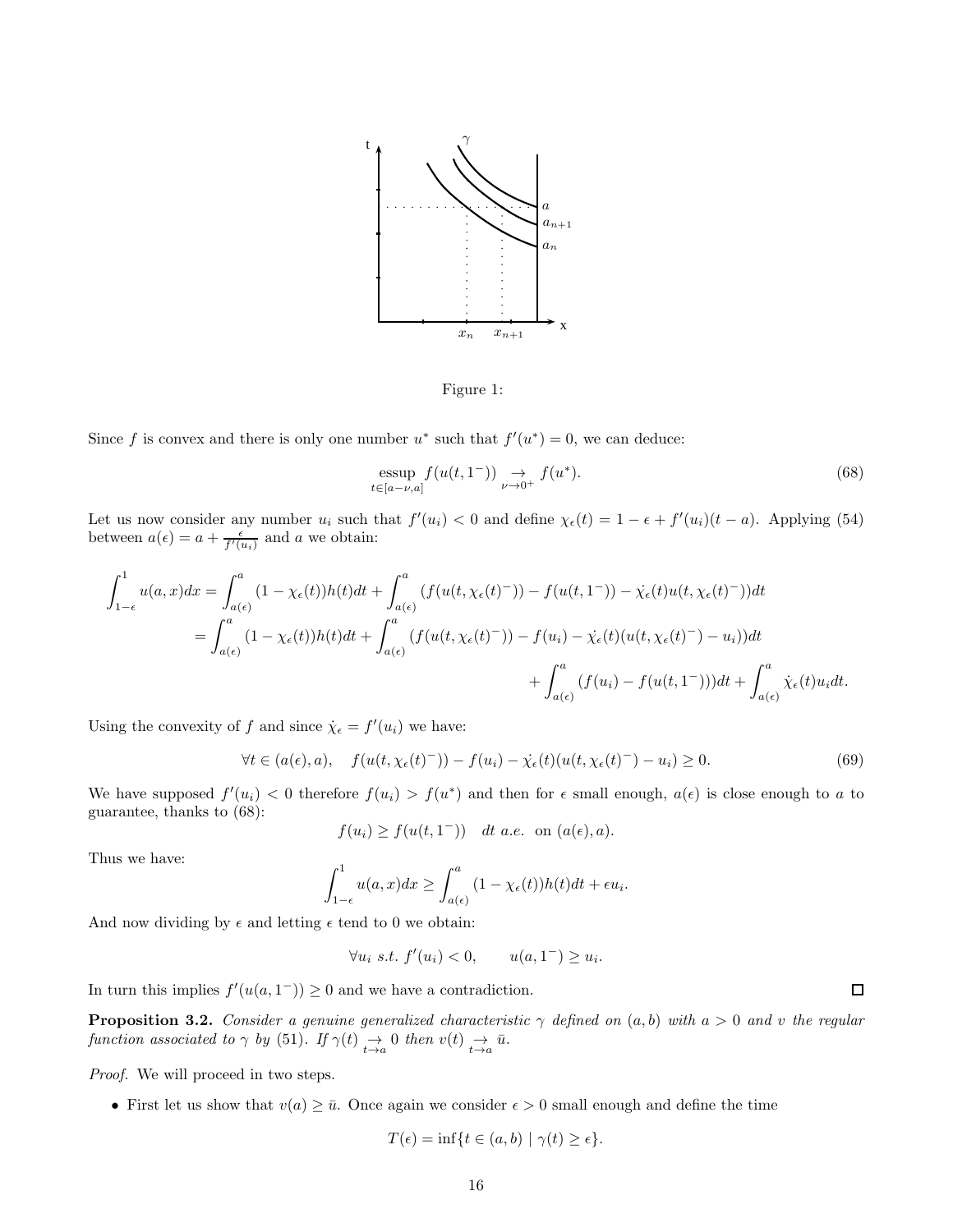Figure 1:

Since $f$ is convex and there is only one number $u^*$ such that $f'(u^*) = 0$, we can deduce:

$$\operatorname*{essup}_{t\in[a-\nu,a]} f(u(t,1^-)) \underset{\nu\to 0^+}{\to} f(u^*). \tag{68}$$

Let us now consider any number $u_i$ such that $f'(u_i) < 0$ and define $\chi_\epsilon(t) = 1 - \epsilon + f'(u_i)(t-a)$. Applying (54) between $a(\epsilon) = a + \frac{\epsilon}{f'(u_i)}$ and $a$ we obtain:

$$\begin{aligned}
\int_{1-\epsilon}^{1} u(a,x)dx &= \int_{a(\epsilon)}^{a} (1-\chi_\epsilon(t))h(t)dt + \int_{a(\epsilon)}^{a} (f(u(t,\chi_\epsilon(t)^-)) - f(u(t,1^-)) - \dot{\chi}_\epsilon(t)u(t,\chi_\epsilon(t)^-))dt \\
&= \int_{a(\epsilon)}^{a} (1-\chi_\epsilon(t))h(t)dt + \int_{a(\epsilon)}^{a} (f(u(t,\chi_\epsilon(t)^-)) - f(u_i) - \dot{\chi}_\epsilon(t)(u(t,\chi_\epsilon(t)^-) - u_i))dt \\
&\qquad + \int_{a(\epsilon)}^{a} (f(u_i) - f(u(t,1^-)))dt + \int_{a(\epsilon)}^{a} \dot{\chi}_\epsilon(t)u_i dt.
\end{aligned}$$

Using the convexity of $f$ and since $\dot{\chi}_\epsilon = f'(u_i)$ we have:

$$\forall t \in (a(\epsilon), a), \quad f(u(t,\chi_\epsilon(t)^-)) - f(u_i) - \dot{\chi}_\epsilon(t)(u(t,\chi_\epsilon(t)^-) - u_i) \geq 0. \tag{69}$$

We have supposed $f'(u_i) < 0$ therefore $f(u_i) > f(u^*)$ and then for $\epsilon$ small enough, $a(\epsilon)$ is close enough to $a$ to guarantee, thanks to (68):

$$f(u_i) \geq f(u(t,1^-)) \quad dt \ a.e. \ \text{ on } (a(\epsilon), a).$$

Thus we have:

$$\int_{1-\epsilon}^{1} u(a,x)dx \geq \int_{a(\epsilon)}^{a} (1-\chi_\epsilon(t))h(t)dt + \epsilon u_i.$$

And now dividing by $\epsilon$ and letting $\epsilon$ tend to 0 we obtain:

$$\forall u_i \ s.t. \ f'(u_i) < 0, \qquad u(a,1^-) \geq u_i.$$

In turn this implies $f'(u(a,1^-)) \geq 0$ and we have a contradiction. ☐

**Proposition 3.2.** *Consider a genuine generalized characteristic $\gamma$ defined on $(a,b)$ with $a > 0$ and $v$ the regular function associated to $\gamma$ by (51). If $\gamma(t) \underset{t\to a}{\to} 0$ then $v(t) \underset{t\to a}{\to} \bar{u}$.*

*Proof.* We will proceed in two steps.

- First let us show that $v(a) \geq \bar{u}$. Once again we consider $\epsilon > 0$ small enough and define the time

$$T(\epsilon) = \inf\{t \in (a,b) \mid \gamma(t) \geq \epsilon\}.$$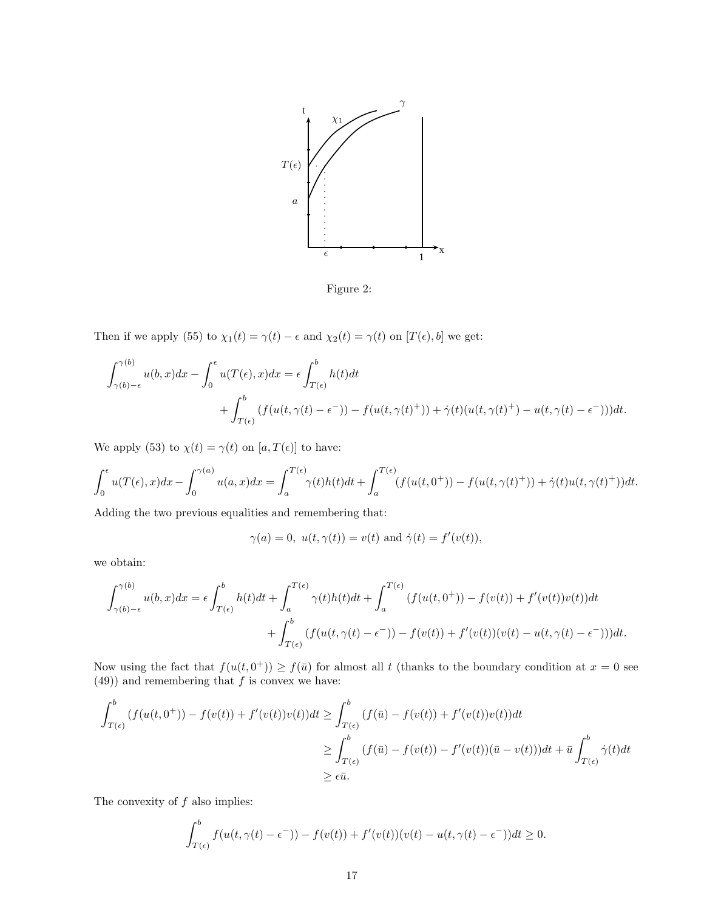Figure 2:

Then if we apply (55) to $\chi_1(t) = \gamma(t) - \epsilon$ and $\chi_2(t) = \gamma(t)$ on $[T(\epsilon), b]$ we get:

$$\int_{\gamma(b)-\epsilon}^{\gamma(b)} u(b,x)dx - \int_0^{\epsilon} u(T(\epsilon),x)dx = \epsilon \int_{T(\epsilon)}^{b} h(t)dt$$
$$+ \int_{T(\epsilon)}^{b} (f(u(t,\gamma(t)-\epsilon^-)) - f(u(t,\gamma(t)^+)) + \dot{\gamma}(t)(u(t,\gamma(t)^+) - u(t,\gamma(t)-\epsilon^-)))dt.$$

We apply (53) to $\chi(t) = \gamma(t)$ on $[a, T(\epsilon)]$ to have:

$$\int_0^{\epsilon} u(T(\epsilon),x)dx - \int_0^{\gamma(a)} u(a,x)dx = \int_a^{T(\epsilon)} \gamma(t)h(t)dt + \int_a^{T(\epsilon)} (f(u(t,0^+)) - f(u(t,\gamma(t)^+)) + \dot{\gamma}(t)u(t,\gamma(t)^+))dt.$$

Adding the two previous equalities and remembering that:

$$\gamma(a) = 0, \; u(t,\gamma(t)) = v(t) \text{ and } \dot{\gamma}(t) = f'(v(t)),$$

we obtain:

$$\int_{\gamma(b)-\epsilon}^{\gamma(b)} u(b,x)dx = \epsilon \int_{T(\epsilon)}^{b} h(t)dt + \int_a^{T(\epsilon)} \gamma(t)h(t)dt + \int_a^{T(\epsilon)} (f(u(t,0^+)) - f(v(t)) + f'(v(t))v(t))dt$$
$$+ \int_{T(\epsilon)}^{b} (f(u(t,\gamma(t)-\epsilon^-)) - f(v(t)) + f'(v(t))(v(t) - u(t,\gamma(t)-\epsilon^-)))dt.$$

Now using the fact that $f(u(t,0^+)) \geq f(\bar{u})$ for almost all $t$ (thanks to the boundary condition at $x = 0$ see (49)) and remembering that $f$ is convex we have:

$$\begin{aligned}
\int_{T(\epsilon)}^{b} (f(u(t,0^+)) - f(v(t)) + f'(v(t))v(t))dt &\geq \int_{T(\epsilon)}^{b} (f(\bar{u}) - f(v(t)) + f'(v(t))v(t))dt \\
&\geq \int_{T(\epsilon)}^{b} (f(\bar{u}) - f(v(t)) - f'(v(t))(\bar{u} - v(t)))dt + \bar{u} \int_{T(\epsilon)}^{b} \dot{\gamma}(t)dt \\
&\geq \epsilon \bar{u}.
\end{aligned}$$

The convexity of $f$ also implies:

$$\int_{T(\epsilon)}^{b} f(u(t,\gamma(t)-\epsilon^-)) - f(v(t)) + f'(v(t))(v(t) - u(t,\gamma(t)-\epsilon^-))dt \geq 0.$$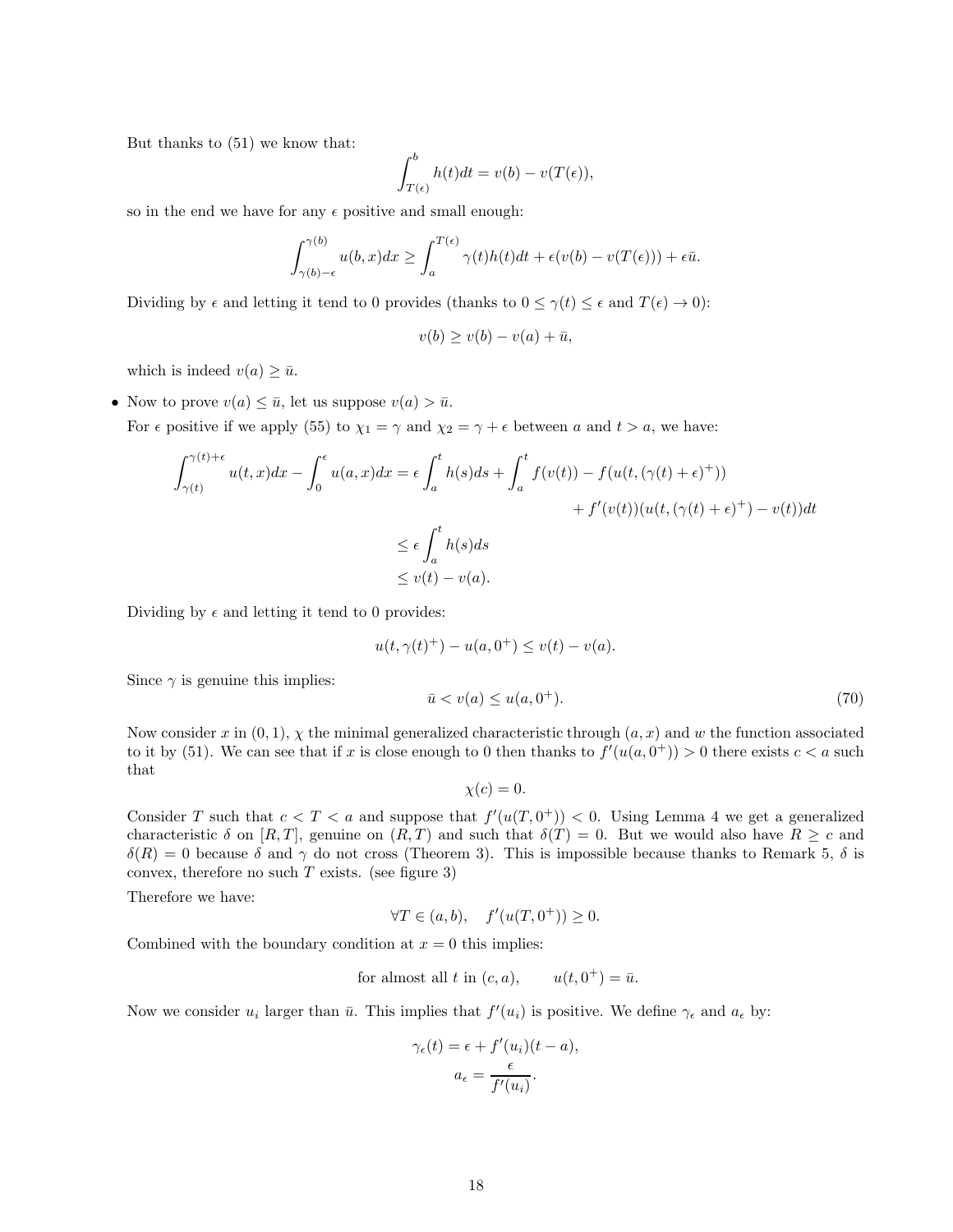But thanks to (51) we know that:

$$\int_{T(\epsilon)}^{b} h(t)dt = v(b) - v(T(\epsilon)),$$

so in the end we have for any $\epsilon$ positive and small enough:

$$\int_{\gamma(b)-\epsilon}^{\gamma(b)} u(b,x)dx \geq \int_{a}^{T(\epsilon)} \gamma(t)h(t)dt + \epsilon(v(b) - v(T(\epsilon))) + \epsilon\bar{u}.$$

Dividing by $\epsilon$ and letting it tend to 0 provides (thanks to $0 \leq \gamma(t) \leq \epsilon$ and $T(\epsilon) \to 0$):

$$v(b) \geq v(b) - v(a) + \bar{u},$$

which is indeed $v(a) \geq \bar{u}$.

- Now to prove $v(a) \leq \bar{u}$, let us suppose $v(a) > \bar{u}$.

  For $\epsilon$ positive if we apply (55) to $\chi_1 = \gamma$ and $\chi_2 = \gamma + \epsilon$ between $a$ and $t > a$, we have:

$$\begin{aligned}\int_{\gamma(t)}^{\gamma(t)+\epsilon} u(t,x)dx - \int_{0}^{\epsilon} u(a,x)dx &= \epsilon \int_{a}^{t} h(s)ds + \int_{a}^{t} f(v(t)) - f(u(t,(\gamma(t)+\epsilon)^{+})) \\ &\qquad\qquad + f'(v(t))(u(t,(\gamma(t)+\epsilon)^{+}) - v(t))dt \\ &\leq \epsilon \int_{a}^{t} h(s)ds \\ &\leq v(t) - v(a).\end{aligned}$$

  Dividing by $\epsilon$ and letting it tend to 0 provides:

$$u(t,\gamma(t)^{+}) - u(a,0^{+}) \leq v(t) - v(a).$$

  Since $\gamma$ is genuine this implies:

$$\bar{u} < v(a) \leq u(a,0^{+}). \tag{70}$$

  Now consider $x$ in $(0,1)$, $\chi$ the minimal generalized characteristic through $(a,x)$ and $w$ the function associated to it by (51). We can see that if $x$ is close enough to 0 then thanks to $f'(u(a,0^{+})) > 0$ there exists $c < a$ such that

$$\chi(c) = 0.$$

  Consider $T$ such that $c < T < a$ and suppose that $f'(u(T,0^{+})) < 0$. Using Lemma 4 we get a generalized characteristic $\delta$ on $[R,T]$, genuine on $(R,T)$ and such that $\delta(T) = 0$. But we would also have $R \geq c$ and $\delta(R) = 0$ because $\delta$ and $\gamma$ do not cross (Theorem 3). This is impossible because thanks to Remark 5, $\delta$ is convex, therefore no such $T$ exists. (see figure 3)

  Therefore we have:

$$\forall T \in (a,b), \quad f'(u(T,0^{+})) \geq 0.$$

  Combined with the boundary condition at $x = 0$ this implies:

$$\text{for almost all } t \text{ in } (c,a), \qquad u(t,0^{+}) = \bar{u}.$$

  Now we consider $u_i$ larger than $\bar{u}$. This implies that $f'(u_i)$ is positive. We define $\gamma_\epsilon$ and $a_\epsilon$ by:

$$\gamma_\epsilon(t) = \epsilon + f'(u_i)(t-a),$$
$$a_\epsilon = \frac{\epsilon}{f'(u_i)}.$$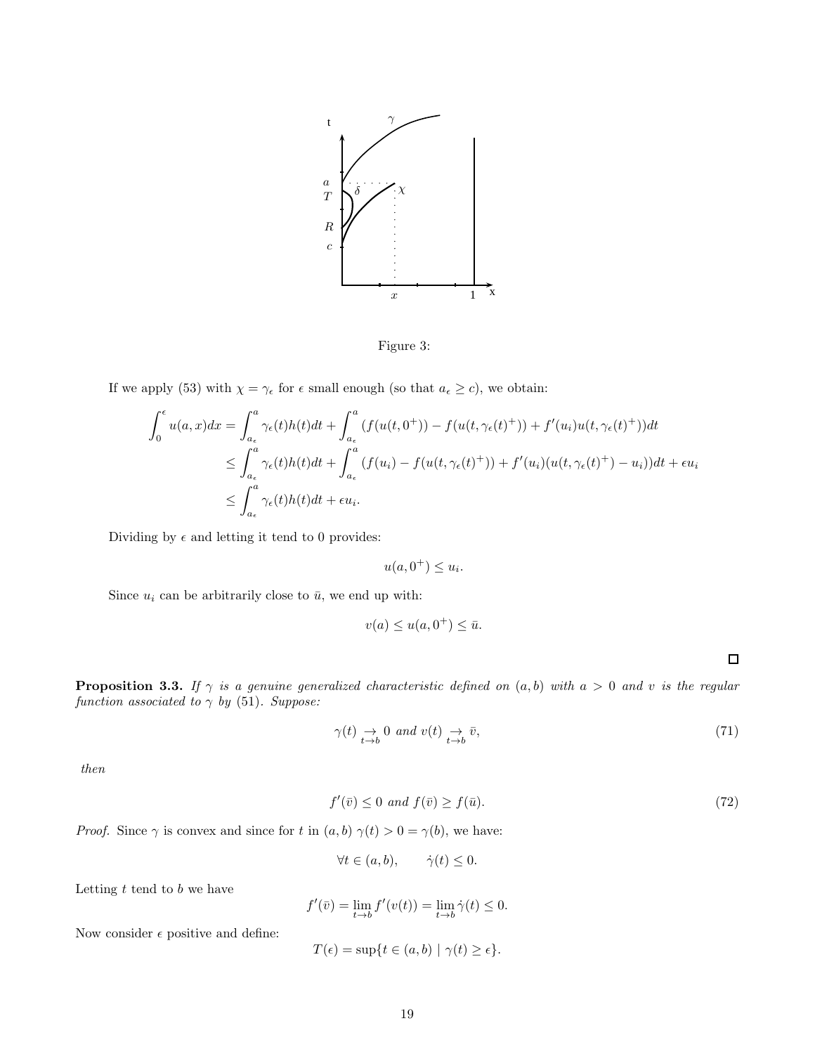Figure 3:

If we apply (53) with $\chi = \gamma_\epsilon$ for $\epsilon$ small enough (so that $a_\epsilon \geq c$), we obtain:

$$
\begin{aligned}
\int_0^\epsilon u(a,x)dx &= \int_{a_\epsilon}^a \gamma_\epsilon(t)h(t)dt + \int_{a_\epsilon}^a (f(u(t,0^+)) - f(u(t,\gamma_\epsilon(t)^+)) + f'(u_i)u(t,\gamma_\epsilon(t)^+))dt \\
&\leq \int_{a_\epsilon}^a \gamma_\epsilon(t)h(t)dt + \int_{a_\epsilon}^a (f(u_i) - f(u(t,\gamma_\epsilon(t)^+)) + f'(u_i)(u(t,\gamma_\epsilon(t)^+) - u_i))dt + \epsilon u_i \\
&\leq \int_{a_\epsilon}^a \gamma_\epsilon(t)h(t)dt + \epsilon u_i.
\end{aligned}
$$

Dividing by $\epsilon$ and letting it tend to 0 provides:

$$u(a,0^+) \leq u_i.$$

Since $u_i$ can be arbitrarily close to $\bar{u}$, we end up with:

$$v(a) \leq u(a,0^+) \leq \bar{u}.$$

$\square$

**Proposition 3.3.** *If $\gamma$ is a genuine generalized characteristic defined on $(a,b)$ with $a > 0$ and $v$ is the regular function associated to $\gamma$ by (51). Suppose:*

$$\gamma(t) \underset{t \to b}{\to} 0 \text{ and } v(t) \underset{t \to b}{\to} \bar{v}, \tag{71}$$

*then*

$$f'(\bar{v}) \leq 0 \text{ and } f(\bar{v}) \geq f(\bar{u}). \tag{72}$$

*Proof.* Since $\gamma$ is convex and since for $t$ in $(a,b)$ $\gamma(t) > 0 = \gamma(b)$, we have:

$$\forall t \in (a,b), \qquad \dot{\gamma}(t) \leq 0.$$

Letting $t$ tend to $b$ we have

$$f'(\bar{v}) = \lim_{t \to b} f'(v(t)) = \lim_{t \to b} \dot{\gamma}(t) \leq 0.$$

Now consider $\epsilon$ positive and define:

$$T(\epsilon) = \sup\{t \in (a,b) \mid \gamma(t) \geq \epsilon\}.$$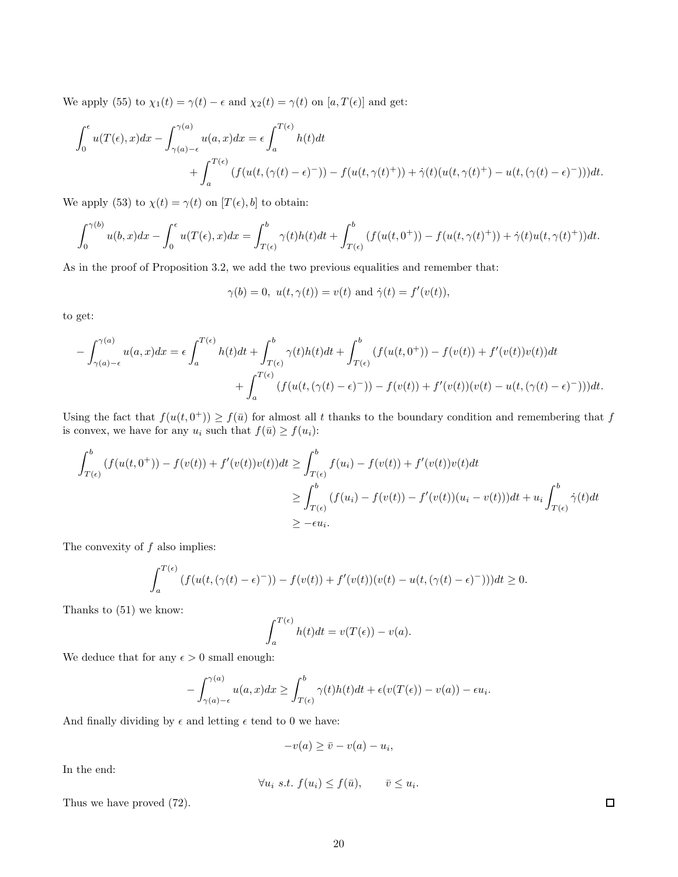We apply (55) to $\chi_1(t) = \gamma(t) - \epsilon$ and $\chi_2(t) = \gamma(t)$ on $[a, T(\epsilon)]$ and get:

$$\int_0^{\epsilon} u(T(\epsilon), x)dx - \int_{\gamma(a)-\epsilon}^{\gamma(a)} u(a, x)dx = \epsilon \int_a^{T(\epsilon)} h(t)dt \\ + \int_a^{T(\epsilon)} (f(u(t, (\gamma(t) - \epsilon)^-)) - f(u(t, \gamma(t)^+)) + \dot{\gamma}(t)(u(t, \gamma(t)^+) - u(t, (\gamma(t) - \epsilon)^-)))dt.$$

We apply (53) to $\chi(t) = \gamma(t)$ on $[T(\epsilon), b]$ to obtain:

$$\int_0^{\gamma(b)} u(b, x)dx - \int_0^{\epsilon} u(T(\epsilon), x)dx = \int_{T(\epsilon)}^{b} \gamma(t)h(t)dt + \int_{T(\epsilon)}^{b} (f(u(t, 0^+)) - f(u(t, \gamma(t)^+)) + \dot{\gamma}(t)u(t, \gamma(t)^+))dt.$$

As in the proof of Proposition 3.2, we add the two previous equalities and remember that:

$$\gamma(b) = 0, \; u(t, \gamma(t)) = v(t) \text{ and } \dot{\gamma}(t) = f'(v(t)),$$

to get:

$$-\int_{\gamma(a)-\epsilon}^{\gamma(a)} u(a, x)dx = \epsilon \int_a^{T(\epsilon)} h(t)dt + \int_{T(\epsilon)}^{b} \gamma(t)h(t)dt + \int_{T(\epsilon)}^{b} (f(u(t, 0^+)) - f(v(t)) + f'(v(t))v(t))dt \\ + \int_a^{T(\epsilon)} (f(u(t, (\gamma(t) - \epsilon)^-)) - f(v(t)) + f'(v(t))(v(t) - u(t, (\gamma(t) - \epsilon)^-)))dt.$$

Using the fact that $f(u(t, 0^+)) \geq f(\bar{u})$ for almost all $t$ thanks to the boundary condition and remembering that $f$ is convex, we have for any $u_i$ such that $f(\bar{u}) \geq f(u_i)$:

$$\begin{aligned}
\int_{T(\epsilon)}^{b} (f(u(t, 0^+)) - f(v(t)) + f'(v(t))v(t))dt &\geq \int_{T(\epsilon)}^{b} f(u_i) - f(v(t)) + f'(v(t))v(t)dt \\
&\geq \int_{T(\epsilon)}^{b} (f(u_i) - f(v(t)) - f'(v(t))(u_i - v(t)))dt + u_i \int_{T(\epsilon)}^{b} \dot{\gamma}(t)dt \\
&\geq -\epsilon u_i.
\end{aligned}$$

The convexity of $f$ also implies:

$$\int_a^{T(\epsilon)} (f(u(t, (\gamma(t) - \epsilon)^-)) - f(v(t)) + f'(v(t))(v(t) - u(t, (\gamma(t) - \epsilon)^-)))dt \geq 0.$$

Thanks to (51) we know:

$$\int_a^{T(\epsilon)} h(t)dt = v(T(\epsilon)) - v(a).$$

We deduce that for any $\epsilon > 0$ small enough:

$$-\int_{\gamma(a)-\epsilon}^{\gamma(a)} u(a, x)dx \geq \int_{T(\epsilon)}^{b} \gamma(t)h(t)dt + \epsilon(v(T(\epsilon)) - v(a)) - \epsilon u_i.$$

And finally dividing by $\epsilon$ and letting $\epsilon$ tend to 0 we have:

$$-v(a) \geq \bar{v} - v(a) - u_i,$$

In the end:

$$\forall u_i \; s.t. \; f(u_i) \leq f(\bar{u}), \qquad \bar{v} \leq u_i.$$

Thus we have proved (72). $\square$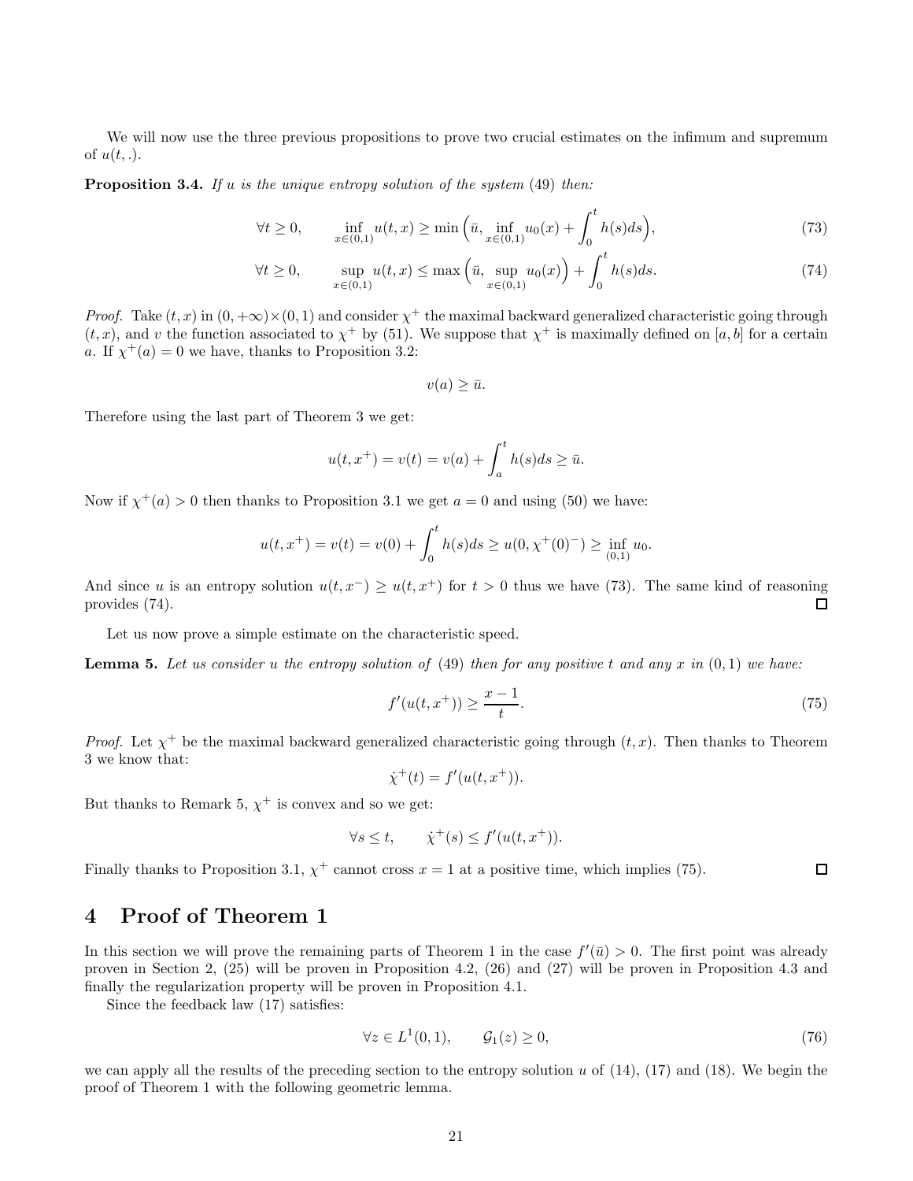We will now use the three previous propositions to prove two crucial estimates on the infimum and supremum of $u(t,.)$.

**Proposition 3.4.** *If $u$ is the unique entropy solution of the system* (49) *then:*

$$\forall t \geq 0, \qquad \inf_{x\in(0,1)} u(t,x) \geq \min\Big(\bar{u}, \inf_{x\in(0,1)} u_0(x) + \int_0^t h(s)ds\Big), \tag{73}$$

$$\forall t \geq 0, \qquad \sup_{x\in(0,1)} u(t,x) \leq \max\Big(\bar{u}, \sup_{x\in(0,1)} u_0(x)\Big) + \int_0^t h(s)ds. \tag{74}$$

*Proof.* Take $(t,x)$ in $(0,+\infty)\times(0,1)$ and consider $\chi^+$ the maximal backward generalized characteristic going through $(t,x)$, and $v$ the function associated to $\chi^+$ by (51). We suppose that $\chi^+$ is maximally defined on $[a,b]$ for a certain $a$. If $\chi^+(a) = 0$ we have, thanks to Proposition 3.2:

$$v(a) \geq \bar{u}.$$

Therefore using the last part of Theorem 3 we get:

$$u(t,x^+) = v(t) = v(a) + \int_a^t h(s)ds \geq \bar{u}.$$

Now if $\chi^+(a) > 0$ then thanks to Proposition 3.1 we get $a = 0$ and using (50) we have:

$$u(t,x^+) = v(t) = v(0) + \int_0^t h(s)ds \geq u(0,\chi^+(0)^-) \geq \inf_{(0,1)} u_0.$$

And since $u$ is an entropy solution $u(t,x^-) \geq u(t,x^+)$ for $t > 0$ thus we have (73). The same kind of reasoning provides (74). $\square$

Let us now prove a simple estimate on the characteristic speed.

**Lemma 5.** *Let us consider $u$ the entropy solution of* (49) *then for any positive $t$ and any $x$ in $(0,1)$ we have:*

$$f'(u(t,x^+)) \geq \frac{x-1}{t}. \tag{75}$$

*Proof.* Let $\chi^+$ be the maximal backward generalized characteristic going through $(t,x)$. Then thanks to Theorem 3 we know that:

$$\dot{\chi}^+(t) = f'(u(t,x^+)).$$

But thanks to Remark 5, $\chi^+$ is convex and so we get:

$$\forall s \leq t, \qquad \dot{\chi}^+(s) \leq f'(u(t,x^+)).$$

Finally thanks to Proposition 3.1, $\chi^+$ cannot cross $x = 1$ at a positive time, which implies (75). $\square$

# 4 Proof of Theorem 1

In this section we will prove the remaining parts of Theorem 1 in the case $f'(\bar{u}) > 0$. The first point was already proven in Section 2, (25) will be proven in Proposition 4.2, (26) and (27) will be proven in Proposition 4.3 and finally the regularization property will be proven in Proposition 4.1.

Since the feedback law (17) satisfies:

$$\forall z \in L^1(0,1), \qquad \mathcal{G}_1(z) \geq 0, \tag{76}$$

we can apply all the results of the preceding section to the entropy solution $u$ of (14), (17) and (18). We begin the proof of Theorem 1 with the following geometric lemma.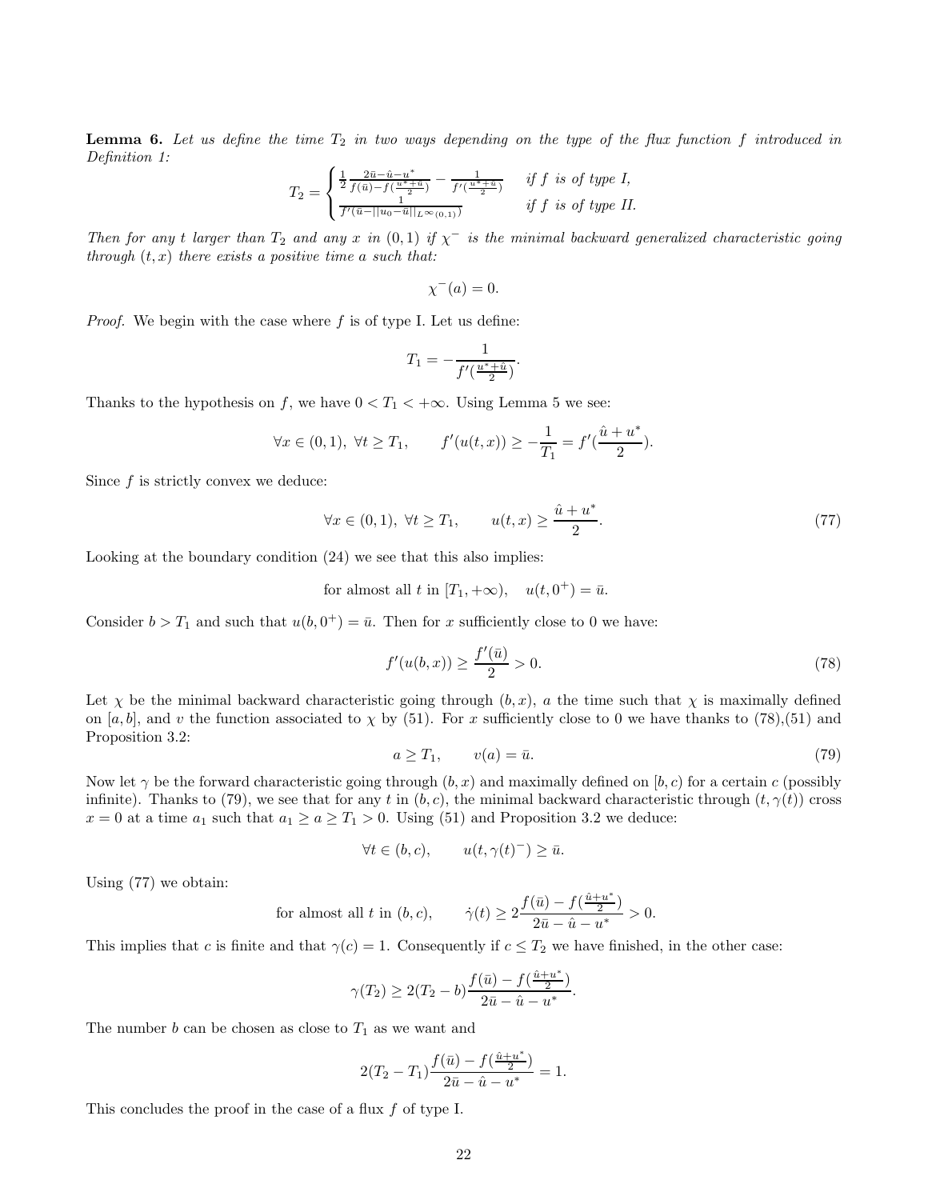**Lemma 6.** *Let us define the time $T_2$ in two ways depending on the type of the flux function $f$ introduced in Definition 1:*

$$T_2 = \begin{cases} \frac{1}{2}\frac{2\bar{u}-\hat{u}-u^*}{f(\bar{u})-f(\frac{u^*+\hat{u}}{2})} - \frac{1}{f'(\frac{u^*+\hat{u}}{2})} & \textit{if } f \textit{ is of type I,} \\ \frac{1}{f'(\bar{u}-||u_0-\bar{u}||_{L^\infty(0,1)})} & \textit{if } f \textit{ is of type II.} \end{cases}$$

*Then for any $t$ larger than $T_2$ and any $x$ in $(0,1)$ if $\chi^-$ is the minimal backward generalized characteristic going through $(t,x)$ there exists a positive time $a$ such that:*

$$\chi^-(a) = 0.$$

*Proof.* We begin with the case where $f$ is of type I. Let us define:

$$T_1 = -\frac{1}{f'(\frac{u^*+\hat{u}}{2})}.$$

Thanks to the hypothesis on $f$, we have $0 < T_1 < +\infty$. Using Lemma 5 we see:

$$\forall x \in (0,1),\ \forall t \geq T_1, \qquad f'(u(t,x)) \geq -\frac{1}{T_1} = f'(\frac{\hat{u}+u^*}{2}).$$

Since $f$ is strictly convex we deduce:

$$\forall x \in (0,1),\ \forall t \geq T_1, \qquad u(t,x) \geq \frac{\hat{u}+u^*}{2}. \tag{77}$$

Looking at the boundary condition (24) we see that this also implies:

$$\text{for almost all } t \text{ in } [T_1,+\infty), \quad u(t,0^+) = \bar{u}.$$

Consider $b > T_1$ and such that $u(b,0^+) = \bar{u}$. Then for $x$ sufficiently close to 0 we have:

$$f'(u(b,x)) \geq \frac{f'(\bar{u})}{2} > 0. \tag{78}$$

Let $\chi$ be the minimal backward characteristic going through $(b,x)$, $a$ the time such that $\chi$ is maximally defined on $[a,b]$, and $v$ the function associated to $\chi$ by (51). For $x$ sufficiently close to 0 we have thanks to (78),(51) and Proposition 3.2:

$$a \geq T_1, \qquad v(a) = \bar{u}. \tag{79}$$

Now let $\gamma$ be the forward characteristic going through $(b,x)$ and maximally defined on $[b,c)$ for a certain $c$ (possibly infinite). Thanks to (79), we see that for any $t$ in $(b,c)$, the minimal backward characteristic through $(t,\gamma(t))$ cross $x=0$ at a time $a_1$ such that $a_1 \geq a \geq T_1 > 0$. Using (51) and Proposition 3.2 we deduce:

$$\forall t \in (b,c), \qquad u(t,\gamma(t)^-) \geq \bar{u}.$$

Using (77) we obtain:

$$\text{for almost all } t \text{ in } (b,c), \qquad \dot{\gamma}(t) \geq 2\frac{f(\bar{u})-f(\frac{\hat{u}+u^*}{2})}{2\bar{u}-\hat{u}-u^*} > 0.$$

This implies that $c$ is finite and that $\gamma(c) = 1$. Consequently if $c \leq T_2$ we have finished, in the other case:

$$\gamma(T_2) \geq 2(T_2-b)\frac{f(\bar{u})-f(\frac{\hat{u}+u^*}{2})}{2\bar{u}-\hat{u}-u^*}.$$

The number $b$ can be chosen as close to $T_1$ as we want and

$$2(T_2-T_1)\frac{f(\bar{u})-f(\frac{\hat{u}+u^*}{2})}{2\bar{u}-\hat{u}-u^*} = 1.$$

This concludes the proof in the case of a flux $f$ of type I.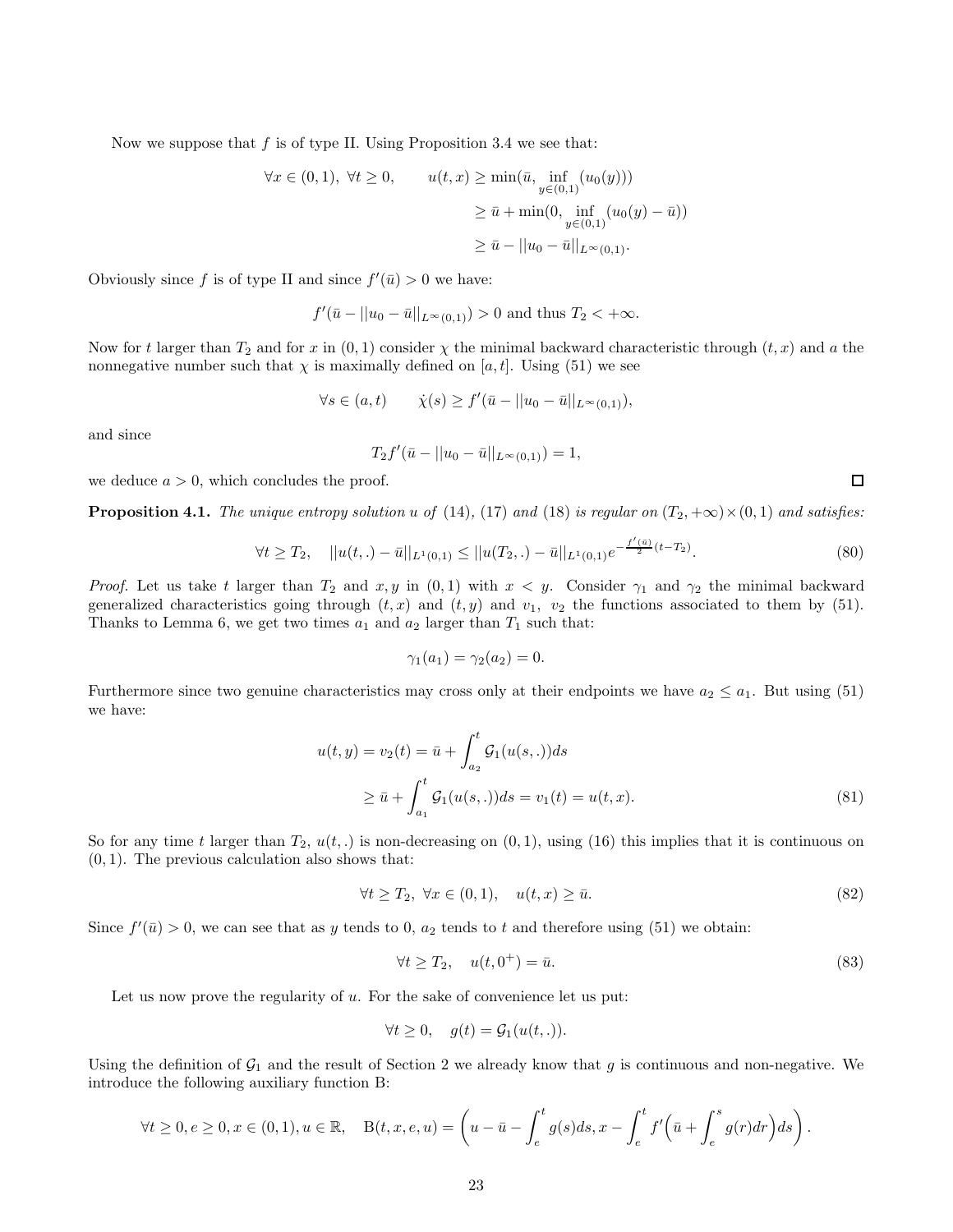Now we suppose that $f$ is of type II. Using Proposition 3.4 we see that:

$$\begin{aligned}\forall x \in (0,1),\ \forall t \geq 0, \qquad u(t,x) &\geq \min(\bar{u}, \inf_{y\in(0,1)}(u_0(y))) \\ &\geq \bar{u} + \min(0, \inf_{y\in(0,1)}(u_0(y) - \bar{u})) \\ &\geq \bar{u} - ||u_0 - \bar{u}||_{L^\infty(0,1)}.\end{aligned}$$

Obviously since $f$ is of type II and since $f'(\bar{u}) > 0$ we have:

$$f'(\bar{u} - ||u_0 - \bar{u}||_{L^\infty(0,1)}) > 0 \text{ and thus } T_2 < +\infty.$$

Now for $t$ larger than $T_2$ and for $x$ in $(0,1)$ consider $\chi$ the minimal backward characteristic through $(t,x)$ and $a$ the nonnegative number such that $\chi$ is maximally defined on $[a,t]$. Using (51) we see

$$\forall s \in (a,t) \qquad \dot{\chi}(s) \geq f'(\bar{u} - ||u_0 - \bar{u}||_{L^\infty(0,1)}),$$

and since

$$T_2 f'(\bar{u} - ||u_0 - \bar{u}||_{L^\infty(0,1)}) = 1,$$

we deduce $a > 0$, which concludes the proof. $\square$

**Proposition 4.1.** *The unique entropy solution $u$ of* (14), (17) *and* (18) *is regular on $(T_2, +\infty) \times (0,1)$ and satisfies:*

$$\forall t \geq T_2, \quad ||u(t,.) - \bar{u}||_{L^1(0,1)} \leq ||u(T_2,.) - \bar{u}||_{L^1(0,1)} e^{-\frac{f'(\bar{u})}{2}(t-T_2)}. \tag{80}$$

*Proof.* Let us take $t$ larger than $T_2$ and $x, y$ in $(0,1)$ with $x < y$. Consider $\gamma_1$ and $\gamma_2$ the minimal backward generalized characteristics going through $(t,x)$ and $(t,y)$ and $v_1$, $v_2$ the functions associated to them by (51). Thanks to Lemma 6, we get two times $a_1$ and $a_2$ larger than $T_1$ such that:

$$\gamma_1(a_1) = \gamma_2(a_2) = 0.$$

Furthermore since two genuine characteristics may cross only at their endpoints we have $a_2 \leq a_1$. But using (51) we have:

$$\begin{aligned}u(t,y) = v_2(t) &= \bar{u} + \int_{a_2}^{t} \mathcal{G}_1(u(s,.))ds \\ &\geq \bar{u} + \int_{a_1}^{t} \mathcal{G}_1(u(s,.))ds = v_1(t) = u(t,x).\end{aligned} \tag{81}$$

So for any time $t$ larger than $T_2$, $u(t,.)$ is non-decreasing on $(0,1)$, using (16) this implies that it is continuous on $(0,1)$. The previous calculation also shows that:

$$\forall t \geq T_2,\ \forall x \in (0,1), \quad u(t,x) \geq \bar{u}. \tag{82}$$

Since $f'(\bar{u}) > 0$, we can see that as $y$ tends to $0$, $a_2$ tends to $t$ and therefore using (51) we obtain:

$$\forall t \geq T_2, \quad u(t, 0^+) = \bar{u}. \tag{83}$$

Let us now prove the regularity of $u$. For the sake of convenience let us put:

$$\forall t \geq 0, \quad g(t) = \mathcal{G}_1(u(t,.)).$$

Using the definition of $\mathcal{G}_1$ and the result of Section 2 we already know that $g$ is continuous and non-negative. We introduce the following auxiliary function B:

$$\forall t \geq 0, e \geq 0, x \in (0,1), u \in \mathbb{R}, \quad \mathrm{B}(t,x,e,u) = \left( u - \bar{u} - \int_e^t g(s)ds, x - \int_e^t f'\Big(\bar{u} + \int_e^s g(r)dr\Big)ds \right).$$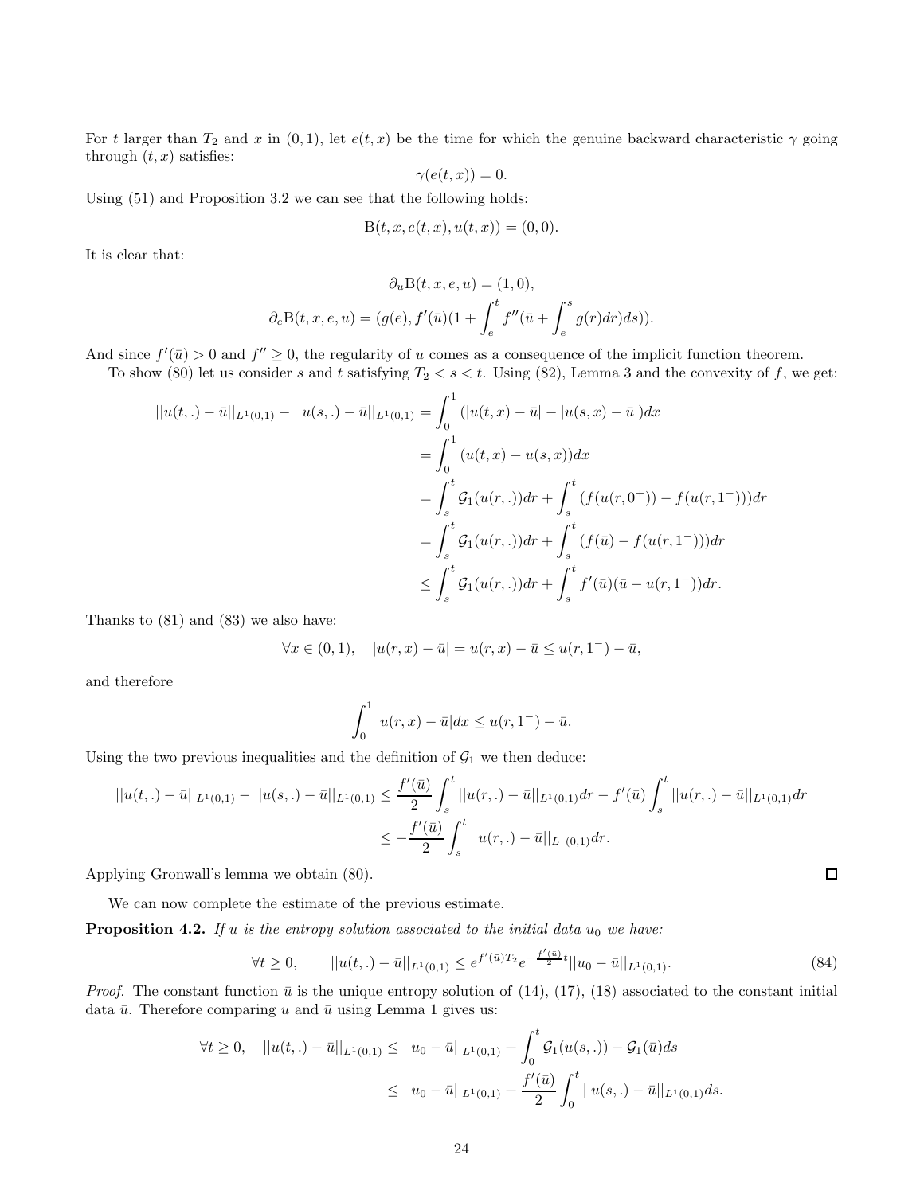For $t$ larger than $T_2$ and $x$ in $(0,1)$, let $e(t,x)$ be the time for which the genuine backward characteristic $\gamma$ going through $(t,x)$ satisfies:

$$\gamma(e(t,x)) = 0.$$

Using (51) and Proposition 3.2 we can see that the following holds:

$$\mathrm{B}(t,x,e(t,x),u(t,x)) = (0,0).$$

It is clear that:

$$\partial_u \mathrm{B}(t,x,e,u) = (1,0),$$

$$\partial_e \mathrm{B}(t,x,e,u) = (g(e), f'(\bar{u})(1 + \int_e^t f''(\bar{u} + \int_e^s g(r)dr)ds)).$$

And since $f'(\bar{u}) > 0$ and $f'' \geq 0$, the regularity of $u$ comes as a consequence of the implicit function theorem.

To show (80) let us consider $s$ and $t$ satisfying $T_2 < s < t$. Using (82), Lemma 3 and the convexity of $f$, we get:

$$\begin{aligned}
||u(t,.) - \bar{u}||_{L^1(0,1)} - ||u(s,.) - \bar{u}||_{L^1(0,1)} &= \int_0^1 (|u(t,x) - \bar{u}| - |u(s,x) - \bar{u}|)dx \\
&= \int_0^1 (u(t,x) - u(s,x))dx \\
&= \int_s^t \mathcal{G}_1(u(r,.))dr + \int_s^t (f(u(r,0^+)) - f(u(r,1^-)))dr \\
&= \int_s^t \mathcal{G}_1(u(r,.))dr + \int_s^t (f(\bar{u}) - f(u(r,1^-)))dr \\
&\leq \int_s^t \mathcal{G}_1(u(r,.))dr + \int_s^t f'(\bar{u})(\bar{u} - u(r,1^-))dr.
\end{aligned}$$

Thanks to (81) and (83) we also have:

$$\forall x \in (0,1), \quad |u(r,x) - \bar{u}| = u(r,x) - \bar{u} \leq u(r,1^-) - \bar{u},$$

and therefore

$$\int_0^1 |u(r,x) - \bar{u}|dx \leq u(r,1^-) - \bar{u}.$$

Using the two previous inequalities and the definition of $\mathcal{G}_1$ we then deduce:

$$\begin{aligned}
||u(t,.) - \bar{u}||_{L^1(0,1)} - ||u(s,.) - \bar{u}||_{L^1(0,1)} &\leq \frac{f'(\bar{u})}{2} \int_s^t ||u(r,.) - \bar{u}||_{L^1(0,1)}dr - f'(\bar{u}) \int_s^t ||u(r,.) - \bar{u}||_{L^1(0,1)}dr \\
&\leq -\frac{f'(\bar{u})}{2} \int_s^t ||u(r,.) - \bar{u}||_{L^1(0,1)}dr.
\end{aligned}$$

Applying Gronwall's lemma we obtain (80). $\square$

We can now complete the estimate of the previous estimate.

**Proposition 4.2.** *If $u$ is the entropy solution associated to the initial data $u_0$ we have:*

$$\forall t \geq 0, \qquad ||u(t,.) - \bar{u}||_{L^1(0,1)} \leq e^{f'(\bar{u})T_2} e^{-\frac{f'(\bar{u})}{2}t} ||u_0 - \bar{u}||_{L^1(0,1)}. \tag{84}$$

*Proof.* The constant function $\bar{u}$ is the unique entropy solution of (14), (17), (18) associated to the constant initial data $\bar{u}$. Therefore comparing $u$ and $\bar{u}$ using Lemma 1 gives us:

$$\begin{aligned}
\forall t \geq 0, \quad ||u(t,.) - \bar{u}||_{L^1(0,1)} &\leq ||u_0 - \bar{u}||_{L^1(0,1)} + \int_0^t \mathcal{G}_1(u(s,.)) - \mathcal{G}_1(\bar{u})ds \\
&\leq ||u_0 - \bar{u}||_{L^1(0,1)} + \frac{f'(\bar{u})}{2} \int_0^t ||u(s,.) - \bar{u}||_{L^1(0,1)}ds.
\end{aligned}$$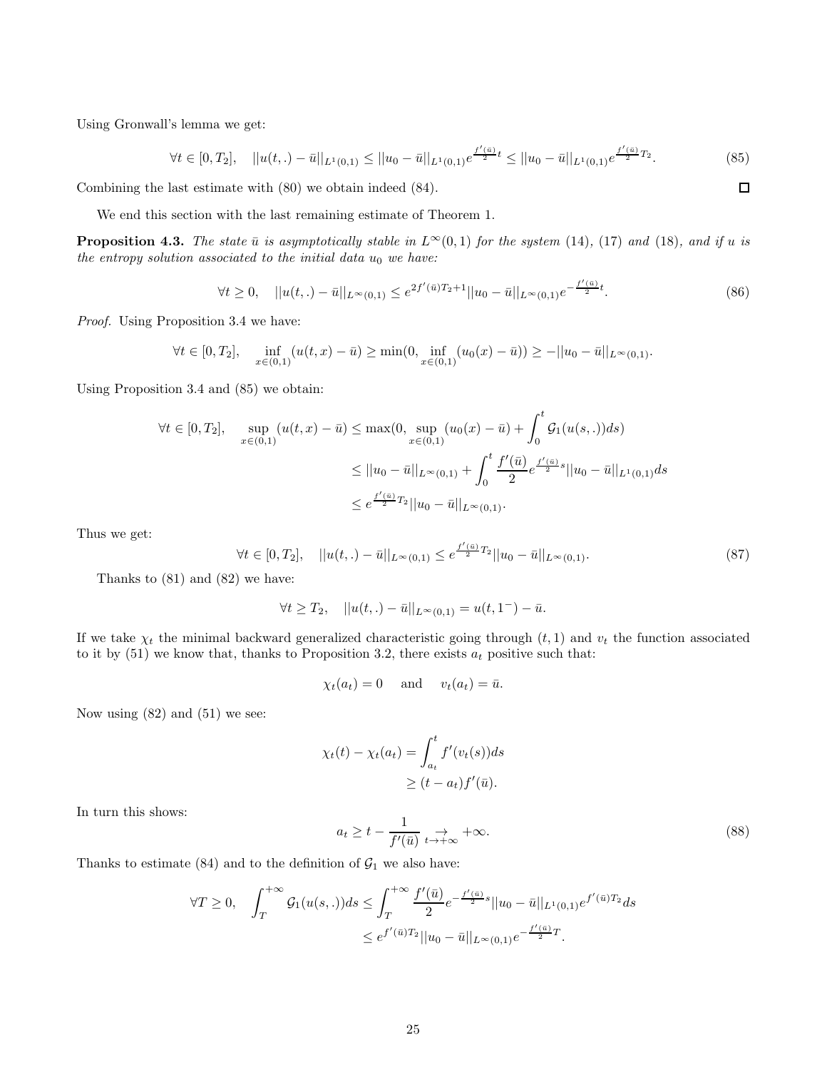Using Gronwall's lemma we get:

$$\forall t \in [0, T_2], \quad ||u(t,.) - \bar{u}||_{L^1(0,1)} \leq ||u_0 - \bar{u}||_{L^1(0,1)} e^{\frac{f'(\bar{u})}{2}t} \leq ||u_0 - \bar{u}||_{L^1(0,1)} e^{\frac{f'(\bar{u})}{2}T_2}. \tag{85}$$

Combining the last estimate with (80) we obtain indeed (84). □

We end this section with the last remaining estimate of Theorem 1.

**Proposition 4.3.** *The state $\bar{u}$ is asymptotically stable in $L^\infty(0,1)$ for the system* (14)*,* (17) *and* (18)*, and if $u$ is the entropy solution associated to the initial data $u_0$ we have:*

$$\forall t \geq 0, \quad ||u(t,.) - \bar{u}||_{L^\infty(0,1)} \leq e^{2f'(\bar{u})T_2+1} ||u_0 - \bar{u}||_{L^\infty(0,1)} e^{-\frac{f'(\bar{u})}{2}t}. \tag{86}$$

*Proof.* Using Proposition 3.4 we have:

$$\forall t \in [0, T_2], \quad \inf_{x \in (0,1)} (u(t,x) - \bar{u}) \geq \min(0, \inf_{x \in (0,1)} (u_0(x) - \bar{u})) \geq -||u_0 - \bar{u}||_{L^\infty(0,1)}.$$

Using Proposition 3.4 and (85) we obtain:

$$\begin{aligned}
\forall t \in [0, T_2], \quad \sup_{x \in (0,1)} (u(t,x) - \bar{u}) &\leq \max(0, \sup_{x \in (0,1)} (u_0(x) - \bar{u}) + \int_0^t \mathcal{G}_1(u(s,.))ds) \\
&\leq ||u_0 - \bar{u}||_{L^\infty(0,1)} + \int_0^t \frac{f'(\bar{u})}{2} e^{\frac{f'(\bar{u})}{2}s} ||u_0 - \bar{u}||_{L^1(0,1)} ds \\
&\leq e^{\frac{f'(\bar{u})}{2}T_2} ||u_0 - \bar{u}||_{L^\infty(0,1)}.
\end{aligned}$$

Thus we get:

$$\forall t \in [0, T_2], \quad ||u(t,.) - \bar{u}||_{L^\infty(0,1)} \leq e^{\frac{f'(\bar{u})}{2}T_2} ||u_0 - \bar{u}||_{L^\infty(0,1)}. \tag{87}$$

Thanks to (81) and (82) we have:

$$\forall t \geq T_2, \quad ||u(t,.) - \bar{u}||_{L^\infty(0,1)} = u(t, 1^-) - \bar{u}.$$

If we take $\chi_t$ the minimal backward generalized characteristic going through $(t, 1)$ and $v_t$ the function associated to it by (51) we know that, thanks to Proposition 3.2, there exists $a_t$ positive such that:

$$\chi_t(a_t) = 0 \quad \text{ and } \quad v_t(a_t) = \bar{u}.$$

Now using (82) and (51) we see:

$$\begin{aligned}
\chi_t(t) - \chi_t(a_t) &= \int_{a_t}^t f'(v_t(s))ds \\
&\geq (t - a_t) f'(\bar{u}).
\end{aligned}$$

In turn this shows:

$$a_t \geq t - \frac{1}{f'(\bar{u})} \underset{t \to +\infty}{\to} +\infty. \tag{88}$$

Thanks to estimate (84) and to the definition of $\mathcal{G}_1$ we also have:

$$\begin{aligned}
\forall T \geq 0, \quad \int_T^{+\infty} \mathcal{G}_1(u(s,.))ds &\leq \int_T^{+\infty} \frac{f'(\bar{u})}{2} e^{-\frac{f'(\bar{u})}{2}s} ||u_0 - \bar{u}||_{L^1(0,1)} e^{f'(\bar{u})T_2} ds \\
&\leq e^{f'(\bar{u})T_2} ||u_0 - \bar{u}||_{L^\infty(0,1)} e^{-\frac{f'(\bar{u})}{2}T}.
\end{aligned}$$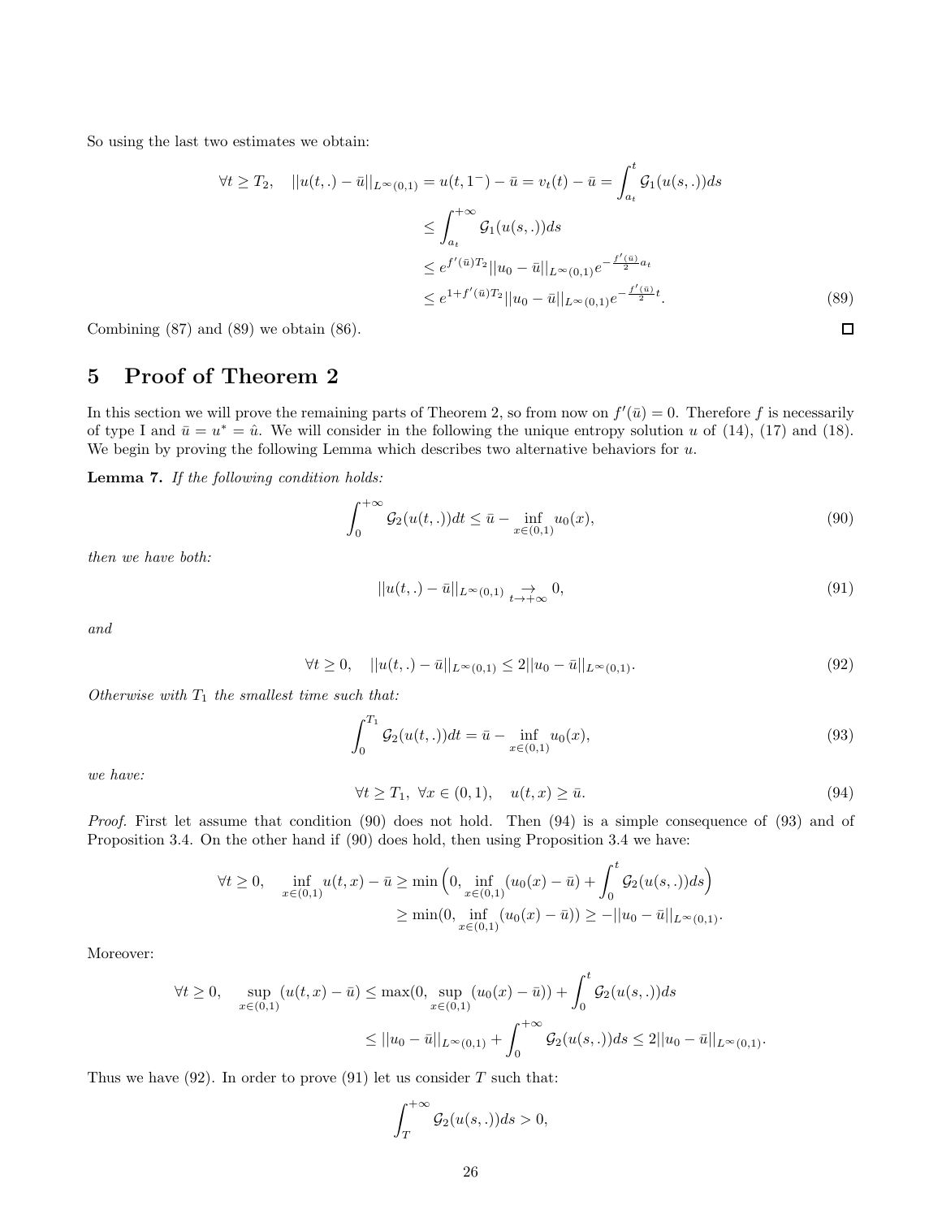So using the last two estimates we obtain:

$$
\begin{aligned}
\forall t \geq T_2, \quad ||u(t,.)-\bar{u}||_{L^\infty(0,1)} = u(t,1^-) - \bar{u} = v_t(t) - \bar{u} &= \int_{a_t}^{t} \mathcal{G}_1(u(s,.))ds \\
&\leq \int_{a_t}^{+\infty} \mathcal{G}_1(u(s,.))ds \\
&\leq e^{f'(\bar{u})T_2} ||u_0 - \bar{u}||_{L^\infty(0,1)} e^{-\frac{f'(\bar{u})}{2}a_t} \\
&\leq e^{1+f'(\bar{u})T_2} ||u_0 - \bar{u}||_{L^\infty(0,1)} e^{-\frac{f'(\bar{u})}{2}t}. \qquad (89)
\end{aligned}
$$

Combining (87) and (89) we obtain (86). ☐

# 5 Proof of Theorem 2

In this section we will prove the remaining parts of Theorem 2, so from now on $f'(\bar{u}) = 0$. Therefore $f$ is necessarily of type I and $\bar{u} = u^* = \hat{u}$. We will consider in the following the unique entropy solution $u$ of (14), (17) and (18). We begin by proving the following Lemma which describes two alternative behaviors for $u$.

**Lemma 7.** *If the following condition holds:*

$$
\int_0^{+\infty} \mathcal{G}_2(u(t,.))dt \leq \bar{u} - \inf_{x\in(0,1)} u_0(x), \qquad (90)
$$

*then we have both:*

$$
||u(t,.)-\bar{u}||_{L^\infty(0,1)} \underset{t\to+\infty}{\to} 0, \qquad (91)
$$

*and*

$$
\forall t \geq 0, \quad ||u(t,.)-\bar{u}||_{L^\infty(0,1)} \leq 2||u_0-\bar{u}||_{L^\infty(0,1)}. \qquad (92)
$$

*Otherwise with $T_1$ the smallest time such that:*

$$
\int_0^{T_1} \mathcal{G}_2(u(t,.))dt = \bar{u} - \inf_{x\in(0,1)} u_0(x), \qquad (93)
$$

*we have:*

$$
\forall t \geq T_1, \ \forall x \in (0,1), \quad u(t,x) \geq \bar{u}. \qquad (94)
$$

*Proof.* First let assume that condition (90) does not hold. Then (94) is a simple consequence of (93) and of Proposition 3.4. On the other hand if (90) does hold, then using Proposition 3.4 we have:

$$
\begin{aligned}
\forall t \geq 0, \quad \inf_{x\in(0,1)} u(t,x) - \bar{u} &\geq \min\Big(0, \inf_{x\in(0,1)}(u_0(x)-\bar{u}) + \int_0^t \mathcal{G}_2(u(s,.))ds\Big) \\
&\geq \min(0, \inf_{x\in(0,1)}(u_0(x)-\bar{u})) \geq -||u_0-\bar{u}||_{L^\infty(0,1)}.
\end{aligned}
$$

Moreover:

$$
\begin{aligned}
\forall t \geq 0, \quad \sup_{x\in(0,1)}(u(t,x)-\bar{u}) &\leq \max(0, \sup_{x\in(0,1)}(u_0(x)-\bar{u})) + \int_0^t \mathcal{G}_2(u(s,.))ds \\
&\leq ||u_0-\bar{u}||_{L^\infty(0,1)} + \int_0^{+\infty} \mathcal{G}_2(u(s,.))ds \leq 2||u_0-\bar{u}||_{L^\infty(0,1)}.
\end{aligned}
$$

Thus we have (92). In order to prove (91) let us consider $T$ such that:

$$
\int_T^{+\infty} \mathcal{G}_2(u(s,.))ds > 0,
$$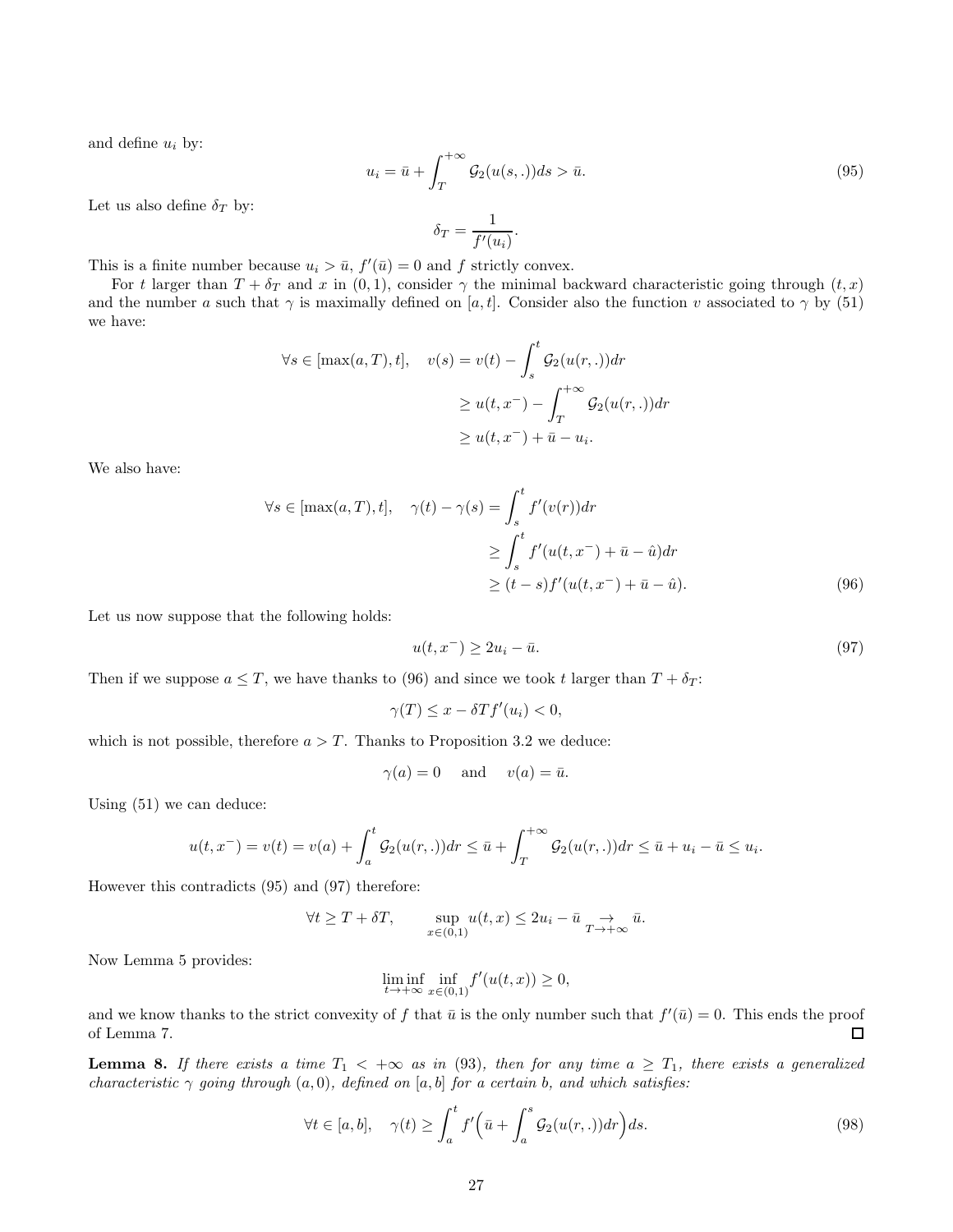and define $u_i$ by:

$$u_i = \bar{u} + \int_T^{+\infty} \mathcal{G}_2(u(s,.))ds > \bar{u}. \tag{95}$$

Let us also define $\delta_T$ by:

$$\delta_T = \frac{1}{f'(u_i)}.$$

This is a finite number because $u_i > \bar{u}$, $f'(\bar{u}) = 0$ and $f$ strictly convex.

For $t$ larger than $T + \delta_T$ and $x$ in $(0,1)$, consider $\gamma$ the minimal backward characteristic going through $(t,x)$ and the number $a$ such that $\gamma$ is maximally defined on $[a,t]$. Consider also the function $v$ associated to $\gamma$ by (51) we have:

$$\begin{aligned}
\forall s \in [\max(a,T), t], \quad v(s) &= v(t) - \int_s^t \mathcal{G}_2(u(r,.))dr \\
&\geq u(t,x^-) - \int_T^{+\infty} \mathcal{G}_2(u(r,.))dr \\
&\geq u(t,x^-) + \bar{u} - u_i.
\end{aligned}$$

We also have:

$$\begin{aligned}
\forall s \in [\max(a,T), t], \quad \gamma(t) - \gamma(s) &= \int_s^t f'(v(r))dr \\
&\geq \int_s^t f'(u(t,x^-) + \bar{u} - \hat{u})dr \\
&\geq (t-s) f'(u(t,x^-) + \bar{u} - \hat{u}).
\end{aligned} \tag{96}$$

Let us now suppose that the following holds:

$$u(t,x^-) \geq 2u_i - \bar{u}. \tag{97}$$

Then if we suppose $a \leq T$, we have thanks to (96) and since we took $t$ larger than $T + \delta_T$:

$$\gamma(T) \leq x - \delta T f'(u_i) < 0,$$

which is not possible, therefore $a > T$. Thanks to Proposition 3.2 we deduce:

$$\gamma(a) = 0 \quad \text{ and } \quad v(a) = \bar{u}.$$

Using (51) we can deduce:

$$u(t,x^-) = v(t) = v(a) + \int_a^t \mathcal{G}_2(u(r,.))dr \leq \bar{u} + \int_T^{+\infty} \mathcal{G}_2(u(r,.))dr \leq \bar{u} + u_i - \bar{u} \leq u_i.$$

However this contradicts (95) and (97) therefore:

$$\forall t \geq T + \delta T, \qquad \sup_{x \in (0,1)} u(t,x) \leq 2u_i - \bar{u} \underset{T \to +\infty}{\to} \bar{u}.$$

Now Lemma 5 provides:

$$\liminf_{t \to +\infty} \inf_{x \in (0,1)} f'(u(t,x)) \geq 0,$$

and we know thanks to the strict convexity of $f$ that $\bar{u}$ is the only number such that $f'(\bar{u}) = 0$. This ends the proof of Lemma 7. ◻

**Lemma 8.** *If there exists a time $T_1 < +\infty$ as in (93), then for any time $a \geq T_1$, there exists a generalized characteristic $\gamma$ going through $(a,0)$, defined on $[a,b]$ for a certain $b$, and which satisfies:*

$$\forall t \in [a,b], \quad \gamma(t) \geq \int_a^t f'\Big(\bar{u} + \int_a^s \mathcal{G}_2(u(r,.))dr\Big)ds. \tag{98}$$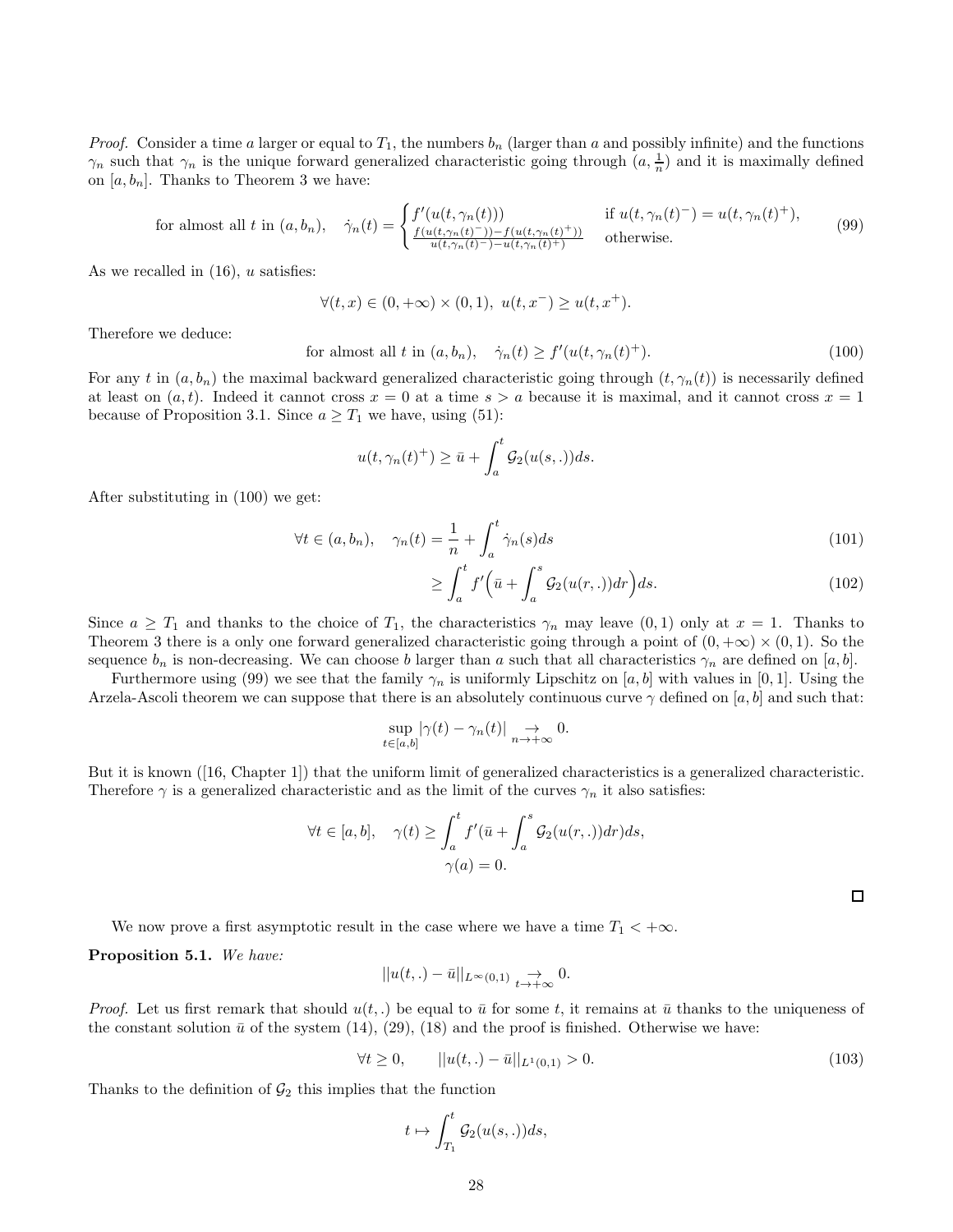*Proof.* Consider a time $a$ larger or equal to $T_1$, the numbers $b_n$ (larger than $a$ and possibly infinite) and the functions $\gamma_n$ such that $\gamma_n$ is the unique forward generalized characteristic going through $(a, \frac{1}{n})$ and it is maximally defined on $[a, b_n]$. Thanks to Theorem 3 we have:

$$\text{for almost all } t \text{ in } (a, b_n), \quad \dot{\gamma}_n(t) = \begin{cases} f'(u(t, \gamma_n(t))) & \text{if } u(t, \gamma_n(t)^-) = u(t, \gamma_n(t)^+), \\ \frac{f(u(t,\gamma_n(t)^-)) - f(u(t,\gamma_n(t)^+))}{u(t,\gamma_n(t)^-) - u(t,\gamma_n(t)^+)} & \text{otherwise.} \end{cases} \tag{99}$$

As we recalled in (16), $u$ satisfies:

$$\forall (t, x) \in (0, +\infty) \times (0, 1), \; u(t, x^-) \geq u(t, x^+).$$

Therefore we deduce:

$$\text{for almost all } t \text{ in } (a, b_n), \quad \dot{\gamma}_n(t) \geq f'(u(t, \gamma_n(t)^+). \tag{100}$$

For any $t$ in $(a, b_n)$ the maximal backward generalized characteristic going through $(t, \gamma_n(t))$ is necessarily defined at least on $(a, t)$. Indeed it cannot cross $x = 0$ at a time $s > a$ because it is maximal, and it cannot cross $x = 1$ because of Proposition 3.1. Since $a \geq T_1$ we have, using (51):

$$u(t, \gamma_n(t)^+) \geq \bar{u} + \int_a^t \mathcal{G}_2(u(s, .))ds.$$

After substituting in (100) we get:

$$\forall t \in (a, b_n), \quad \gamma_n(t) = \frac{1}{n} + \int_a^t \dot{\gamma}_n(s)ds \tag{101}$$

$$\geq \int_a^t f'\Big(\bar{u} + \int_a^s \mathcal{G}_2(u(r, .))dr\Big)ds. \tag{102}$$

Since $a \geq T_1$ and thanks to the choice of $T_1$, the characteristics $\gamma_n$ may leave $(0, 1)$ only at $x = 1$. Thanks to Theorem 3 there is a only one forward generalized characteristic going through a point of $(0, +\infty) \times (0, 1)$. So the sequence $b_n$ is non-decreasing. We can choose $b$ larger than $a$ such that all characteristics $\gamma_n$ are defined on $[a, b]$.

Furthermore using (99) we see that the family $\gamma_n$ is uniformly Lipschitz on $[a, b]$ with values in $[0, 1]$. Using the Arzela-Ascoli theorem we can suppose that there is an absolutely continuous curve $\gamma$ defined on $[a, b]$ and such that:

$$\sup_{t \in [a,b]} |\gamma(t) - \gamma_n(t)| \underset{n \to +\infty}{\to} 0.$$

But it is known ([16, Chapter 1]) that the uniform limit of generalized characteristics is a generalized characteristic. Therefore $\gamma$ is a generalized characteristic and as the limit of the curves $\gamma_n$ it also satisfies:

$$\forall t \in [a, b], \quad \gamma(t) \geq \int_a^t f'(\bar{u} + \int_a^s \mathcal{G}_2(u(r, .))dr)ds,$$
$$\gamma(a) = 0.$$

□

We now prove a first asymptotic result in the case where we have a time $T_1 < +\infty$.

**Proposition 5.1.** *We have:*

$$||u(t, .) - \bar{u}||_{L^\infty(0,1)} \underset{t \to +\infty}{\to} 0.$$

*Proof.* Let us first remark that should $u(t, .)$ be equal to $\bar{u}$ for some $t$, it remains at $\bar{u}$ thanks to the uniqueness of the constant solution $\bar{u}$ of the system (14), (29), (18) and the proof is finished. Otherwise we have:

$$\forall t \geq 0, \qquad ||u(t, .) - \bar{u}||_{L^1(0,1)} > 0. \tag{103}$$

Thanks to the definition of $\mathcal{G}_2$ this implies that the function

$$t \mapsto \int_{T_1}^t \mathcal{G}_2(u(s, .))ds,$$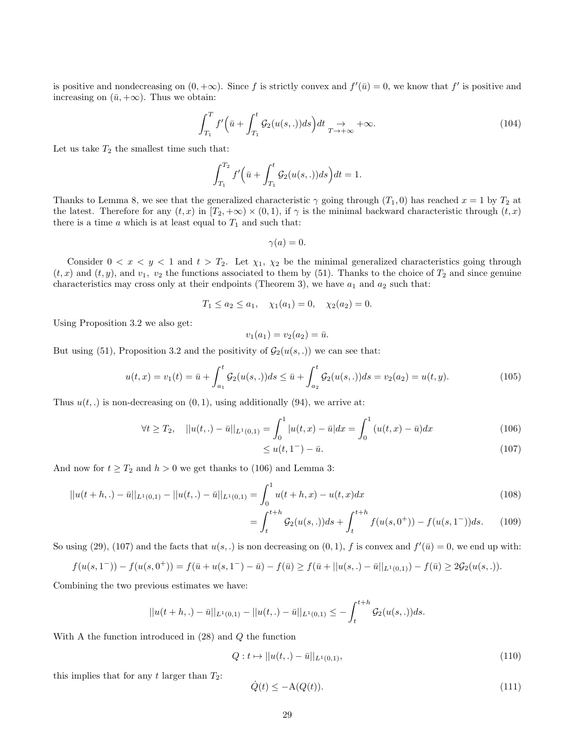is positive and nondecreasing on $(0, +\infty)$. Since $f$ is strictly convex and $f'(\bar{u}) = 0$, we know that $f'$ is positive and increasing on $(\bar{u}, +\infty)$. Thus we obtain:

$$\int_{T_1}^{T} f'\Big(\bar{u} + \int_{T_1}^{t} \mathcal{G}_2(u(s,.))ds\Big)dt \underset{T\to+\infty}{\to} +\infty. \tag{104}$$

Let us take $T_2$ the smallest time such that:

$$\int_{T_1}^{T_2} f'\Big(\bar{u} + \int_{T_1}^{t} \mathcal{G}_2(u(s,.))ds\Big)dt = 1.$$

Thanks to Lemma 8, we see that the generalized characteristic $\gamma$ going through $(T_1, 0)$ has reached $x = 1$ by $T_2$ at the latest. Therefore for any $(t, x)$ in $[T_2, +\infty) \times (0, 1)$, if $\gamma$ is the minimal backward characteristic through $(t, x)$ there is a time $a$ which is at least equal to $T_1$ and such that:

$$\gamma(a) = 0.$$

Consider $0 < x < y < 1$ and $t > T_2$. Let $\chi_1$, $\chi_2$ be the minimal generalized characteristics going through $(t, x)$ and $(t, y)$, and $v_1$, $v_2$ the functions associated to them by (51). Thanks to the choice of $T_2$ and since genuine characteristics may cross only at their endpoints (Theorem 3), we have $a_1$ and $a_2$ such that:

$$T_1 \leq a_2 \leq a_1, \quad \chi_1(a_1) = 0, \quad \chi_2(a_2) = 0.$$

Using Proposition 3.2 we also get:

$$v_1(a_1) = v_2(a_2) = \bar{u}.$$

But using (51), Proposition 3.2 and the positivity of $\mathcal{G}_2(u(s,.))$ we can see that:

$$u(t,x) = v_1(t) = \bar{u} + \int_{a_1}^{t} \mathcal{G}_2(u(s,.))ds \leq \bar{u} + \int_{a_2}^{t} \mathcal{G}_2(u(s,.))ds = v_2(a_2) = u(t,y). \tag{105}$$

Thus $u(t,.)$ is non-decreasing on $(0,1)$, using additionally (94), we arrive at:

$$\forall t \geq T_2, \quad ||u(t,.) - \bar{u}||_{L^1(0,1)} = \int_0^1 |u(t,x) - \bar{u}|dx = \int_0^1 (u(t,x) - \bar{u})dx \tag{106}$$

$$\leq u(t, 1^-) - \bar{u}. \tag{107}$$

And now for $t \geq T_2$ and $h > 0$ we get thanks to (106) and Lemma 3:

$$||u(t+h,.) - \bar{u}||_{L^1(0,1)} - ||u(t,.) - \bar{u}||_{L^1(0,1)} = \int_0^1 u(t+h,x) - u(t,x)dx \tag{108}$$

$$= \int_t^{t+h} \mathcal{G}_2(u(s,.))ds + \int_t^{t+h} f(u(s,0^+)) - f(u(s,1^-))ds. \tag{109}$$

So using (29), (107) and the facts that $u(s,.)$ is non decreasing on $(0,1)$, $f$ is convex and $f'(\bar{u}) = 0$, we end up with:

$$f(u(s,1^-)) - f(u(s,0^+)) = f(\bar{u} + u(s,1^-) - \bar{u}) - f(\bar{u}) \geq f(\bar{u} + ||u(s,.) - \bar{u}||_{L^1(0,1)}) - f(\bar{u}) \geq 2\mathcal{G}_2(u(s,.)).$$

Combining the two previous estimates we have:

$$||u(t+h,.) - \bar{u}||_{L^1(0,1)} - ||u(t,.) - \bar{u}||_{L^1(0,1)} \leq -\int_t^{t+h} \mathcal{G}_2(u(s,.))ds.$$

With A the function introduced in (28) and $Q$ the function

$$Q : t \mapsto ||u(t,.) - \bar{u}||_{L^1(0,1)}, \tag{110}$$

this implies that for any $t$ larger than $T_2$:

$$\dot{Q}(t) \leq -\mathrm{A}(Q(t)). \tag{111}$$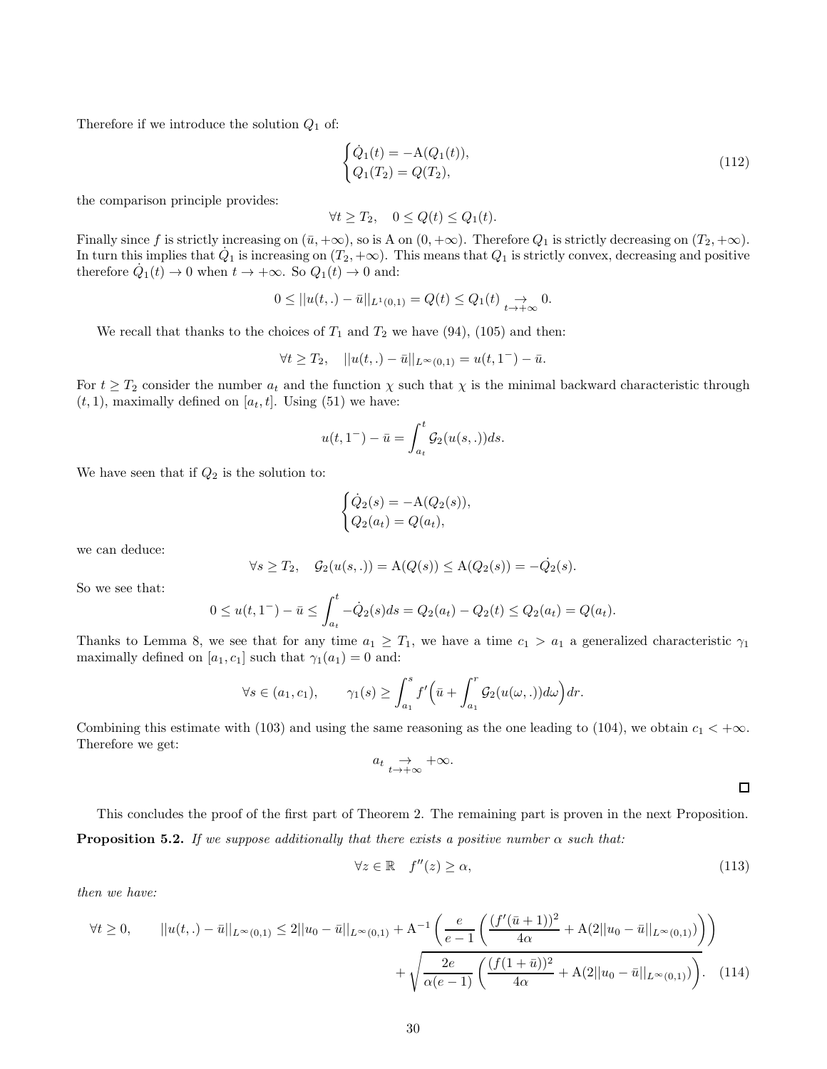Therefore if we introduce the solution $Q_1$ of:

$$\begin{cases} \dot{Q}_1(t) = -\mathrm{A}(Q_1(t)), \\ Q_1(T_2) = Q(T_2), \end{cases} \tag{112}$$

the comparison principle provides:

$$\forall t \geq T_2, \quad 0 \leq Q(t) \leq Q_1(t).$$

Finally since $f$ is strictly increasing on $(\bar{u}, +\infty)$, so is A on $(0, +\infty)$. Therefore $Q_1$ is strictly decreasing on $(T_2, +\infty)$. In turn this implies that $\dot{Q}_1$ is increasing on $(T_2, +\infty)$. This means that $Q_1$ is strictly convex, decreasing and positive therefore $\dot{Q}_1(t) \to 0$ when $t \to +\infty$. So $Q_1(t) \to 0$ and:

$$0 \leq ||u(t,.) - \bar{u}||_{L^1(0,1)} = Q(t) \leq Q_1(t) \underset{t \to +\infty}{\to} 0.$$

We recall that thanks to the choices of $T_1$ and $T_2$ we have (94), (105) and then:

$$\forall t \geq T_2, \quad ||u(t,.) - \bar{u}||_{L^\infty(0,1)} = u(t, 1^-) - \bar{u}.$$

For $t \geq T_2$ consider the number $a_t$ and the function $\chi$ such that $\chi$ is the minimal backward characteristic through $(t, 1)$, maximally defined on $[a_t, t]$. Using (51) we have:

$$u(t, 1^-) - \bar{u} = \int_{a_t}^t \mathcal{G}_2(u(s,.))ds.$$

We have seen that if $Q_2$ is the solution to:

$$\begin{cases} \dot{Q}_2(s) = -\mathrm{A}(Q_2(s)), \\ Q_2(a_t) = Q(a_t), \end{cases}$$

we can deduce:

$$\forall s \geq T_2, \quad \mathcal{G}_2(u(s,.)) = \mathrm{A}(Q(s)) \leq \mathrm{A}(Q_2(s)) = -\dot{Q}_2(s).$$

So we see that:

$$0 \leq u(t, 1^-) - \bar{u} \leq \int_{a_t}^t -\dot{Q}_2(s)ds = Q_2(a_t) - Q_2(t) \leq Q_2(a_t) = Q(a_t).$$

Thanks to Lemma 8, we see that for any time $a_1 \geq T_1$, we have a time $c_1 > a_1$ a generalized characteristic $\gamma_1$ maximally defined on $[a_1, c_1]$ such that $\gamma_1(a_1) = 0$ and:

$$\forall s \in (a_1, c_1), \qquad \gamma_1(s) \geq \int_{a_1}^s f'\Big(\bar{u} + \int_{a_1}^r \mathcal{G}_2(u(\omega,.))d\omega\Big)dr.$$

Combining this estimate with (103) and using the same reasoning as the one leading to (104), we obtain $c_1 < +\infty$. Therefore we get:

$$a_t \underset{t \to +\infty}{\to} +\infty.$$

□

This concludes the proof of the first part of Theorem 2. The remaining part is proven in the next Proposition.

**Proposition 5.2.** *If we suppose additionally that there exists a positive number $\alpha$ such that:*

$$\forall z \in \mathbb{R} \quad f''(z) \geq \alpha, \tag{113}$$

*then we have:*

$$\forall t \geq 0, \qquad ||u(t,.) - \bar{u}||_{L^\infty(0,1)} \leq 2||u_0 - \bar{u}||_{L^\infty(0,1)} + \mathrm{A}^{-1}\left(\frac{e}{e-1}\left(\frac{(f'(\bar{u}+1))^2}{4\alpha} + \mathrm{A}(2||u_0 - \bar{u}||_{L^\infty(0,1)})\right)\right) + \sqrt{\frac{2e}{\alpha(e-1)}\left(\frac{(f(1+\bar{u}))^2}{4\alpha} + \mathrm{A}(2||u_0 - \bar{u}||_{L^\infty(0,1)})\right)}. \tag{114}$$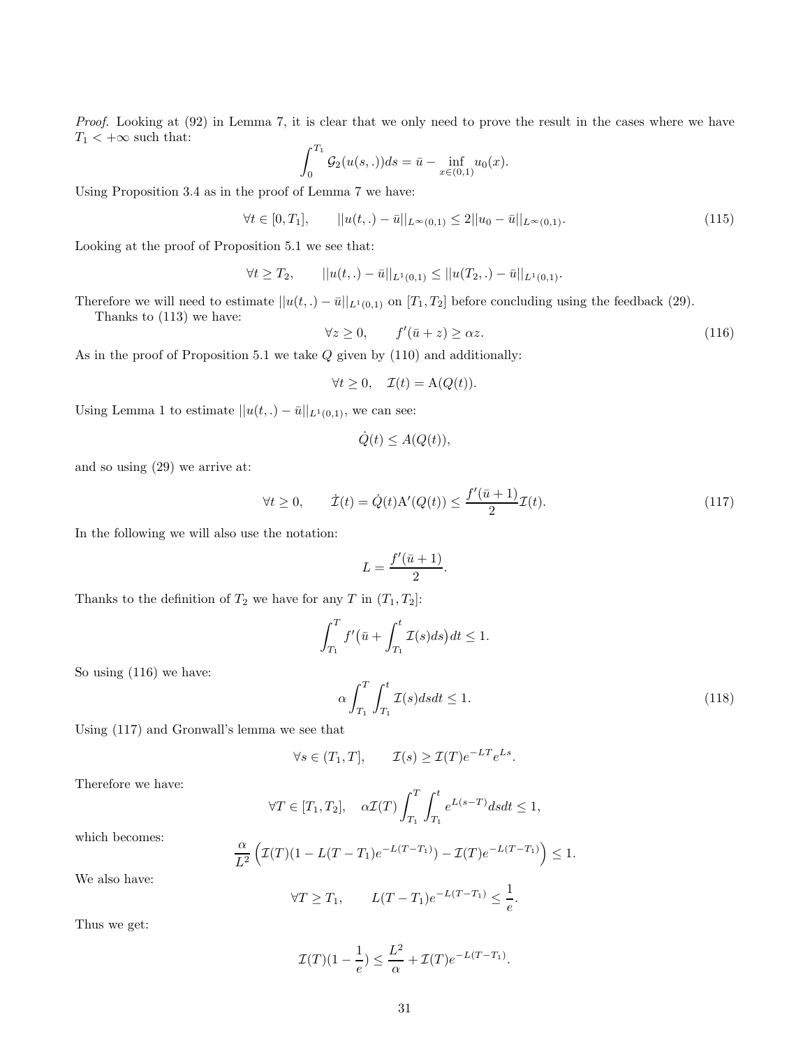*Proof.* Looking at (92) in Lemma 7, it is clear that we only need to prove the result in the cases where we have $T_1 < +\infty$ such that:

$$\int_0^{T_1} \mathcal{G}_2(u(s,.))ds = \bar{u} - \inf_{x\in(0,1)} u_0(x).$$

Using Proposition 3.4 as in the proof of Lemma 7 we have:

$$\forall t \in [0, T_1], \qquad ||u(t,.) - \bar{u}||_{L^\infty(0,1)} \leq 2||u_0 - \bar{u}||_{L^\infty(0,1)}. \tag{115}$$

Looking at the proof of Proposition 5.1 we see that:

$$\forall t \geq T_2, \qquad ||u(t,.) - \bar{u}||_{L^1(0,1)} \leq ||u(T_2,.) - \bar{u}||_{L^1(0,1)}.$$

Therefore we will need to estimate $||u(t,.) - \bar{u}||_{L^1(0,1)}$ on $[T_1, T_2]$ before concluding using the feedback (29).

Thanks to (113) we have:

$$\forall z \geq 0, \qquad f'(\bar{u} + z) \geq \alpha z. \tag{116}$$

As in the proof of Proposition 5.1 we take $Q$ given by (110) and additionally:

$$\forall t \geq 0, \quad \mathcal{I}(t) = \mathrm{A}(Q(t)).$$

Using Lemma 1 to estimate $||u(t,.) - \bar{u}||_{L^1(0,1)}$, we can see:

$$\dot{Q}(t) \leq A(Q(t)),$$

and so using (29) we arrive at:

$$\forall t \geq 0, \qquad \dot{\mathcal{I}}(t) = \dot{Q}(t)\mathrm{A}'(Q(t)) \leq \frac{f'(\bar{u}+1)}{2}\mathcal{I}(t). \tag{117}$$

In the following we will also use the notation:

$$L = \frac{f'(\bar{u}+1)}{2}.$$

Thanks to the definition of $T_2$ we have for any $T$ in $(T_1, T_2]$:

$$\int_{T_1}^{T} f'\big(\bar{u} + \int_{T_1}^{t} \mathcal{I}(s)ds\big)dt \leq 1.$$

So using (116) we have:

$$\alpha \int_{T_1}^{T}\int_{T_1}^{t} \mathcal{I}(s)dsdt \leq 1. \tag{118}$$

Using (117) and Gronwall's lemma we see that

$$\forall s \in (T_1, T], \qquad \mathcal{I}(s) \geq \mathcal{I}(T)e^{-LT}e^{Ls}.$$

Therefore we have:

$$\forall T \in [T_1, T_2], \quad \alpha\mathcal{I}(T)\int_{T_1}^{T}\int_{T_1}^{t} e^{L(s-T)}dsdt \leq 1,$$

which becomes:

$$\frac{\alpha}{L^2}\left(\mathcal{I}(T)(1 - L(T-T_1)e^{-L(T-T_1)}) - \mathcal{I}(T)e^{-L(T-T_1)}\right) \leq 1.$$

We also have:

$$\forall T \geq T_1, \qquad L(T-T_1)e^{-L(T-T_1)} \leq \frac{1}{e}.$$

Thus we get:

$$\mathcal{I}(T)(1 - \frac{1}{e}) \leq \frac{L^2}{\alpha} + \mathcal{I}(T)e^{-L(T-T_1)}.$$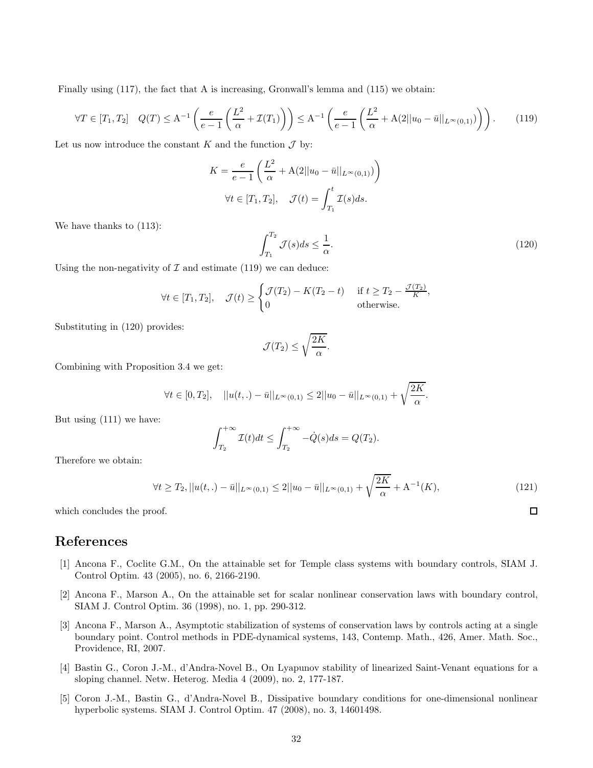Finally using (117), the fact that A is increasing, Gronwall's lemma and (115) we obtain:

$$\forall T \in [T_1, T_2] \quad Q(T) \leq \mathrm{A}^{-1}\left(\frac{e}{e-1}\left(\frac{L^2}{\alpha} + \mathcal{I}(T_1)\right)\right) \leq \mathrm{A}^{-1}\left(\frac{e}{e-1}\left(\frac{L^2}{\alpha} + \mathrm{A}(2||u_0 - \bar{u}||_{L^\infty(0,1)})\right)\right). \tag{119}$$

Let us now introduce the constant $K$ and the function $\mathcal{J}$ by:

$$K = \frac{e}{e-1}\left(\frac{L^2}{\alpha} + \mathrm{A}(2||u_0 - \bar{u}||_{L^\infty(0,1)})\right)$$

$$\forall t \in [T_1, T_2], \quad \mathcal{J}(t) = \int_{T_1}^{t} \mathcal{I}(s)ds.$$

We have thanks to (113):

$$\int_{T_1}^{T_2} \mathcal{J}(s)ds \leq \frac{1}{\alpha}. \tag{120}$$

Using the non-negativity of $\mathcal{I}$ and estimate (119) we can deduce:

$$\forall t \in [T_1, T_2], \quad \mathcal{J}(t) \geq \begin{cases} \mathcal{J}(T_2) - K(T_2 - t) & \text{if } t \geq T_2 - \frac{\mathcal{J}(T_2)}{K}, \\ 0 & \text{otherwise.} \end{cases}$$

Substituting in (120) provides:

$$\mathcal{J}(T_2) \leq \sqrt{\frac{2K}{\alpha}}.$$

Combining with Proposition 3.4 we get:

$$\forall t \in [0, T_2], \quad ||u(t,.) - \bar{u}||_{L^\infty(0,1)} \leq 2||u_0 - \bar{u}||_{L^\infty(0,1)} + \sqrt{\frac{2K}{\alpha}}.$$

But using (111) we have:

$$\int_{T_2}^{+\infty} \mathcal{I}(t)dt \leq \int_{T_2}^{+\infty} -\dot{Q}(s)ds = Q(T_2).$$

Therefore we obtain:

$$\forall t \geq T_2, ||u(t,.) - \bar{u}||_{L^\infty(0,1)} \leq 2||u_0 - \bar{u}||_{L^\infty(0,1)} + \sqrt{\frac{2K}{\alpha}} + \mathrm{A}^{-1}(K), \tag{121}$$

which concludes the proof. ☐

# References

[1] Ancona F., Coclite G.M., On the attainable set for Temple class systems with boundary controls, SIAM J. Control Optim. 43 (2005), no. 6, 2166-2190.

[2] Ancona F., Marson A., On the attainable set for scalar nonlinear conservation laws with boundary control, SIAM J. Control Optim. 36 (1998), no. 1, pp. 290-312.

[3] Ancona F., Marson A., Asymptotic stabilization of systems of conservation laws by controls acting at a single boundary point. Control methods in PDE-dynamical systems, 143, Contemp. Math., 426, Amer. Math. Soc., Providence, RI, 2007.

[4] Bastin G., Coron J.-M., d'Andra-Novel B., On Lyapunov stability of linearized Saint-Venant equations for a sloping channel. Netw. Heterog. Media 4 (2009), no. 2, 177-187.

[5] Coron J.-M., Bastin G., d'Andra-Novel B., Dissipative boundary conditions for one-dimensional nonlinear hyperbolic systems. SIAM J. Control Optim. 47 (2008), no. 3, 14601498.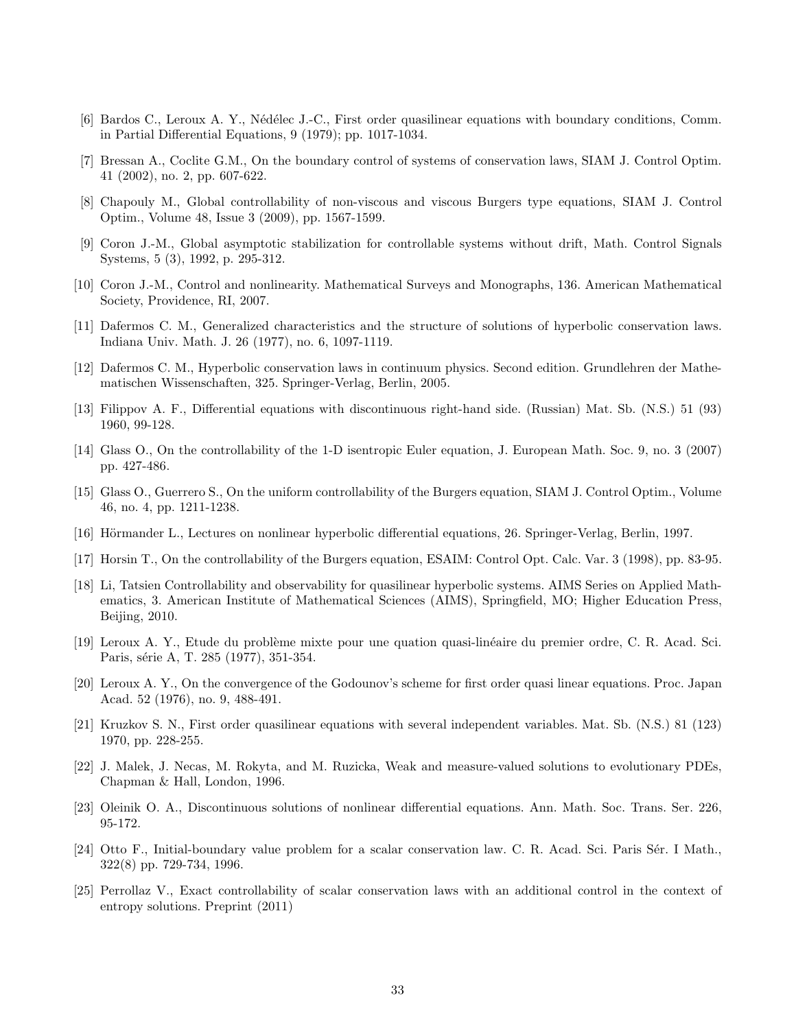[6] Bardos C., Leroux A. Y., Nédélec J.-C., First order quasilinear equations with boundary conditions, Comm. in Partial Differential Equations, 9 (1979); pp. 1017-1034.

[7] Bressan A., Coclite G.M., On the boundary control of systems of conservation laws, SIAM J. Control Optim. 41 (2002), no. 2, pp. 607-622.

[8] Chapouly M., Global controllability of non-viscous and viscous Burgers type equations, SIAM J. Control Optim., Volume 48, Issue 3 (2009), pp. 1567-1599.

[9] Coron J.-M., Global asymptotic stabilization for controllable systems without drift, Math. Control Signals Systems, 5 (3), 1992, p. 295-312.

[10] Coron J.-M., Control and nonlinearity. Mathematical Surveys and Monographs, 136. American Mathematical Society, Providence, RI, 2007.

[11] Dafermos C. M., Generalized characteristics and the structure of solutions of hyperbolic conservation laws. Indiana Univ. Math. J. 26 (1977), no. 6, 1097-1119.

[12] Dafermos C. M., Hyperbolic conservation laws in continuum physics. Second edition. Grundlehren der Mathematischen Wissenschaften, 325. Springer-Verlag, Berlin, 2005.

[13] Filippov A. F., Differential equations with discontinuous right-hand side. (Russian) Mat. Sb. (N.S.) 51 (93) 1960, 99-128.

[14] Glass O., On the controllability of the 1-D isentropic Euler equation, J. European Math. Soc. 9, no. 3 (2007) pp. 427-486.

[15] Glass O., Guerrero S., On the uniform controllability of the Burgers equation, SIAM J. Control Optim., Volume 46, no. 4, pp. 1211-1238.

[16] Hörmander L., Lectures on nonlinear hyperbolic differential equations, 26. Springer-Verlag, Berlin, 1997.

[17] Horsin T., On the controllability of the Burgers equation, ESAIM: Control Opt. Calc. Var. 3 (1998), pp. 83-95.

[18] Li, Tatsien Controllability and observability for quasilinear hyperbolic systems. AIMS Series on Applied Mathematics, 3. American Institute of Mathematical Sciences (AIMS), Springfield, MO; Higher Education Press, Beijing, 2010.

[19] Leroux A. Y., Etude du problème mixte pour une quation quasi-linéaire du premier ordre, C. R. Acad. Sci. Paris, série A, T. 285 (1977), 351-354.

[20] Leroux A. Y., On the convergence of the Godounov's scheme for first order quasi linear equations. Proc. Japan Acad. 52 (1976), no. 9, 488-491.

[21] Kruzkov S. N., First order quasilinear equations with several independent variables. Mat. Sb. (N.S.) 81 (123) 1970, pp. 228-255.

[22] J. Malek, J. Necas, M. Rokyta, and M. Ruzicka, Weak and measure-valued solutions to evolutionary PDEs, Chapman & Hall, London, 1996.

[23] Oleinik O. A., Discontinuous solutions of nonlinear differential equations. Ann. Math. Soc. Trans. Ser. 226, 95-172.

[24] Otto F., Initial-boundary value problem for a scalar conservation law. C. R. Acad. Sci. Paris Sér. I Math., 322(8) pp. 729-734, 1996.

[25] Perrollaz V., Exact controllability of scalar conservation laws with an additional control in the context of entropy solutions. Preprint (2011)